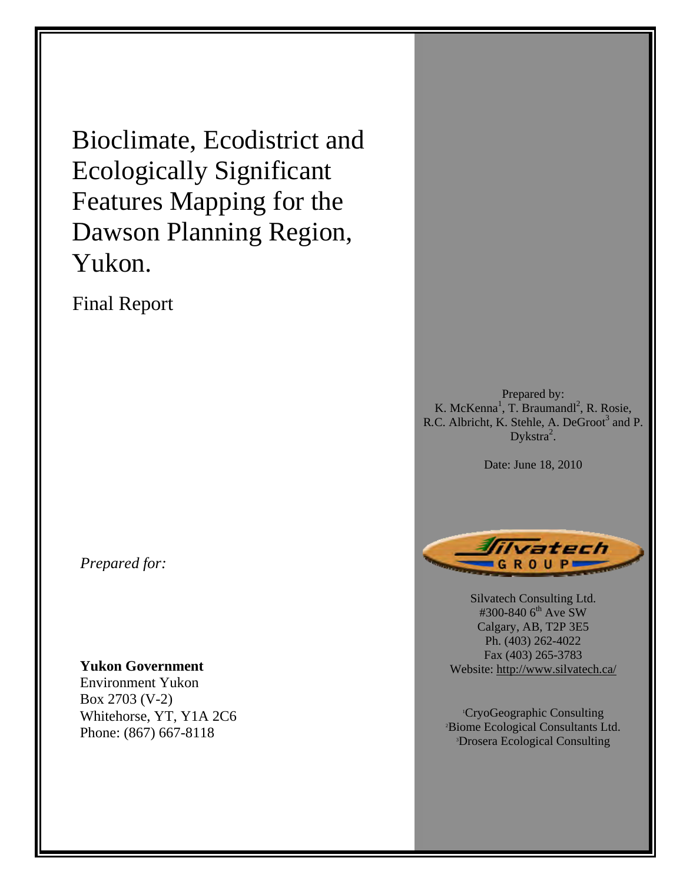# Bioclimate, Ecodistrict and Ecologically Significant Features Mapping for the Dawson Planning Region, Yukon.

Final Report

Prepared by:
K. McKenna[1], T. Braumandl[2], R. Rosie, R.C. Albricht, K. Stehle, A. DeGroot[3] and P. Dykstra[2].

Date: June 18, 2010

*Prepared for:*

**Yukon Government**
Environment Yukon
Box 2703 (V-2)
Whitehorse, YT, Y1A 2C6
Phone: (867) 667-8118

Silvatech Consulting Ltd.
#300-840 6th Ave SW
Calgary, AB, T2P 3E5
Ph. (403) 262-4022
Fax (403) 265-3783
Website: http://www.silvatech.ca/

[1]CryoGeographic Consulting
[2]Biome Ecological Consultants Ltd.
[3]Drosera Ecological Consulting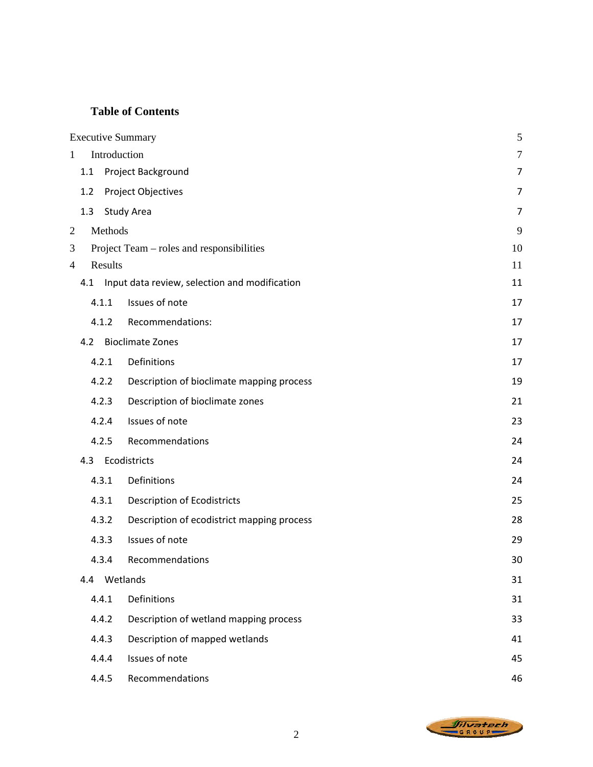**Table of Contents**

| | |
|---|---|
| Executive Summary | 5 |
| 1 Introduction | 7 |
| 1.1 Project Background | 7 |
| 1.2 Project Objectives | 7 |
| 1.3 Study Area | 7 |
| 2 Methods | 9 |
| 3 Project Team – roles and responsibilities | 10 |
| 4 Results | 11 |
| 4.1 Input data review, selection and modification | 11 |
| 4.1.1 Issues of note | 17 |
| 4.1.2 Recommendations: | 17 |
| 4.2 Bioclimate Zones | 17 |
| 4.2.1 Definitions | 17 |
| 4.2.2 Description of bioclimate mapping process | 19 |
| 4.2.3 Description of bioclimate zones | 21 |
| 4.2.4 Issues of note | 23 |
| 4.2.5 Recommendations | 24 |
| 4.3 Ecodistricts | 24 |
| 4.3.1 Definitions | 24 |
| 4.3.1 Description of Ecodistricts | 25 |
| 4.3.2 Description of ecodistrict mapping process | 28 |
| 4.3.3 Issues of note | 29 |
| 4.3.4 Recommendations | 30 |
| 4.4 Wetlands | 31 |
| 4.4.1 Definitions | 31 |
| 4.4.2 Description of wetland mapping process | 33 |
| 4.4.3 Description of mapped wetlands | 41 |
| 4.4.4 Issues of note | 45 |
| 4.4.5 Recommendations | 46 |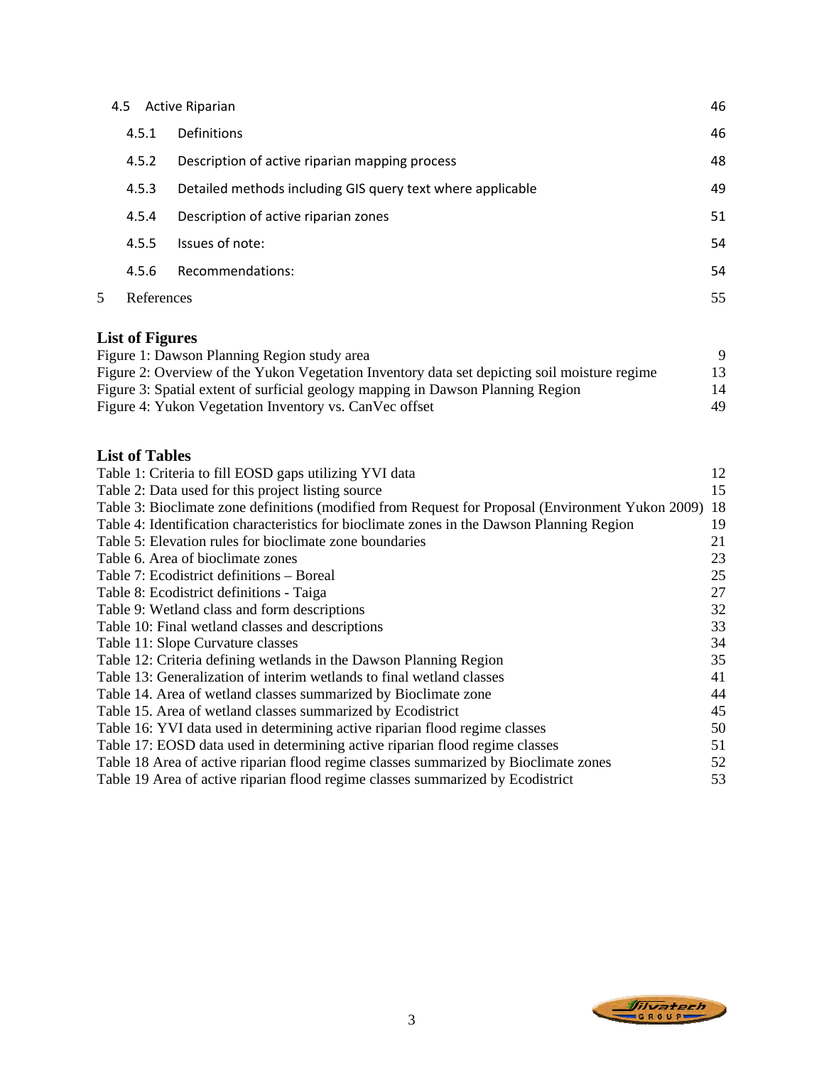| | | |
|---|---|---|
| 4.5 | Active Riparian | 46 |
| 4.5.1 | Definitions | 46 |
| 4.5.2 | Description of active riparian mapping process | 48 |
| 4.5.3 | Detailed methods including GIS query text where applicable | 49 |
| 4.5.4 | Description of active riparian zones | 51 |
| 4.5.5 | Issues of note: | 54 |
| 4.5.6 | Recommendations: | 54 |
| 5 | References | 55 |

## List of Figures

| | |
|---|---|
| Figure 1: Dawson Planning Region study area | 9 |
| Figure 2: Overview of the Yukon Vegetation Inventory data set depicting soil moisture regime | 13 |
| Figure 3: Spatial extent of surficial geology mapping in Dawson Planning Region | 14 |
| Figure 4: Yukon Vegetation Inventory vs. CanVec offset | 49 |

## List of Tables

| | |
|---|---|
| Table 1: Criteria to fill EOSD gaps utilizing YVI data | 12 |
| Table 2: Data used for this project listing source | 15 |
| Table 3: Bioclimate zone definitions (modified from Request for Proposal (Environment Yukon 2009) | 18 |
| Table 4: Identification characteristics for bioclimate zones in the Dawson Planning Region | 19 |
| Table 5: Elevation rules for bioclimate zone boundaries | 21 |
| Table 6. Area of bioclimate zones | 23 |
| Table 7: Ecodistrict definitions – Boreal | 25 |
| Table 8: Ecodistrict definitions - Taiga | 27 |
| Table 9: Wetland class and form descriptions | 32 |
| Table 10: Final wetland classes and descriptions | 33 |
| Table 11: Slope Curvature classes | 34 |
| Table 12: Criteria defining wetlands in the Dawson Planning Region | 35 |
| Table 13: Generalization of interim wetlands to final wetland classes | 41 |
| Table 14. Area of wetland classes summarized by Bioclimate zone | 44 |
| Table 15. Area of wetland classes summarized by Ecodistrict | 45 |
| Table 16: YVI data used in determining active riparian flood regime classes | 50 |
| Table 17: EOSD data used in determining active riparian flood regime classes | 51 |
| Table 18 Area of active riparian flood regime classes summarized by Bioclimate zones | 52 |
| Table 19 Area of active riparian flood regime classes summarized by Ecodistrict | 53 |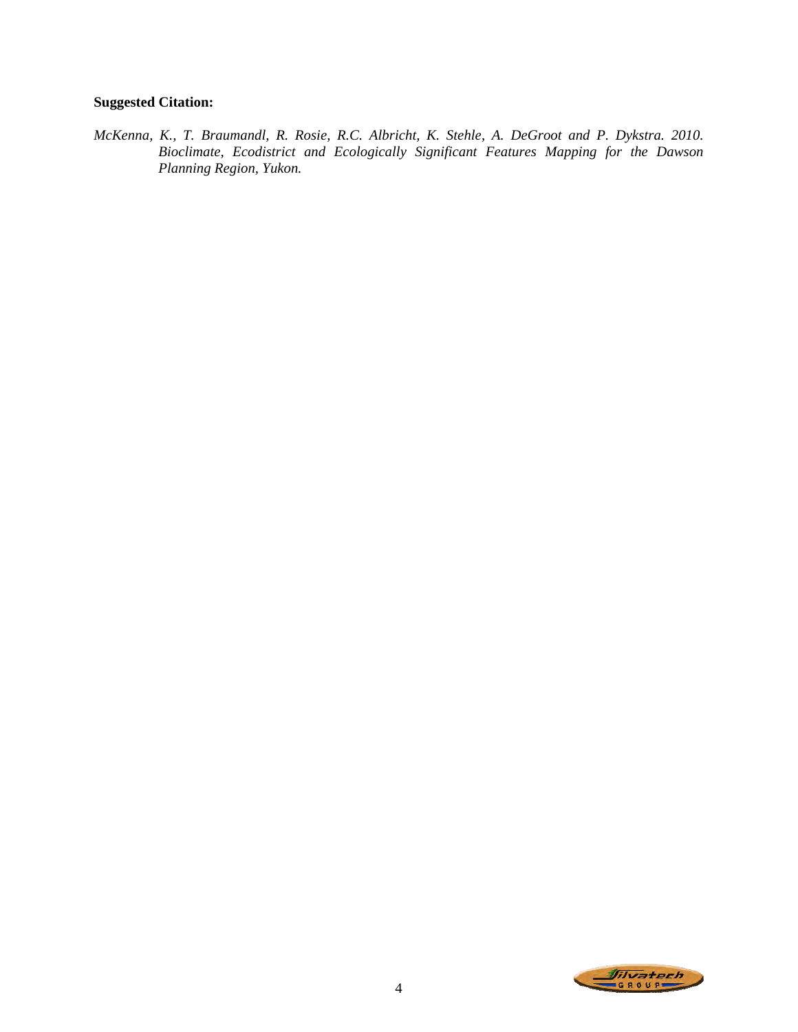**Suggested Citation:**

*McKenna, K., T. Braumandl, R. Rosie, R.C. Albricht, K. Stehle, A. DeGroot and P. Dykstra. 2010. Bioclimate, Ecodistrict and Ecologically Significant Features Mapping for the Dawson Planning Region, Yukon.*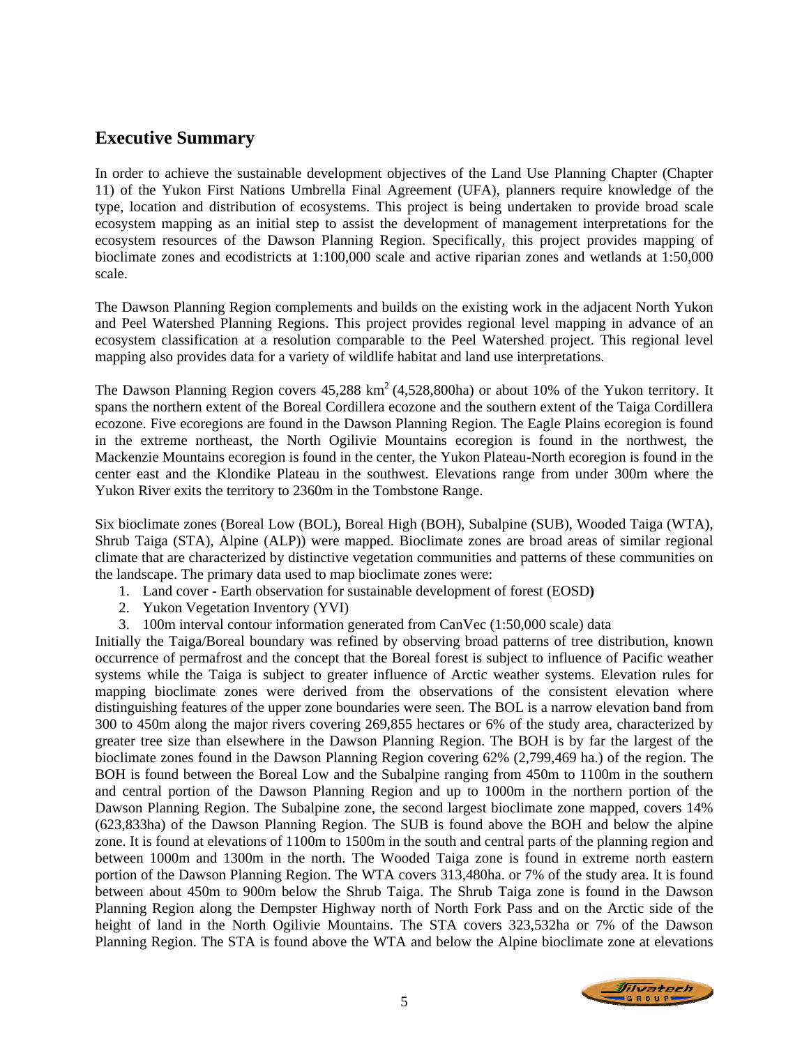## Executive Summary

In order to achieve the sustainable development objectives of the Land Use Planning Chapter (Chapter 11) of the Yukon First Nations Umbrella Final Agreement (UFA), planners require knowledge of the type, location and distribution of ecosystems. This project is being undertaken to provide broad scale ecosystem mapping as an initial step to assist the development of management interpretations for the ecosystem resources of the Dawson Planning Region. Specifically, this project provides mapping of bioclimate zones and ecodistricts at 1:100,000 scale and active riparian zones and wetlands at 1:50,000 scale.

The Dawson Planning Region complements and builds on the existing work in the adjacent North Yukon and Peel Watershed Planning Regions. This project provides regional level mapping in advance of an ecosystem classification at a resolution comparable to the Peel Watershed project. This regional level mapping also provides data for a variety of wildlife habitat and land use interpretations.

The Dawson Planning Region covers 45,288 km$^2$ (4,528,800ha) or about 10% of the Yukon territory. It spans the northern extent of the Boreal Cordillera ecozone and the southern extent of the Taiga Cordillera ecozone. Five ecoregions are found in the Dawson Planning Region. The Eagle Plains ecoregion is found in the extreme northeast, the North Ogilivie Mountains ecoregion is found in the northwest, the Mackenzie Mountains ecoregion is found in the center, the Yukon Plateau-North ecoregion is found in the center east and the Klondike Plateau in the southwest. Elevations range from under 300m where the Yukon River exits the territory to 2360m in the Tombstone Range.

Six bioclimate zones (Boreal Low (BOL), Boreal High (BOH), Subalpine (SUB), Wooded Taiga (WTA), Shrub Taiga (STA), Alpine (ALP)) were mapped. Bioclimate zones are broad areas of similar regional climate that are characterized by distinctive vegetation communities and patterns of these communities on the landscape. The primary data used to map bioclimate zones were:

1. Land cover - Earth observation for sustainable development of forest (EOSD**)**
2. Yukon Vegetation Inventory (YVI)
3. 100m interval contour information generated from CanVec (1:50,000 scale) data

Initially the Taiga/Boreal boundary was refined by observing broad patterns of tree distribution, known occurrence of permafrost and the concept that the Boreal forest is subject to influence of Pacific weather systems while the Taiga is subject to greater influence of Arctic weather systems. Elevation rules for mapping bioclimate zones were derived from the observations of the consistent elevation where distinguishing features of the upper zone boundaries were seen. The BOL is a narrow elevation band from 300 to 450m along the major rivers covering 269,855 hectares or 6% of the study area, characterized by greater tree size than elsewhere in the Dawson Planning Region. The BOH is by far the largest of the bioclimate zones found in the Dawson Planning Region covering 62% (2,799,469 ha.) of the region. The BOH is found between the Boreal Low and the Subalpine ranging from 450m to 1100m in the southern and central portion of the Dawson Planning Region and up to 1000m in the northern portion of the Dawson Planning Region. The Subalpine zone, the second largest bioclimate zone mapped, covers 14% (623,833ha) of the Dawson Planning Region. The SUB is found above the BOH and below the alpine zone. It is found at elevations of 1100m to 1500m in the south and central parts of the planning region and between 1000m and 1300m in the north. The Wooded Taiga zone is found in extreme north eastern portion of the Dawson Planning Region. The WTA covers 313,480ha. or 7% of the study area. It is found between about 450m to 900m below the Shrub Taiga. The Shrub Taiga zone is found in the Dawson Planning Region along the Dempster Highway north of North Fork Pass and on the Arctic side of the height of land in the North Ogilivie Mountains. The STA covers 323,532ha or 7% of the Dawson Planning Region. The STA is found above the WTA and below the Alpine bioclimate zone at elevations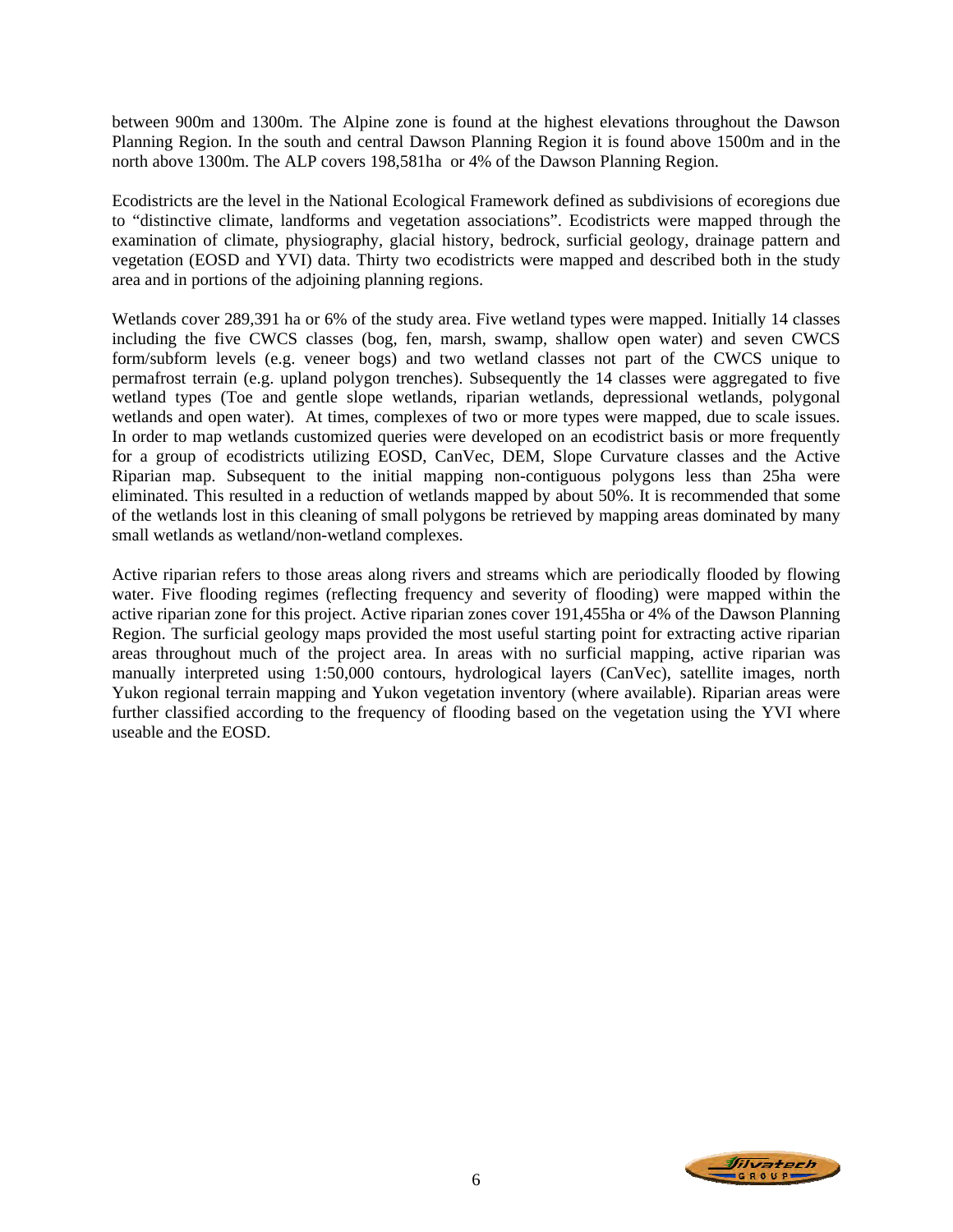between 900m and 1300m. The Alpine zone is found at the highest elevations throughout the Dawson Planning Region. In the south and central Dawson Planning Region it is found above 1500m and in the north above 1300m. The ALP covers 198,581ha or 4% of the Dawson Planning Region.

Ecodistricts are the level in the National Ecological Framework defined as subdivisions of ecoregions due to "distinctive climate, landforms and vegetation associations". Ecodistricts were mapped through the examination of climate, physiography, glacial history, bedrock, surficial geology, drainage pattern and vegetation (EOSD and YVI) data. Thirty two ecodistricts were mapped and described both in the study area and in portions of the adjoining planning regions.

Wetlands cover 289,391 ha or 6% of the study area. Five wetland types were mapped. Initially 14 classes including the five CWCS classes (bog, fen, marsh, swamp, shallow open water) and seven CWCS form/subform levels (e.g. veneer bogs) and two wetland classes not part of the CWCS unique to permafrost terrain (e.g. upland polygon trenches). Subsequently the 14 classes were aggregated to five wetland types (Toe and gentle slope wetlands, riparian wetlands, depressional wetlands, polygonal wetlands and open water). At times, complexes of two or more types were mapped, due to scale issues. In order to map wetlands customized queries were developed on an ecodistrict basis or more frequently for a group of ecodistricts utilizing EOSD, CanVec, DEM, Slope Curvature classes and the Active Riparian map. Subsequent to the initial mapping non-contiguous polygons less than 25ha were eliminated. This resulted in a reduction of wetlands mapped by about 50%. It is recommended that some of the wetlands lost in this cleaning of small polygons be retrieved by mapping areas dominated by many small wetlands as wetland/non-wetland complexes.

Active riparian refers to those areas along rivers and streams which are periodically flooded by flowing water. Five flooding regimes (reflecting frequency and severity of flooding) were mapped within the active riparian zone for this project. Active riparian zones cover 191,455ha or 4% of the Dawson Planning Region. The surficial geology maps provided the most useful starting point for extracting active riparian areas throughout much of the project area. In areas with no surficial mapping, active riparian was manually interpreted using 1:50,000 contours, hydrological layers (CanVec), satellite images, north Yukon regional terrain mapping and Yukon vegetation inventory (where available). Riparian areas were further classified according to the frequency of flooding based on the vegetation using the YVI where useable and the EOSD.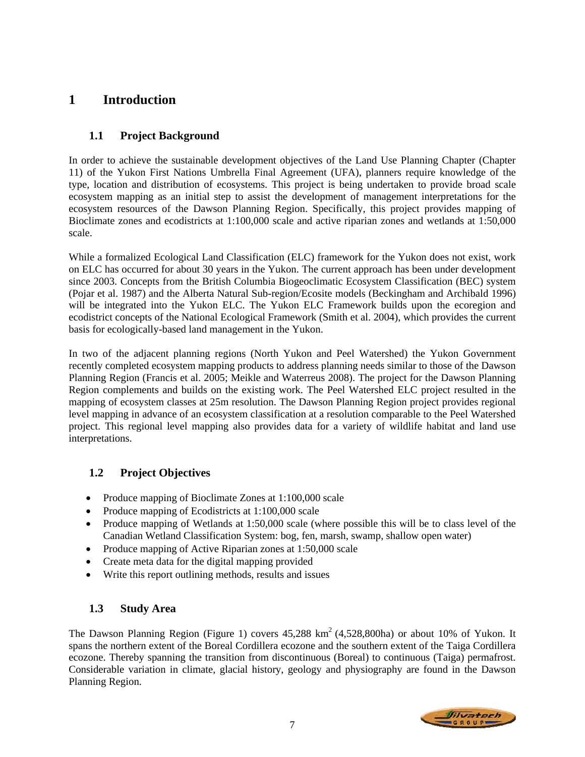# 1 Introduction

## 1.1 Project Background

In order to achieve the sustainable development objectives of the Land Use Planning Chapter (Chapter 11) of the Yukon First Nations Umbrella Final Agreement (UFA), planners require knowledge of the type, location and distribution of ecosystems. This project is being undertaken to provide broad scale ecosystem mapping as an initial step to assist the development of management interpretations for the ecosystem resources of the Dawson Planning Region. Specifically, this project provides mapping of Bioclimate zones and ecodistricts at 1:100,000 scale and active riparian zones and wetlands at 1:50,000 scale.

While a formalized Ecological Land Classification (ELC) framework for the Yukon does not exist, work on ELC has occurred for about 30 years in the Yukon. The current approach has been under development since 2003. Concepts from the British Columbia Biogeoclimatic Ecosystem Classification (BEC) system (Pojar et al. 1987) and the Alberta Natural Sub-region/Ecosite models (Beckingham and Archibald 1996) will be integrated into the Yukon ELC. The Yukon ELC Framework builds upon the ecoregion and ecodistrict concepts of the National Ecological Framework (Smith et al. 2004), which provides the current basis for ecologically-based land management in the Yukon.

In two of the adjacent planning regions (North Yukon and Peel Watershed) the Yukon Government recently completed ecosystem mapping products to address planning needs similar to those of the Dawson Planning Region (Francis et al. 2005; Meikle and Waterreus 2008). The project for the Dawson Planning Region complements and builds on the existing work. The Peel Watershed ELC project resulted in the mapping of ecosystem classes at 25m resolution. The Dawson Planning Region project provides regional level mapping in advance of an ecosystem classification at a resolution comparable to the Peel Watershed project. This regional level mapping also provides data for a variety of wildlife habitat and land use interpretations.

## 1.2 Project Objectives

- Produce mapping of Bioclimate Zones at 1:100,000 scale
- Produce mapping of Ecodistricts at 1:100,000 scale
- Produce mapping of Wetlands at 1:50,000 scale (where possible this will be to class level of the Canadian Wetland Classification System: bog, fen, marsh, swamp, shallow open water)
- Produce mapping of Active Riparian zones at 1:50,000 scale
- Create meta data for the digital mapping provided
- Write this report outlining methods, results and issues

## 1.3 Study Area

The Dawson Planning Region (Figure 1) covers 45,288 km$^2$ (4,528,800ha) or about 10% of Yukon. It spans the northern extent of the Boreal Cordillera ecozone and the southern extent of the Taiga Cordillera ecozone. Thereby spanning the transition from discontinuous (Boreal) to continuous (Taiga) permafrost. Considerable variation in climate, glacial history, geology and physiography are found in the Dawson Planning Region.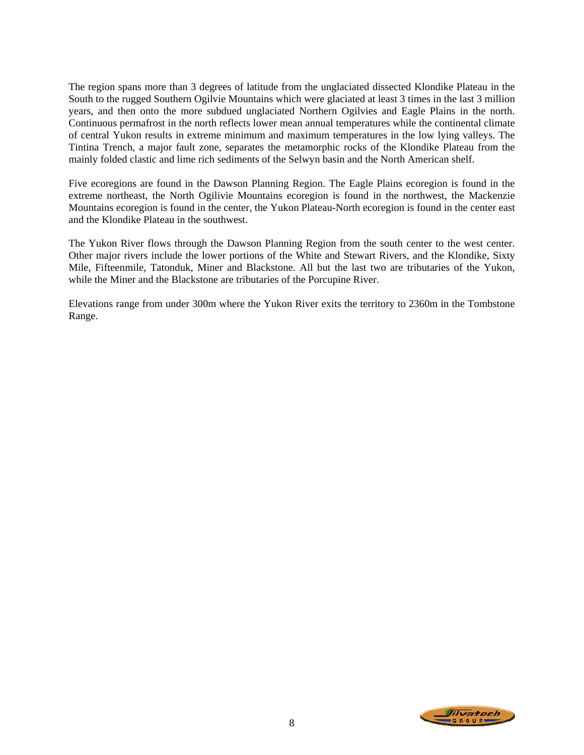The region spans more than 3 degrees of latitude from the unglaciated dissected Klondike Plateau in the South to the rugged Southern Ogilvie Mountains which were glaciated at least 3 times in the last 3 million years, and then onto the more subdued unglaciated Northern Ogilvies and Eagle Plains in the north. Continuous permafrost in the north reflects lower mean annual temperatures while the continental climate of central Yukon results in extreme minimum and maximum temperatures in the low lying valleys. The Tintina Trench, a major fault zone, separates the metamorphic rocks of the Klondike Plateau from the mainly folded clastic and lime rich sediments of the Selwyn basin and the North American shelf.

Five ecoregions are found in the Dawson Planning Region. The Eagle Plains ecoregion is found in the extreme northeast, the North Ogilivie Mountains ecoregion is found in the northwest, the Mackenzie Mountains ecoregion is found in the center, the Yukon Plateau-North ecoregion is found in the center east and the Klondike Plateau in the southwest.

The Yukon River flows through the Dawson Planning Region from the south center to the west center. Other major rivers include the lower portions of the White and Stewart Rivers, and the Klondike, Sixty Mile, Fifteenmile, Tatonduk, Miner and Blackstone. All but the last two are tributaries of the Yukon, while the Miner and the Blackstone are tributaries of the Porcupine River.

Elevations range from under 300m where the Yukon River exits the territory to 2360m in the Tombstone Range.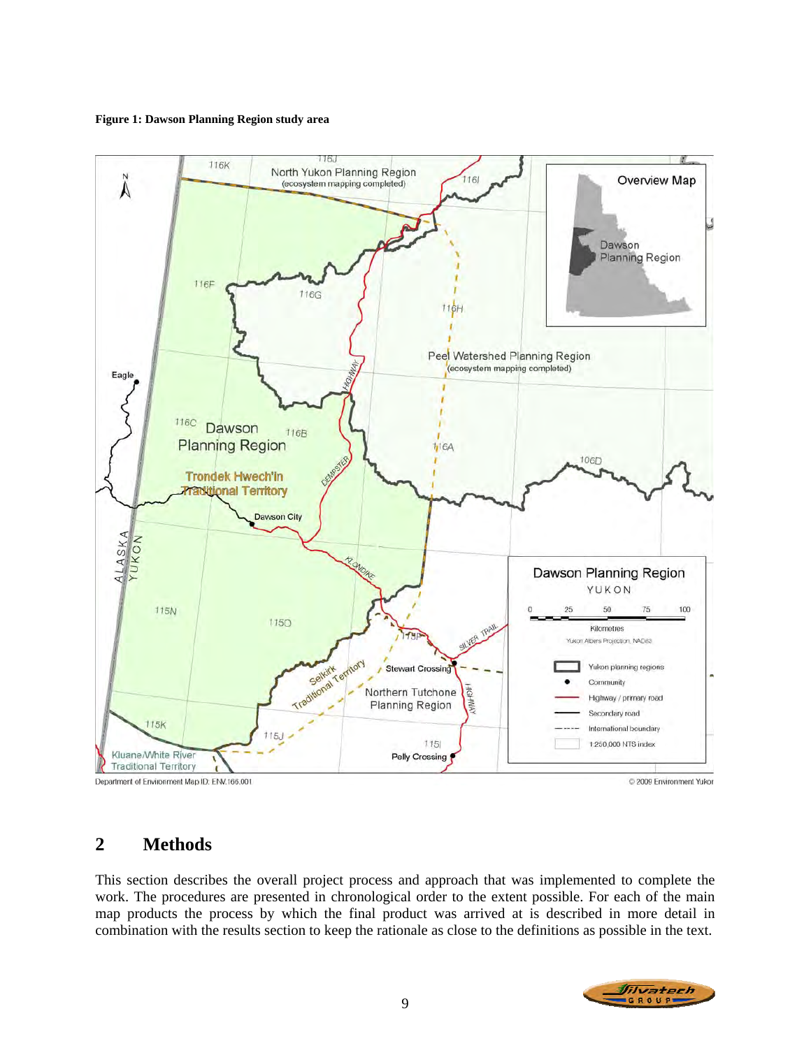**Figure 1: Dawson Planning Region study area**

## 2 Methods

This section describes the overall project process and approach that was implemented to complete the work. The procedures are presented in chronological order to the extent possible. For each of the main map products the process by which the final product was arrived at is described in more detail in combination with the results section to keep the rationale as close to the definitions as possible in the text.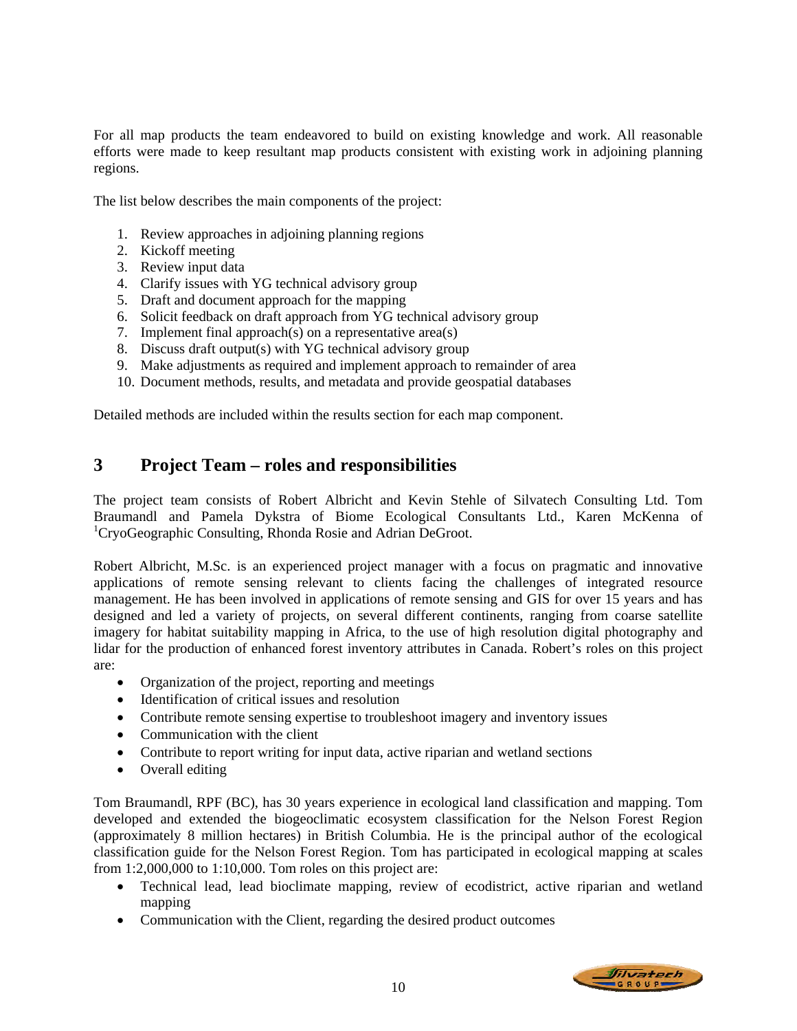For all map products the team endeavored to build on existing knowledge and work. All reasonable efforts were made to keep resultant map products consistent with existing work in adjoining planning regions.

The list below describes the main components of the project:

1. Review approaches in adjoining planning regions
2. Kickoff meeting
3. Review input data
4. Clarify issues with YG technical advisory group
5. Draft and document approach for the mapping
6. Solicit feedback on draft approach from YG technical advisory group
7. Implement final approach(s) on a representative area(s)
8. Discuss draft output(s) with YG technical advisory group
9. Make adjustments as required and implement approach to remainder of area
10. Document methods, results, and metadata and provide geospatial databases

Detailed methods are included within the results section for each map component.

# 3 Project Team – roles and responsibilities

The project team consists of Robert Albricht and Kevin Stehle of Silvatech Consulting Ltd. Tom Braumandl and Pamela Dykstra of Biome Ecological Consultants Ltd., Karen McKenna of [1]CryoGeographic Consulting, Rhonda Rosie and Adrian DeGroot.

Robert Albricht, M.Sc. is an experienced project manager with a focus on pragmatic and innovative applications of remote sensing relevant to clients facing the challenges of integrated resource management. He has been involved in applications of remote sensing and GIS for over 15 years and has designed and led a variety of projects, on several different continents, ranging from coarse satellite imagery for habitat suitability mapping in Africa, to the use of high resolution digital photography and lidar for the production of enhanced forest inventory attributes in Canada. Robert's roles on this project are:

- Organization of the project, reporting and meetings
- Identification of critical issues and resolution
- Contribute remote sensing expertise to troubleshoot imagery and inventory issues
- Communication with the client
- Contribute to report writing for input data, active riparian and wetland sections
- Overall editing

Tom Braumandl, RPF (BC), has 30 years experience in ecological land classification and mapping. Tom developed and extended the biogeoclimatic ecosystem classification for the Nelson Forest Region (approximately 8 million hectares) in British Columbia. He is the principal author of the ecological classification guide for the Nelson Forest Region. Tom has participated in ecological mapping at scales from 1:2,000,000 to 1:10,000. Tom roles on this project are:

- Technical lead, lead bioclimate mapping, review of ecodistrict, active riparian and wetland mapping
- Communication with the Client, regarding the desired product outcomes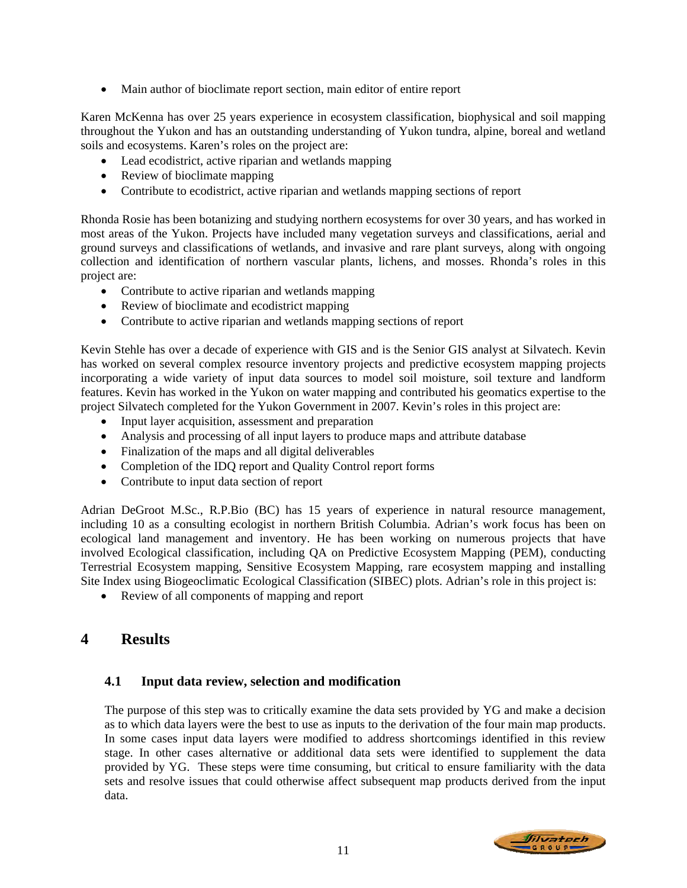- Main author of bioclimate report section, main editor of entire report

Karen McKenna has over 25 years experience in ecosystem classification, biophysical and soil mapping throughout the Yukon and has an outstanding understanding of Yukon tundra, alpine, boreal and wetland soils and ecosystems. Karen's roles on the project are:

- Lead ecodistrict, active riparian and wetlands mapping
- Review of bioclimate mapping
- Contribute to ecodistrict, active riparian and wetlands mapping sections of report

Rhonda Rosie has been botanizing and studying northern ecosystems for over 30 years, and has worked in most areas of the Yukon. Projects have included many vegetation surveys and classifications, aerial and ground surveys and classifications of wetlands, and invasive and rare plant surveys, along with ongoing collection and identification of northern vascular plants, lichens, and mosses. Rhonda's roles in this project are:

- Contribute to active riparian and wetlands mapping
- Review of bioclimate and ecodistrict mapping
- Contribute to active riparian and wetlands mapping sections of report

Kevin Stehle has over a decade of experience with GIS and is the Senior GIS analyst at Silvatech. Kevin has worked on several complex resource inventory projects and predictive ecosystem mapping projects incorporating a wide variety of input data sources to model soil moisture, soil texture and landform features. Kevin has worked in the Yukon on water mapping and contributed his geomatics expertise to the project Silvatech completed for the Yukon Government in 2007. Kevin's roles in this project are:

- Input layer acquisition, assessment and preparation
- Analysis and processing of all input layers to produce maps and attribute database
- Finalization of the maps and all digital deliverables
- Completion of the IDQ report and Quality Control report forms
- Contribute to input data section of report

Adrian DeGroot M.Sc., R.P.Bio (BC) has 15 years of experience in natural resource management, including 10 as a consulting ecologist in northern British Columbia. Adrian's work focus has been on ecological land management and inventory. He has been working on numerous projects that have involved Ecological classification, including QA on Predictive Ecosystem Mapping (PEM), conducting Terrestrial Ecosystem mapping, Sensitive Ecosystem Mapping, rare ecosystem mapping and installing Site Index using Biogeoclimatic Ecological Classification (SIBEC) plots. Adrian's role in this project is:

- Review of all components of mapping and report

# 4 Results

## 4.1 Input data review, selection and modification

The purpose of this step was to critically examine the data sets provided by YG and make a decision as to which data layers were the best to use as inputs to the derivation of the four main map products. In some cases input data layers were modified to address shortcomings identified in this review stage. In other cases alternative or additional data sets were identified to supplement the data provided by YG. These steps were time consuming, but critical to ensure familiarity with the data sets and resolve issues that could otherwise affect subsequent map products derived from the input data.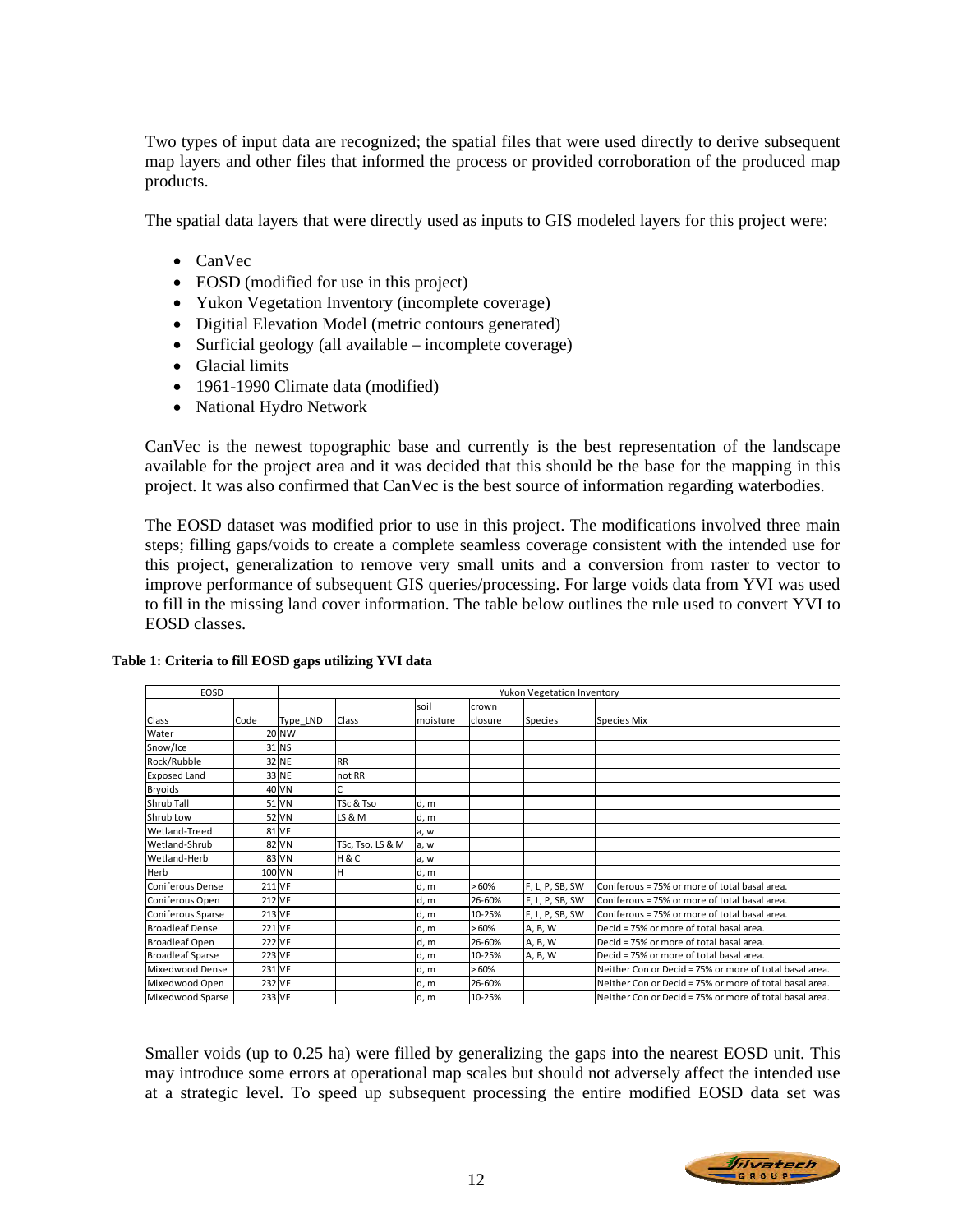Two types of input data are recognized; the spatial files that were used directly to derive subsequent map layers and other files that informed the process or provided corroboration of the produced map products.

The spatial data layers that were directly used as inputs to GIS modeled layers for this project were:

- CanVec
- EOSD (modified for use in this project)
- Yukon Vegetation Inventory (incomplete coverage)
- Digitial Elevation Model (metric contours generated)
- Surficial geology (all available – incomplete coverage)
- Glacial limits
- 1961-1990 Climate data (modified)
- National Hydro Network

CanVec is the newest topographic base and currently is the best representation of the landscape available for the project area and it was decided that this should be the base for the mapping in this project. It was also confirmed that CanVec is the best source of information regarding waterbodies.

The EOSD dataset was modified prior to use in this project. The modifications involved three main steps; filling gaps/voids to create a complete seamless coverage consistent with the intended use for this project, generalization to remove very small units and a conversion from raster to vector to improve performance of subsequent GIS queries/processing. For large voids data from YVI was used to fill in the missing land cover information. The table below outlines the rule used to convert YVI to EOSD classes.

**Table 1: Criteria to fill EOSD gaps utilizing YVI data**

| EOSD | | Yukon Vegetation Inventory | | | | | |
|---|---|---|---|---|---|---|---|
| Class | Code | Type_LND | Class | soil moisture | crown closure | Species | Species Mix |
| Water | 20 | NW | | | | | |
| Snow/Ice | 31 | NS | | | | | |
| Rock/Rubble | 32 | NE | RR | | | | |
| Exposed Land | 33 | NE | not RR | | | | |
| Bryoids | 40 | VN | C | | | | |
| Shrub Tall | 51 | VN | TSc & Tso | d, m | | | |
| Shrub Low | 52 | VN | LS & M | d, m | | | |
| Wetland-Treed | 81 | VF | | a, w | | | |
| Wetland-Shrub | 82 | VN | TSc, Tso, LS & M | a, w | | | |
| Wetland-Herb | 83 | VN | H & C | a, w | | | |
| Herb | 100 | VN | H | d, m | | | |
| Coniferous Dense | 211 | VF | | d, m | > 60% | F, L, P, SB, SW | Coniferous = 75% or more of total basal area. |
| Coniferous Open | 212 | VF | | d, m | 26-60% | F, L, P, SB, SW | Coniferous = 75% or more of total basal area. |
| Coniferous Sparse | 213 | VF | | d, m | 10-25% | F, L, P, SB, SW | Coniferous = 75% or more of total basal area. |
| Broadleaf Dense | 221 | VF | | d, m | > 60% | A, B, W | Decid = 75% or more of total basal area. |
| Broadleaf Open | 222 | VF | | d, m | 26-60% | A, B, W | Decid = 75% or more of total basal area. |
| Broadleaf Sparse | 223 | VF | | d, m | 10-25% | A, B, W | Decid = 75% or more of total basal area. |
| Mixedwood Dense | 231 | VF | | d, m | > 60% | | Neither Con or Decid = 75% or more of total basal area. |
| Mixedwood Open | 232 | VF | | d, m | 26-60% | | Neither Con or Decid = 75% or more of total basal area. |
| Mixedwood Sparse | 233 | VF | | d, m | 10-25% | | Neither Con or Decid = 75% or more of total basal area. |

Smaller voids (up to 0.25 ha) were filled by generalizing the gaps into the nearest EOSD unit. This may introduce some errors at operational map scales but should not adversely affect the intended use at a strategic level. To speed up subsequent processing the entire modified EOSD data set was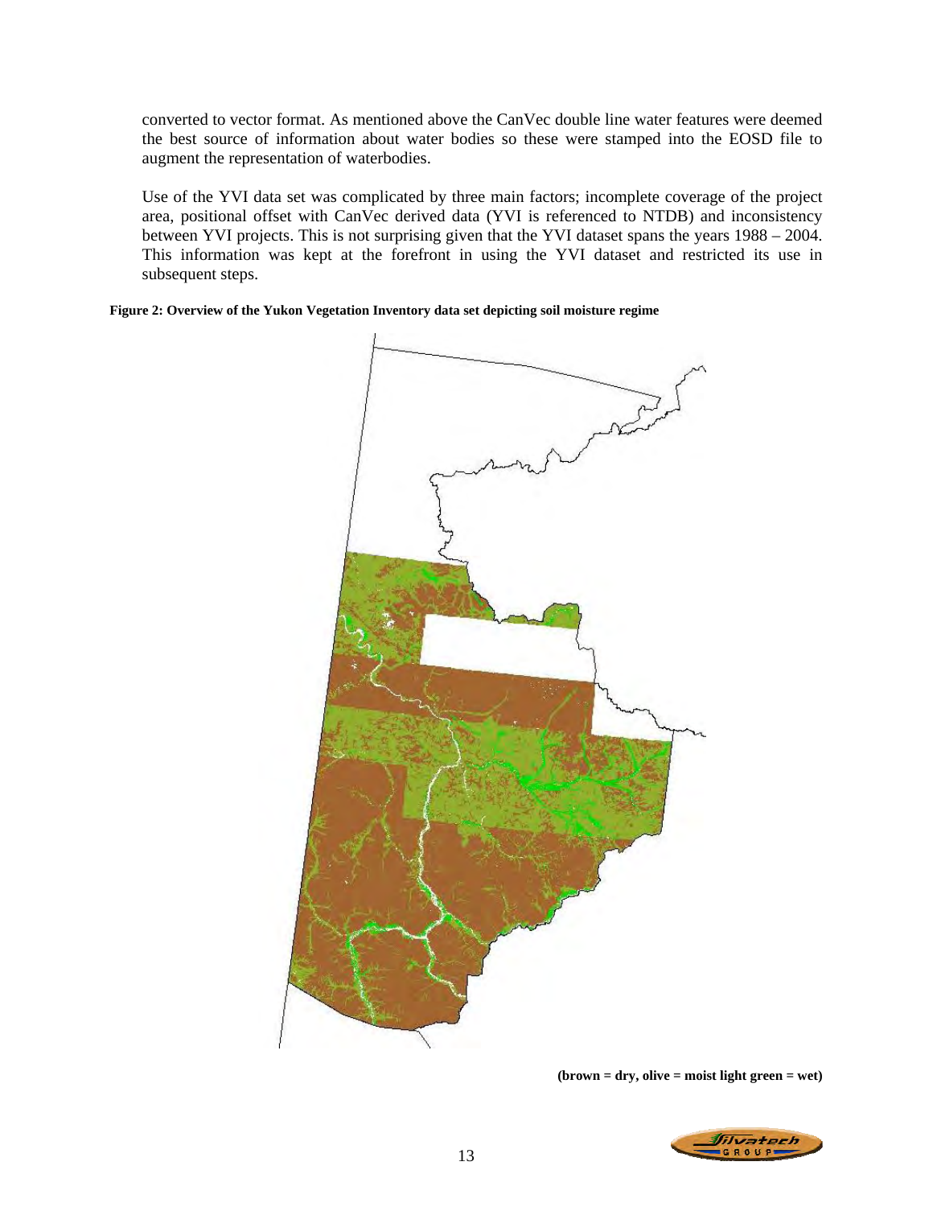converted to vector format. As mentioned above the CanVec double line water features were deemed the best source of information about water bodies so these were stamped into the EOSD file to augment the representation of waterbodies.

Use of the YVI data set was complicated by three main factors; incomplete coverage of the project area, positional offset with CanVec derived data (YVI is referenced to NTDB) and inconsistency between YVI projects. This is not surprising given that the YVI dataset spans the years 1988 – 2004. This information was kept at the forefront in using the YVI dataset and restricted its use in subsequent steps.

**Figure 2: Overview of the Yukon Vegetation Inventory data set depicting soil moisture regime**

**(brown = dry, olive = moist light green = wet)**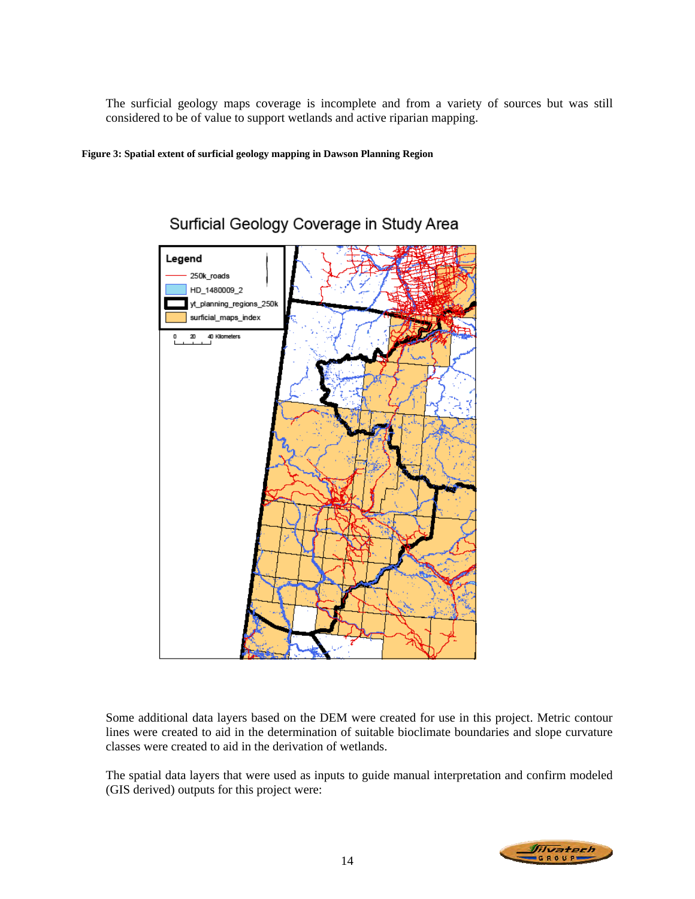The surficial geology maps coverage is incomplete and from a variety of sources but was still considered to be of value to support wetlands and active riparian mapping.

**Figure 3: Spatial extent of surficial geology mapping in Dawson Planning Region**

Some additional data layers based on the DEM were created for use in this project. Metric contour lines were created to aid in the determination of suitable bioclimate boundaries and slope curvature classes were created to aid in the derivation of wetlands.

The spatial data layers that were used as inputs to guide manual interpretation and confirm modeled (GIS derived) outputs for this project were: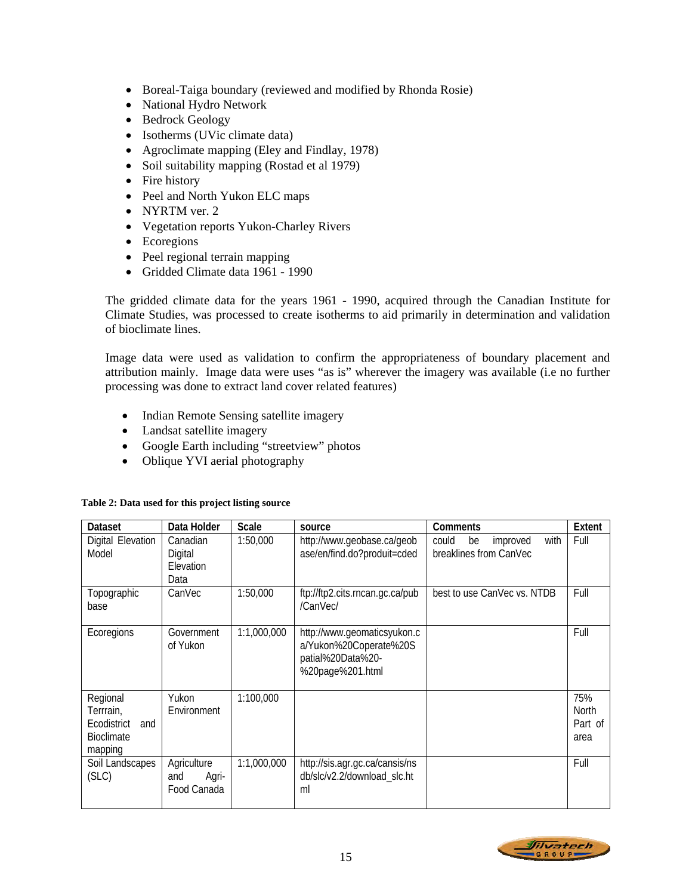- Boreal-Taiga boundary (reviewed and modified by Rhonda Rosie)
- National Hydro Network
- Bedrock Geology
- Isotherms (UVic climate data)
- Agroclimate mapping (Eley and Findlay, 1978)
- Soil suitability mapping (Rostad et al 1979)
- Fire history
- Peel and North Yukon ELC maps
- NYRTM ver. 2
- Vegetation reports Yukon-Charley Rivers
- Ecoregions
- Peel regional terrain mapping
- Gridded Climate data 1961 - 1990

The gridded climate data for the years 1961 - 1990, acquired through the Canadian Institute for Climate Studies, was processed to create isotherms to aid primarily in determination and validation of bioclimate lines.

Image data were used as validation to confirm the appropriateness of boundary placement and attribution mainly. Image data were uses "as is" wherever the imagery was available (i.e no further processing was done to extract land cover related features)

- Indian Remote Sensing satellite imagery
- Landsat satellite imagery
- Google Earth including "streetview" photos
- Oblique YVI aerial photography

**Table 2: Data used for this project listing source**

| Dataset | Data Holder | Scale | source | Comments | Extent |
|---|---|---|---|---|---|
| Digital Elevation Model | Canadian Digital Elevation Data | 1:50,000 | http://www.geobase.ca/geobase/en/find.do?produit=cded | could be improved with breaklines from CanVec | Full |
| Topographic base | CanVec | 1:50,000 | ftp://ftp2.cits.rncan.gc.ca/pub/CanVec/ | best to use CanVec vs. NTDB | Full |
| Ecoregions | Government of Yukon | 1:1,000,000 | http://www.geomaticsyukon.ca/Yukon%20Coperate%20Spatial%20Data%20-%20page%201.html | | Full |
| Regional Terrrain, Ecodistrict and Bioclimate mapping | Yukon Environment | 1:100,000 | | | 75% North Part of area |
| Soil Landscapes (SLC) | Agriculture and Agri-Food Canada | 1:1,000,000 | http://sis.agr.gc.ca/cansis/nsdb/slc/v2.2/download_slc.html | | Full |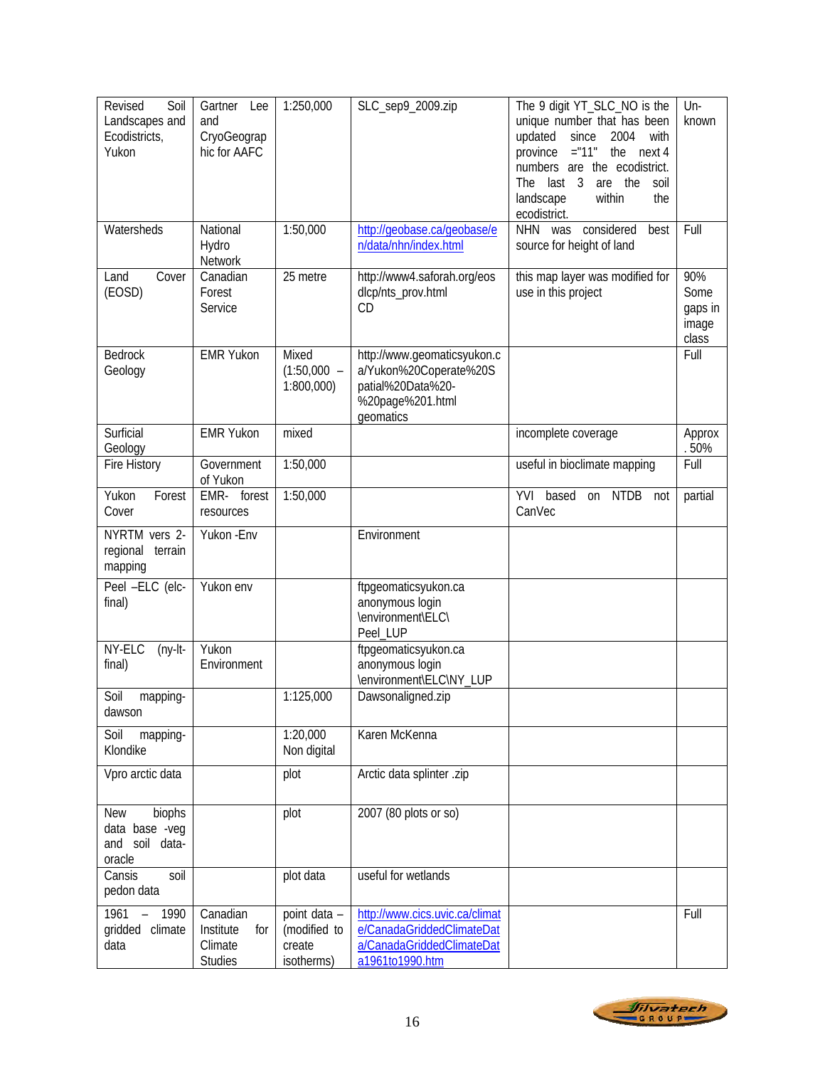| Revised Soil Landscapes and Ecodistricts, Yukon | Gartner Lee and CryoGeographic for AAFC | 1:250,000 | SLC_sep9_2009.zip | The 9 digit YT_SLC_NO is the unique number that has been updated since 2004 with province ="11" the next 4 numbers are the ecodistrict. The last 3 are the soil landscape within the ecodistrict. | Un-known |
|---|---|---|---|---|---|
| Watersheds | National Hydro Network | 1:50,000 | http://geobase.ca/geobase/en/data/nhn/index.html | NHN was considered best source for height of land | Full |
| Land Cover (EOSD) | Canadian Forest Service | 25 metre | http://www4.saforah.org/eosdlcp/nts_prov.html CD | this map layer was modified for use in this project | 90% Some gaps in image class |
| Bedrock Geology | EMR Yukon | Mixed (1:50,000 – 1:800,000) | http://www.geomaticsyukon.ca/Yukon%20Coperate%20Spatial%20Data%20-%20page%201.html geomatics | | Full |
| Surficial Geology | EMR Yukon | mixed | | incomplete coverage | Approx. 50% |
| Fire History | Government of Yukon | 1:50,000 | | useful in bioclimate mapping | Full |
| Yukon Forest Cover | EMR- forest resources | 1:50,000 | | YVI based on NTDB not CanVec | partial |
| NYRTM vers 2- regional terrain mapping | Yukon -Env | | Environment | | |
| Peel –ELC (elc-final) | Yukon env | | ftpgeomaticsyukon.ca anonymous login \environment\ELC\Peel_LUP | | |
| NY-ELC (ny-lt-final) | Yukon Environment | | ftpgeomaticsyukon.ca anonymous login \environment\ELC\NY_LUP | | |
| Soil mapping-dawson | | 1:125,000 | Dawsonaligned.zip | | |
| Soil mapping-Klondike | | 1:20,000 Non digital | Karen McKenna | | |
| Vpro arctic data | | plot | Arctic data splinter .zip | | |
| New biophs data base -veg and soil data-oracle | | plot | 2007 (80 plots or so) | | |
| Cansis soil pedon data | | plot data | useful for wetlands | | |
| 1961 – 1990 gridded climate data | Canadian Institute for Climate Studies | point data – (modified to create isotherms) | http://www.cics.uvic.ca/climate/CanadaGriddedClimateData/CanadaGriddedClimateData1961to1990.htm | | Full |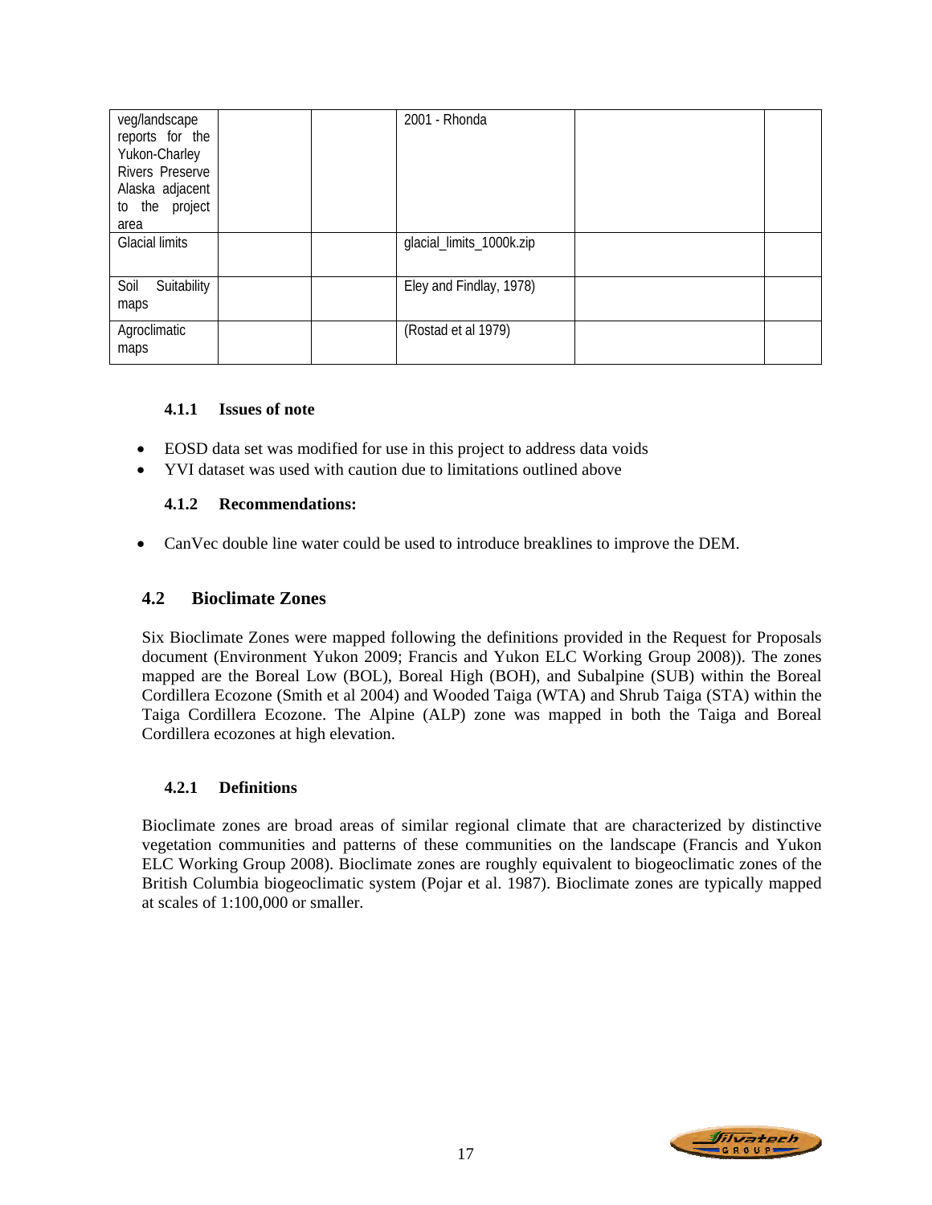| | | | | | |
|---|---|---|---|---|---|
| veg/landscape reports for the Yukon-Charley Rivers Preserve Alaska adjacent to the project area | | | 2001 - Rhonda | | |
| Glacial limits | | | glacial_limits_1000k.zip | | |
| Soil Suitability maps | | | Eley and Findlay, 1978) | | |
| Agroclimatic maps | | | (Rostad et al 1979) | | |

### 4.1.1 Issues of note

- EOSD data set was modified for use in this project to address data voids
- YVI dataset was used with caution due to limitations outlined above

### 4.1.2 Recommendations:

- CanVec double line water could be used to introduce breaklines to improve the DEM.

## 4.2 Bioclimate Zones

Six Bioclimate Zones were mapped following the definitions provided in the Request for Proposals document (Environment Yukon 2009; Francis and Yukon ELC Working Group 2008)). The zones mapped are the Boreal Low (BOL), Boreal High (BOH), and Subalpine (SUB) within the Boreal Cordillera Ecozone (Smith et al 2004) and Wooded Taiga (WTA) and Shrub Taiga (STA) within the Taiga Cordillera Ecozone. The Alpine (ALP) zone was mapped in both the Taiga and Boreal Cordillera ecozones at high elevation.

### 4.2.1 Definitions

Bioclimate zones are broad areas of similar regional climate that are characterized by distinctive vegetation communities and patterns of these communities on the landscape (Francis and Yukon ELC Working Group 2008). Bioclimate zones are roughly equivalent to biogeoclimatic zones of the British Columbia biogeoclimatic system (Pojar et al. 1987). Bioclimate zones are typically mapped at scales of 1:100,000 or smaller.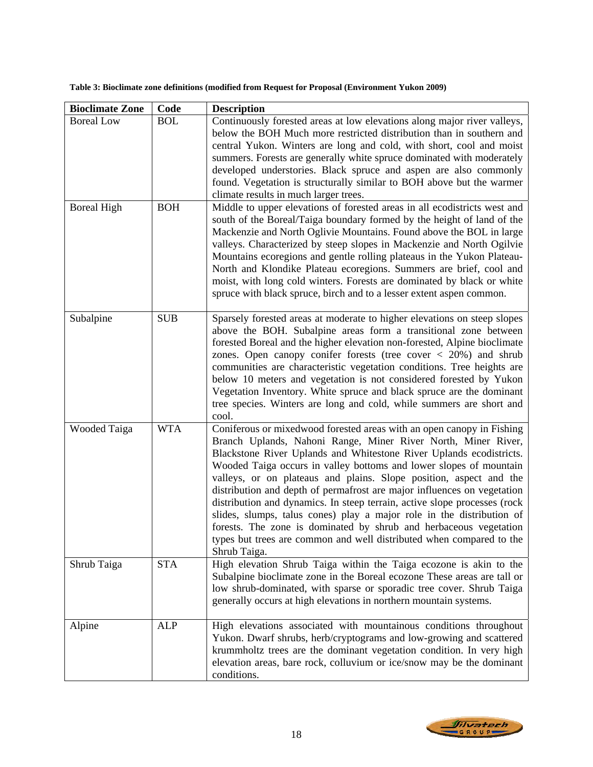**Table 3: Bioclimate zone definitions (modified from Request for Proposal (Environment Yukon 2009)**

| Bioclimate Zone | Code | Description |
| --- | --- | --- |
| Boreal Low | BOL | Continuously forested areas at low elevations along major river valleys, below the BOH Much more restricted distribution than in southern and central Yukon. Winters are long and cold, with short, cool and moist summers. Forests are generally white spruce dominated with moderately developed understories. Black spruce and aspen are also commonly found. Vegetation is structurally similar to BOH above but the warmer climate results in much larger trees. |
| Boreal High | BOH | Middle to upper elevations of forested areas in all ecodistricts west and south of the Boreal/Taiga boundary formed by the height of land of the Mackenzie and North Oglivie Mountains. Found above the BOL in large valleys. Characterized by steep slopes in Mackenzie and North Ogilvie Mountains ecoregions and gentle rolling plateaus in the Yukon Plateau-North and Klondike Plateau ecoregions. Summers are brief, cool and moist, with long cold winters. Forests are dominated by black or white spruce with black spruce, birch and to a lesser extent aspen common. |
| Subalpine | SUB | Sparsely forested areas at moderate to higher elevations on steep slopes above the BOH. Subalpine areas form a transitional zone between forested Boreal and the higher elevation non-forested, Alpine bioclimate zones. Open canopy conifer forests (tree cover < 20%) and shrub communities are characteristic vegetation conditions. Tree heights are below 10 meters and vegetation is not considered forested by Yukon Vegetation Inventory. White spruce and black spruce are the dominant tree species. Winters are long and cold, while summers are short and cool. |
| Wooded Taiga | WTA | Coniferous or mixedwood forested areas with an open canopy in Fishing Branch Uplands, Nahoni Range, Miner River North, Miner River, Blackstone River Uplands and Whitestone River Uplands ecodistricts. Wooded Taiga occurs in valley bottoms and lower slopes of mountain valleys, or on plateaus and plains. Slope position, aspect and the distribution and depth of permafrost are major influences on vegetation distribution and dynamics. In steep terrain, active slope processes (rock slides, slumps, talus cones) play a major role in the distribution of forests. The zone is dominated by shrub and herbaceous vegetation types but trees are common and well distributed when compared to the Shrub Taiga. |
| Shrub Taiga | STA | High elevation Shrub Taiga within the Taiga ecozone is akin to the Subalpine bioclimate zone in the Boreal ecozone These areas are tall or low shrub-dominated, with sparse or sporadic tree cover. Shrub Taiga generally occurs at high elevations in northern mountain systems. |
| Alpine | ALP | High elevations associated with mountainous conditions throughout Yukon. Dwarf shrubs, herb/cryptograms and low-growing and scattered krummholtz trees are the dominant vegetation condition. In very high elevation areas, bare rock, colluvium or ice/snow may be the dominant conditions. |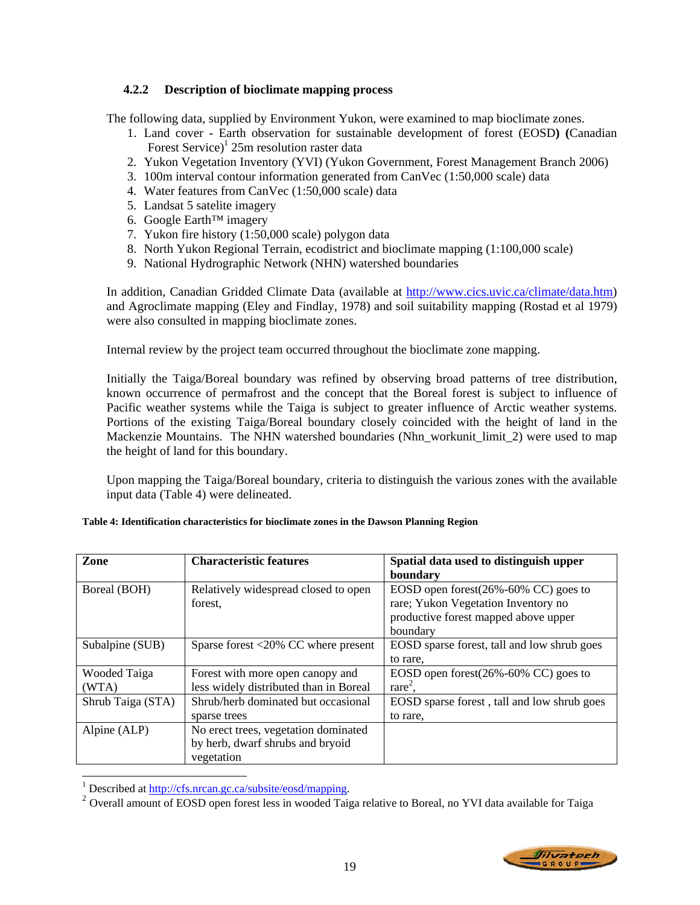### 4.2.2 Description of bioclimate mapping process

The following data, supplied by Environment Yukon, were examined to map bioclimate zones.

1. Land cover - Earth observation for sustainable development of forest (EOSD**)** **(**Canadian Forest Service)[1] 25m resolution raster data
2. Yukon Vegetation Inventory (YVI) (Yukon Government, Forest Management Branch 2006)
3. 100m interval contour information generated from CanVec (1:50,000 scale) data
4. Water features from CanVec (1:50,000 scale) data
5. Landsat 5 satelite imagery
6. Google Earth™ imagery
7. Yukon fire history (1:50,000 scale) polygon data
8. North Yukon Regional Terrain, ecodistrict and bioclimate mapping (1:100,000 scale)
9. National Hydrographic Network (NHN) watershed boundaries

In addition, Canadian Gridded Climate Data (available at http://www.cics.uvic.ca/climate/data.htm) and Agroclimate mapping (Eley and Findlay, 1978) and soil suitability mapping (Rostad et al 1979) were also consulted in mapping bioclimate zones.

Internal review by the project team occurred throughout the bioclimate zone mapping.

Initially the Taiga/Boreal boundary was refined by observing broad patterns of tree distribution, known occurrence of permafrost and the concept that the Boreal forest is subject to influence of Pacific weather systems while the Taiga is subject to greater influence of Arctic weather systems. Portions of the existing Taiga/Boreal boundary closely coincided with the height of land in the Mackenzie Mountains. The NHN watershed boundaries (Nhn_workunit_limit_2) were used to map the height of land for this boundary.

Upon mapping the Taiga/Boreal boundary, criteria to distinguish the various zones with the available input data (Table 4) were delineated.

**Table 4: Identification characteristics for bioclimate zones in the Dawson Planning Region**

| Zone | Characteristic features | Spatial data used to distinguish upper boundary |
|---|---|---|
| Boreal (BOH) | Relatively widespread closed to open forest, | EOSD open forest(26%-60% CC) goes to rare; Yukon Vegetation Inventory no productive forest mapped above upper boundary |
| Subalpine (SUB) | Sparse forest <20% CC where present | EOSD sparse forest, tall and low shrub goes to rare, |
| Wooded Taiga (WTA) | Forest with more open canopy and less widely distributed than in Boreal | EOSD open forest(26%-60% CC) goes to rare[2], |
| Shrub Taiga (STA) | Shrub/herb dominated but occasional sparse trees | EOSD sparse forest , tall and low shrub goes to rare, |
| Alpine (ALP) | No erect trees, vegetation dominated by herb, dwarf shrubs and bryoid vegetation | |

[1] Described at http://cfs.nrcan.gc.ca/subsite/eosd/mapping.

[2] Overall amount of EOSD open forest less in wooded Taiga relative to Boreal, no YVI data available for Taiga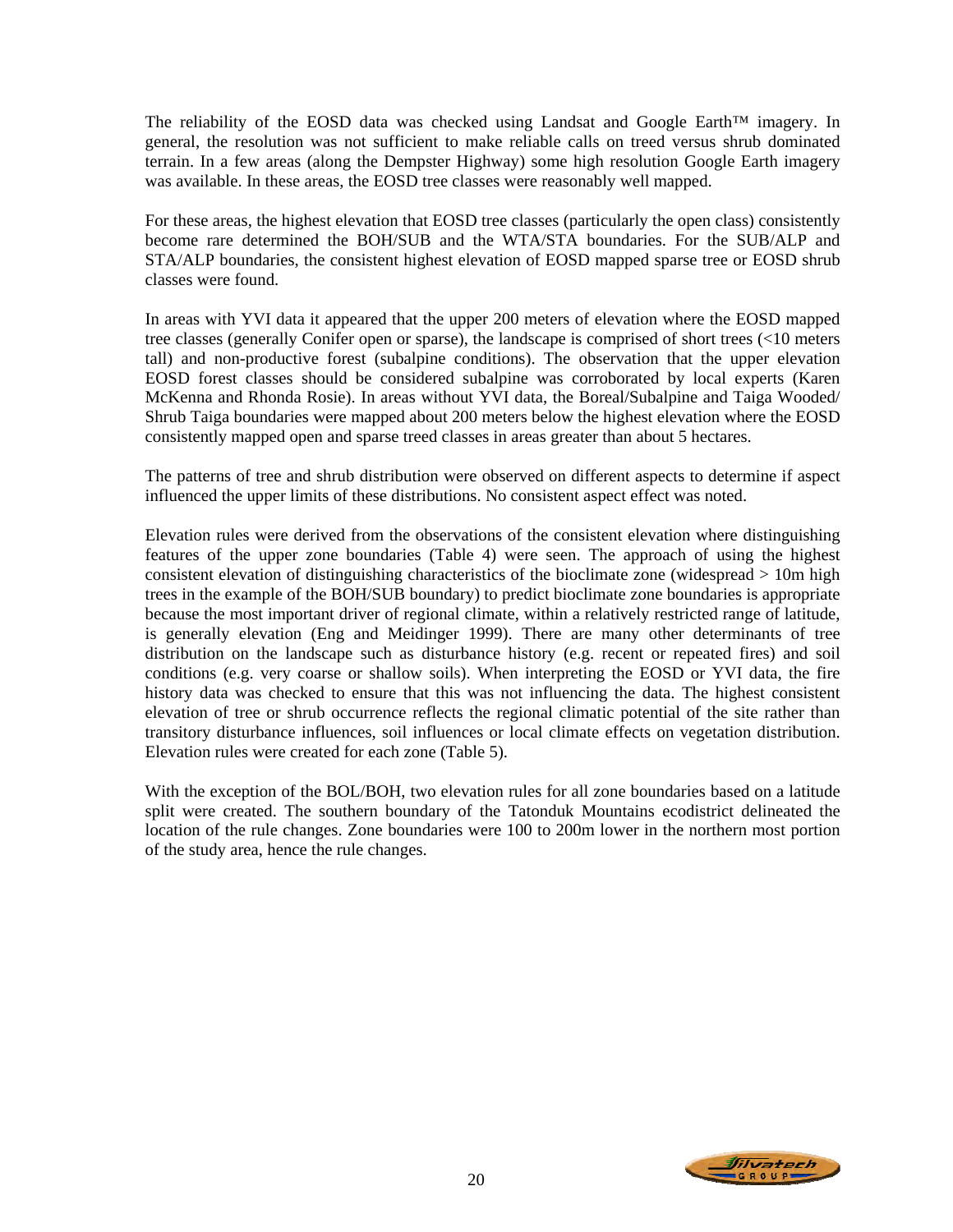The reliability of the EOSD data was checked using Landsat and Google Earth™ imagery. In general, the resolution was not sufficient to make reliable calls on treed versus shrub dominated terrain. In a few areas (along the Dempster Highway) some high resolution Google Earth imagery was available. In these areas, the EOSD tree classes were reasonably well mapped.

For these areas, the highest elevation that EOSD tree classes (particularly the open class) consistently become rare determined the BOH/SUB and the WTA/STA boundaries. For the SUB/ALP and STA/ALP boundaries, the consistent highest elevation of EOSD mapped sparse tree or EOSD shrub classes were found.

In areas with YVI data it appeared that the upper 200 meters of elevation where the EOSD mapped tree classes (generally Conifer open or sparse), the landscape is comprised of short trees (<10 meters tall) and non-productive forest (subalpine conditions). The observation that the upper elevation EOSD forest classes should be considered subalpine was corroborated by local experts (Karen McKenna and Rhonda Rosie). In areas without YVI data, the Boreal/Subalpine and Taiga Wooded/ Shrub Taiga boundaries were mapped about 200 meters below the highest elevation where the EOSD consistently mapped open and sparse treed classes in areas greater than about 5 hectares.

The patterns of tree and shrub distribution were observed on different aspects to determine if aspect influenced the upper limits of these distributions. No consistent aspect effect was noted.

Elevation rules were derived from the observations of the consistent elevation where distinguishing features of the upper zone boundaries (Table 4) were seen. The approach of using the highest consistent elevation of distinguishing characteristics of the bioclimate zone (widespread > 10m high trees in the example of the BOH/SUB boundary) to predict bioclimate zone boundaries is appropriate because the most important driver of regional climate, within a relatively restricted range of latitude, is generally elevation (Eng and Meidinger 1999). There are many other determinants of tree distribution on the landscape such as disturbance history (e.g. recent or repeated fires) and soil conditions (e.g. very coarse or shallow soils). When interpreting the EOSD or YVI data, the fire history data was checked to ensure that this was not influencing the data. The highest consistent elevation of tree or shrub occurrence reflects the regional climatic potential of the site rather than transitory disturbance influences, soil influences or local climate effects on vegetation distribution. Elevation rules were created for each zone (Table 5).

With the exception of the BOL/BOH, two elevation rules for all zone boundaries based on a latitude split were created. The southern boundary of the Tatonduk Mountains ecodistrict delineated the location of the rule changes. Zone boundaries were 100 to 200m lower in the northern most portion of the study area, hence the rule changes.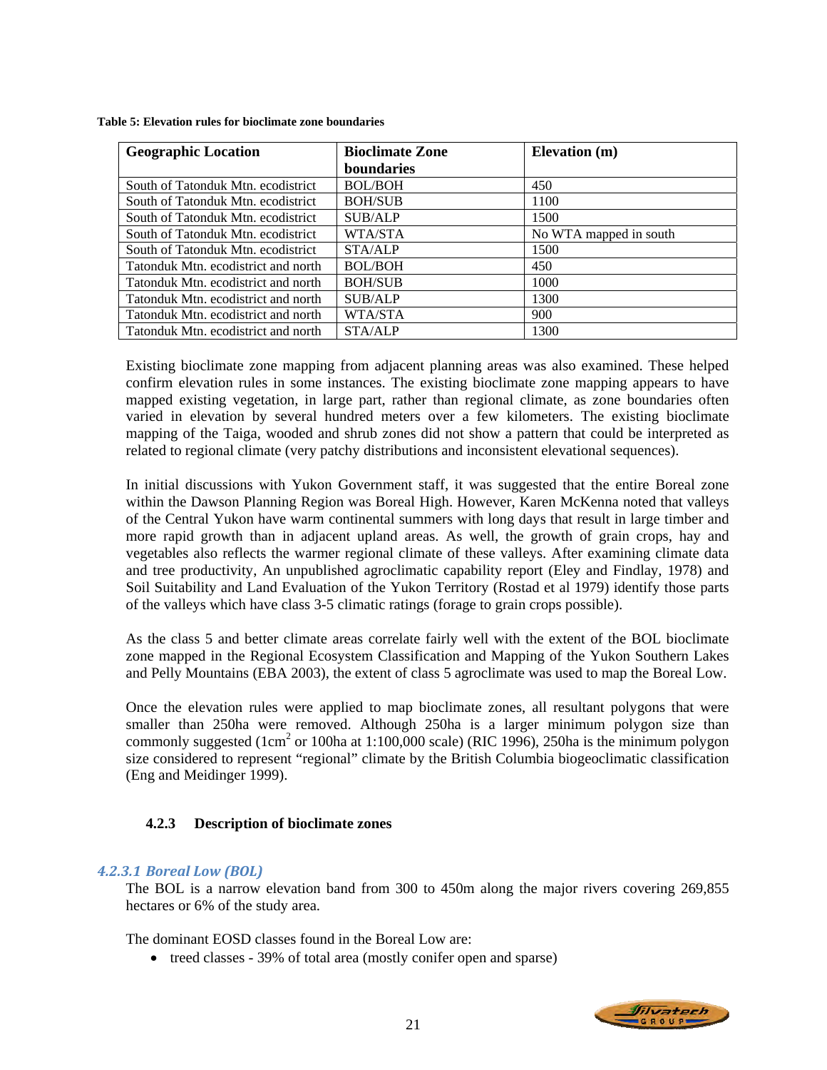**Table 5: Elevation rules for bioclimate zone boundaries**

| Geographic Location | Bioclimate Zone boundaries | Elevation (m) |
|---|---|---|
| South of Tatonduk Mtn. ecodistrict | BOL/BOH | 450 |
| South of Tatonduk Mtn. ecodistrict | BOH/SUB | 1100 |
| South of Tatonduk Mtn. ecodistrict | SUB/ALP | 1500 |
| South of Tatonduk Mtn. ecodistrict | WTA/STA | No WTA mapped in south |
| South of Tatonduk Mtn. ecodistrict | STA/ALP | 1500 |
| Tatonduk Mtn. ecodistrict and north | BOL/BOH | 450 |
| Tatonduk Mtn. ecodistrict and north | BOH/SUB | 1000 |
| Tatonduk Mtn. ecodistrict and north | SUB/ALP | 1300 |
| Tatonduk Mtn. ecodistrict and north | WTA/STA | 900 |
| Tatonduk Mtn. ecodistrict and north | STA/ALP | 1300 |

Existing bioclimate zone mapping from adjacent planning areas was also examined. These helped confirm elevation rules in some instances. The existing bioclimate zone mapping appears to have mapped existing vegetation, in large part, rather than regional climate, as zone boundaries often varied in elevation by several hundred meters over a few kilometers. The existing bioclimate mapping of the Taiga, wooded and shrub zones did not show a pattern that could be interpreted as related to regional climate (very patchy distributions and inconsistent elevational sequences).

In initial discussions with Yukon Government staff, it was suggested that the entire Boreal zone within the Dawson Planning Region was Boreal High. However, Karen McKenna noted that valleys of the Central Yukon have warm continental summers with long days that result in large timber and more rapid growth than in adjacent upland areas. As well, the growth of grain crops, hay and vegetables also reflects the warmer regional climate of these valleys. After examining climate data and tree productivity, An unpublished agroclimatic capability report (Eley and Findlay, 1978) and Soil Suitability and Land Evaluation of the Yukon Territory (Rostad et al 1979) identify those parts of the valleys which have class 3-5 climatic ratings (forage to grain crops possible).

As the class 5 and better climate areas correlate fairly well with the extent of the BOL bioclimate zone mapped in the Regional Ecosystem Classification and Mapping of the Yukon Southern Lakes and Pelly Mountains (EBA 2003), the extent of class 5 agroclimate was used to map the Boreal Low.

Once the elevation rules were applied to map bioclimate zones, all resultant polygons that were smaller than 250ha were removed. Although 250ha is a larger minimum polygon size than commonly suggested (1cm$^2$ or 100ha at 1:100,000 scale) (RIC 1996), 250ha is the minimum polygon size considered to represent "regional" climate by the British Columbia biogeoclimatic classification (Eng and Meidinger 1999).

### 4.2.3 Description of bioclimate zones

#### *4.2.3.1 Boreal Low (BOL)*

The BOL is a narrow elevation band from 300 to 450m along the major rivers covering 269,855 hectares or 6% of the study area.

The dominant EOSD classes found in the Boreal Low are:

- treed classes - 39% of total area (mostly conifer open and sparse)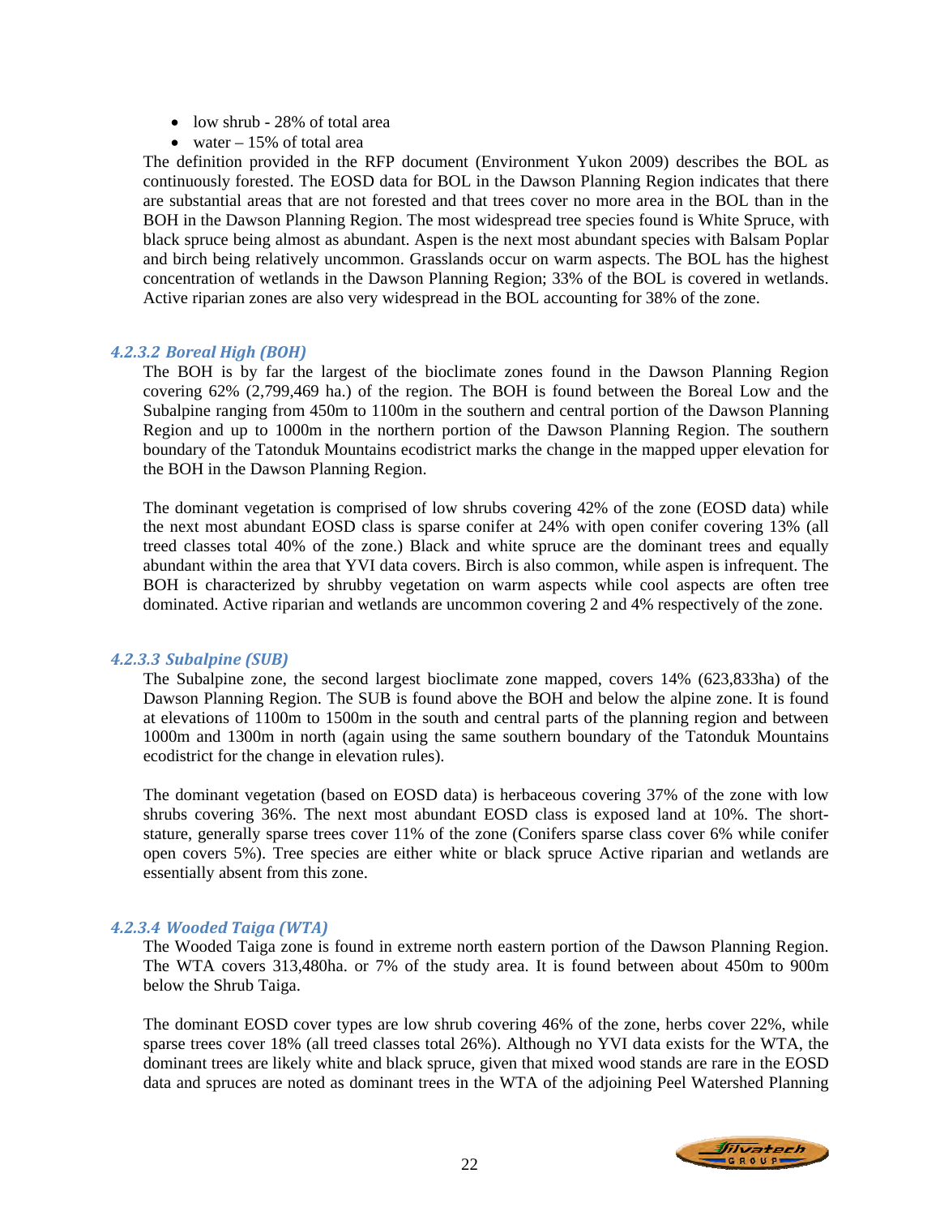- low shrub - 28% of total area
- water – 15% of total area

The definition provided in the RFP document (Environment Yukon 2009) describes the BOL as continuously forested. The EOSD data for BOL in the Dawson Planning Region indicates that there are substantial areas that are not forested and that trees cover no more area in the BOL than in the BOH in the Dawson Planning Region. The most widespread tree species found is White Spruce, with black spruce being almost as abundant. Aspen is the next most abundant species with Balsam Poplar and birch being relatively uncommon. Grasslands occur on warm aspects. The BOL has the highest concentration of wetlands in the Dawson Planning Region; 33% of the BOL is covered in wetlands. Active riparian zones are also very widespread in the BOL accounting for 38% of the zone.

#### *4.2.3.2 Boreal High (BOH)*

The BOH is by far the largest of the bioclimate zones found in the Dawson Planning Region covering 62% (2,799,469 ha.) of the region. The BOH is found between the Boreal Low and the Subalpine ranging from 450m to 1100m in the southern and central portion of the Dawson Planning Region and up to 1000m in the northern portion of the Dawson Planning Region. The southern boundary of the Tatonduk Mountains ecodistrict marks the change in the mapped upper elevation for the BOH in the Dawson Planning Region.

The dominant vegetation is comprised of low shrubs covering 42% of the zone (EOSD data) while the next most abundant EOSD class is sparse conifer at 24% with open conifer covering 13% (all treed classes total 40% of the zone.) Black and white spruce are the dominant trees and equally abundant within the area that YVI data covers. Birch is also common, while aspen is infrequent. The BOH is characterized by shrubby vegetation on warm aspects while cool aspects are often tree dominated. Active riparian and wetlands are uncommon covering 2 and 4% respectively of the zone.

#### *4.2.3.3 Subalpine (SUB)*

The Subalpine zone, the second largest bioclimate zone mapped, covers 14% (623,833ha) of the Dawson Planning Region. The SUB is found above the BOH and below the alpine zone. It is found at elevations of 1100m to 1500m in the south and central parts of the planning region and between 1000m and 1300m in north (again using the same southern boundary of the Tatonduk Mountains ecodistrict for the change in elevation rules).

The dominant vegetation (based on EOSD data) is herbaceous covering 37% of the zone with low shrubs covering 36%. The next most abundant EOSD class is exposed land at 10%. The short-stature, generally sparse trees cover 11% of the zone (Conifers sparse class cover 6% while conifer open covers 5%). Tree species are either white or black spruce Active riparian and wetlands are essentially absent from this zone.

#### *4.2.3.4 Wooded Taiga (WTA)*

The Wooded Taiga zone is found in extreme north eastern portion of the Dawson Planning Region. The WTA covers 313,480ha. or 7% of the study area. It is found between about 450m to 900m below the Shrub Taiga.

The dominant EOSD cover types are low shrub covering 46% of the zone, herbs cover 22%, while sparse trees cover 18% (all treed classes total 26%). Although no YVI data exists for the WTA, the dominant trees are likely white and black spruce, given that mixed wood stands are rare in the EOSD data and spruces are noted as dominant trees in the WTA of the adjoining Peel Watershed Planning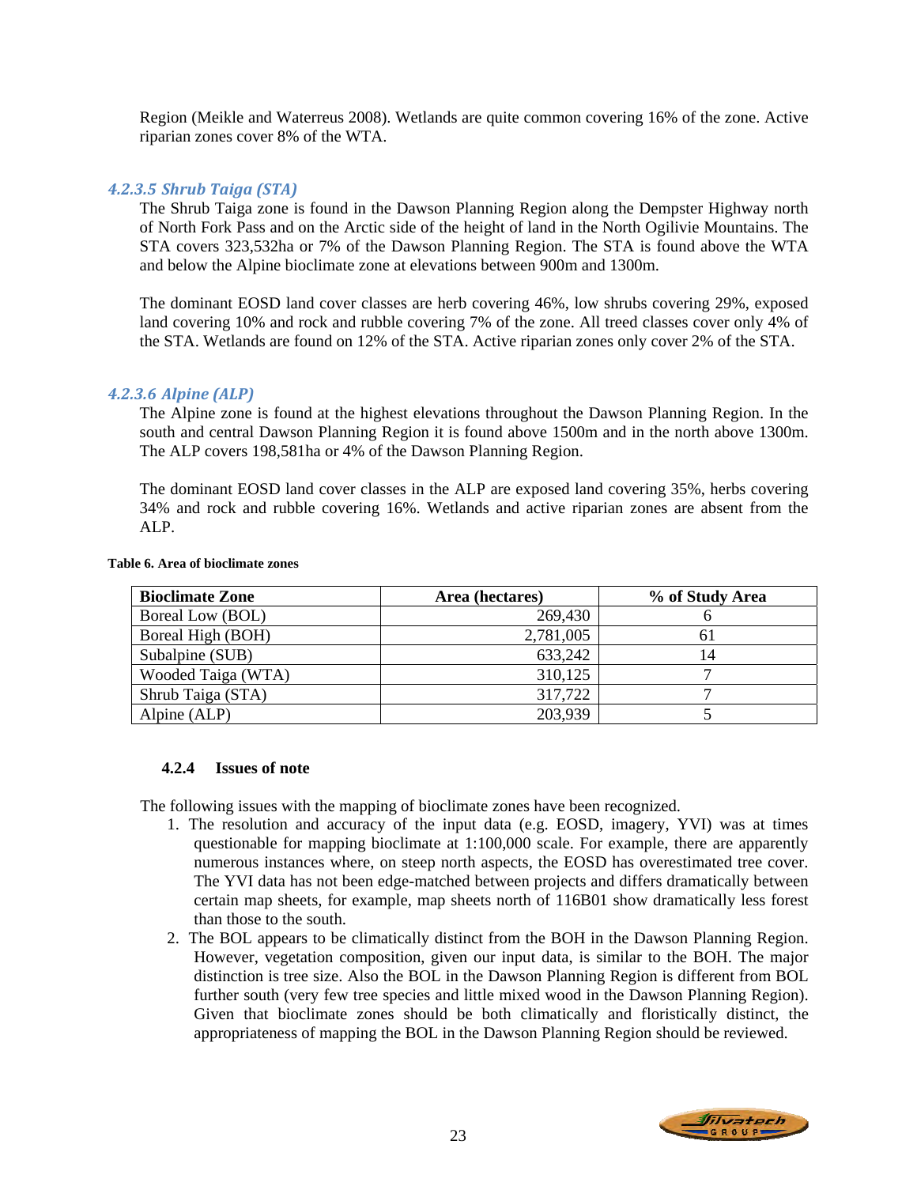Region (Meikle and Waterreus 2008). Wetlands are quite common covering 16% of the zone. Active riparian zones cover 8% of the WTA.

#### *4.2.3.5 Shrub Taiga (STA)*

The Shrub Taiga zone is found in the Dawson Planning Region along the Dempster Highway north of North Fork Pass and on the Arctic side of the height of land in the North Ogilivie Mountains. The STA covers 323,532ha or 7% of the Dawson Planning Region. The STA is found above the WTA and below the Alpine bioclimate zone at elevations between 900m and 1300m.

The dominant EOSD land cover classes are herb covering 46%, low shrubs covering 29%, exposed land covering 10% and rock and rubble covering 7% of the zone. All treed classes cover only 4% of the STA. Wetlands are found on 12% of the STA. Active riparian zones only cover 2% of the STA.

#### *4.2.3.6 Alpine (ALP)*

The Alpine zone is found at the highest elevations throughout the Dawson Planning Region. In the south and central Dawson Planning Region it is found above 1500m and in the north above 1300m. The ALP covers 198,581ha or 4% of the Dawson Planning Region.

The dominant EOSD land cover classes in the ALP are exposed land covering 35%, herbs covering 34% and rock and rubble covering 16%. Wetlands and active riparian zones are absent from the ALP.

**Table 6. Area of bioclimate zones**

| Bioclimate Zone | Area (hectares) | % of Study Area |
|---|---|---|
| Boreal Low (BOL) | 269,430 | 6 |
| Boreal High (BOH) | 2,781,005 | 61 |
| Subalpine (SUB) | 633,242 | 14 |
| Wooded Taiga (WTA) | 310,125 | 7 |
| Shrub Taiga (STA) | 317,722 | 7 |
| Alpine (ALP) | 203,939 | 5 |

### 4.2.4 Issues of note

The following issues with the mapping of bioclimate zones have been recognized.

1. The resolution and accuracy of the input data (e.g. EOSD, imagery, YVI) was at times questionable for mapping bioclimate at 1:100,000 scale. For example, there are apparently numerous instances where, on steep north aspects, the EOSD has overestimated tree cover. The YVI data has not been edge-matched between projects and differs dramatically between certain map sheets, for example, map sheets north of 116B01 show dramatically less forest than those to the south.
2. The BOL appears to be climatically distinct from the BOH in the Dawson Planning Region. However, vegetation composition, given our input data, is similar to the BOH. The major distinction is tree size. Also the BOL in the Dawson Planning Region is different from BOL further south (very few tree species and little mixed wood in the Dawson Planning Region). Given that bioclimate zones should be both climatically and floristically distinct, the appropriateness of mapping the BOL in the Dawson Planning Region should be reviewed.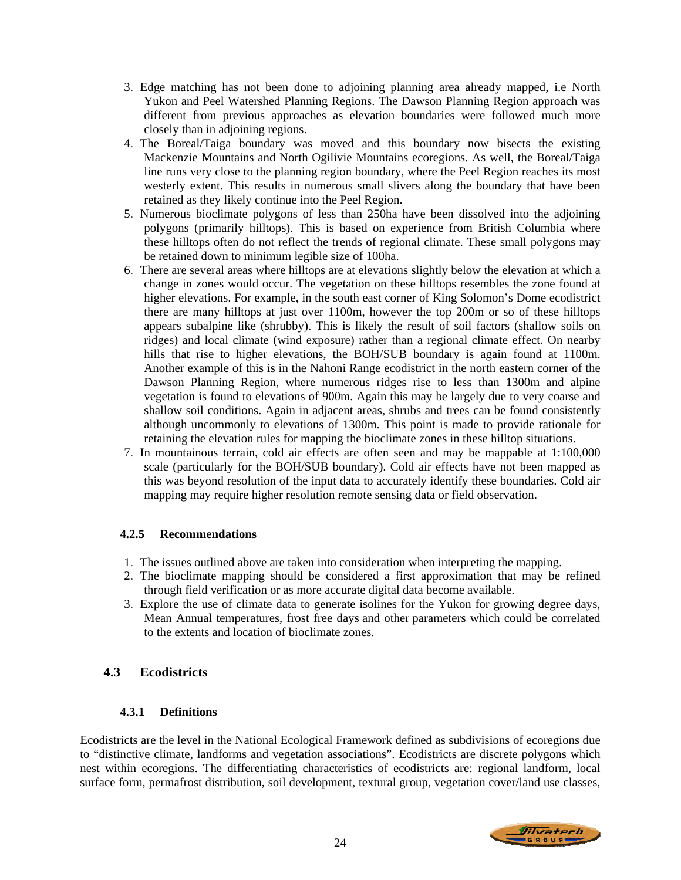3. Edge matching has not been done to adjoining planning area already mapped, i.e North Yukon and Peel Watershed Planning Regions. The Dawson Planning Region approach was different from previous approaches as elevation boundaries were followed much more closely than in adjoining regions.
4. The Boreal/Taiga boundary was moved and this boundary now bisects the existing Mackenzie Mountains and North Ogilivie Mountains ecoregions. As well, the Boreal/Taiga line runs very close to the planning region boundary, where the Peel Region reaches its most westerly extent. This results in numerous small slivers along the boundary that have been retained as they likely continue into the Peel Region.
5. Numerous bioclimate polygons of less than 250ha have been dissolved into the adjoining polygons (primarily hilltops). This is based on experience from British Columbia where these hilltops often do not reflect the trends of regional climate. These small polygons may be retained down to minimum legible size of 100ha.
6. There are several areas where hilltops are at elevations slightly below the elevation at which a change in zones would occur. The vegetation on these hilltops resembles the zone found at higher elevations. For example, in the south east corner of King Solomon's Dome ecodistrict there are many hilltops at just over 1100m, however the top 200m or so of these hilltops appears subalpine like (shrubby). This is likely the result of soil factors (shallow soils on ridges) and local climate (wind exposure) rather than a regional climate effect. On nearby hills that rise to higher elevations, the BOH/SUB boundary is again found at 1100m. Another example of this is in the Nahoni Range ecodistrict in the north eastern corner of the Dawson Planning Region, where numerous ridges rise to less than 1300m and alpine vegetation is found to elevations of 900m. Again this may be largely due to very coarse and shallow soil conditions. Again in adjacent areas, shrubs and trees can be found consistently although uncommonly to elevations of 1300m. This point is made to provide rationale for retaining the elevation rules for mapping the bioclimate zones in these hilltop situations.
7. In mountainous terrain, cold air effects are often seen and may be mappable at 1:100,000 scale (particularly for the BOH/SUB boundary). Cold air effects have not been mapped as this was beyond resolution of the input data to accurately identify these boundaries. Cold air mapping may require higher resolution remote sensing data or field observation.

#### 4.2.5 Recommendations

1. The issues outlined above are taken into consideration when interpreting the mapping.
2. The bioclimate mapping should be considered a first approximation that may be refined through field verification or as more accurate digital data become available.
3. Explore the use of climate data to generate isolines for the Yukon for growing degree days, Mean Annual temperatures, frost free days and other parameters which could be correlated to the extents and location of bioclimate zones.

### 4.3 Ecodistricts

#### 4.3.1 Definitions

Ecodistricts are the level in the National Ecological Framework defined as subdivisions of ecoregions due to "distinctive climate, landforms and vegetation associations". Ecodistricts are discrete polygons which nest within ecoregions. The differentiating characteristics of ecodistricts are: regional landform, local surface form, permafrost distribution, soil development, textural group, vegetation cover/land use classes,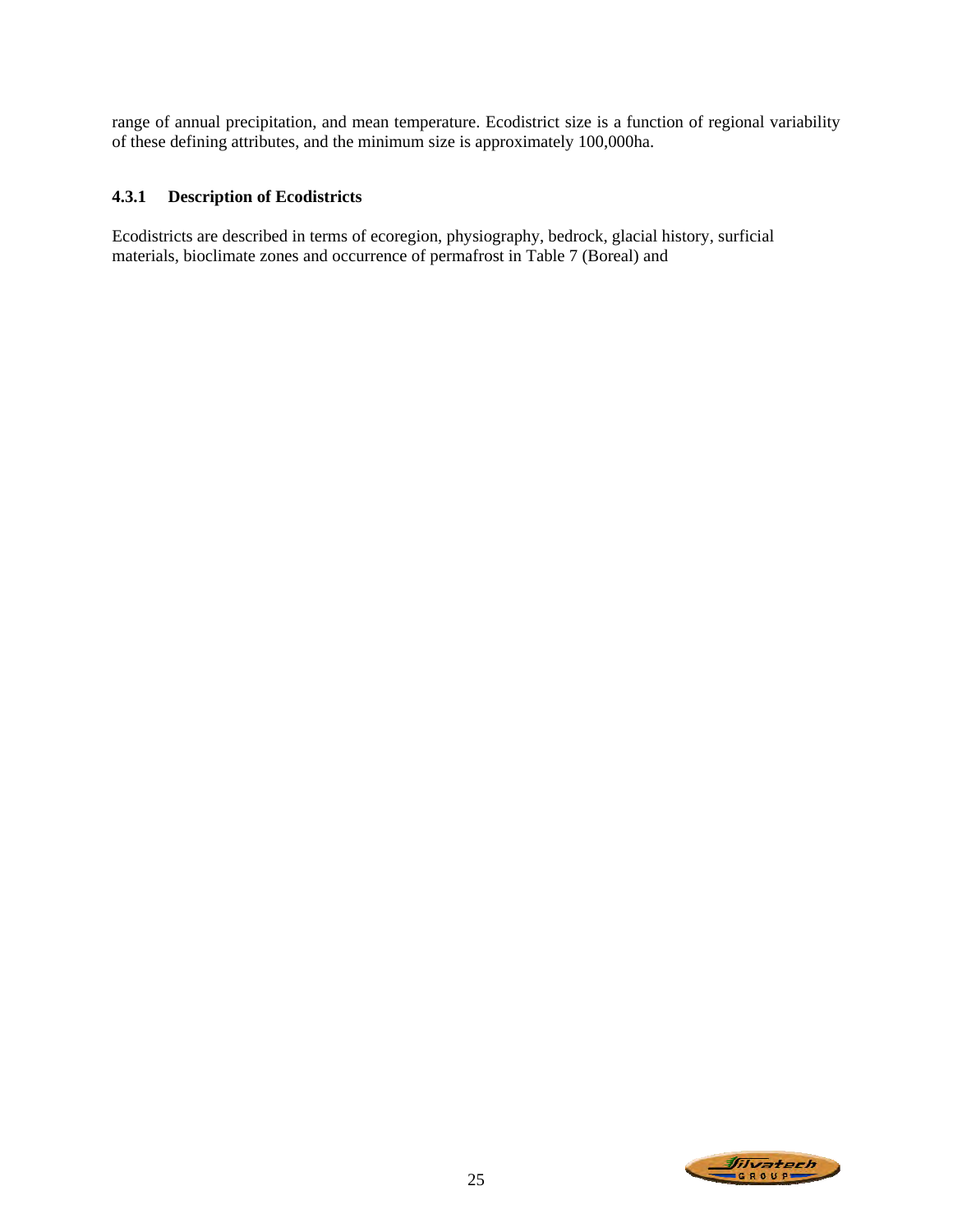range of annual precipitation, and mean temperature. Ecodistrict size is a function of regional variability of these defining attributes, and the minimum size is approximately 100,000ha.

### 4.3.1 Description of Ecodistricts

Ecodistricts are described in terms of ecoregion, physiography, bedrock, glacial history, surficial materials, bioclimate zones and occurrence of permafrost in Table 7 (Boreal) and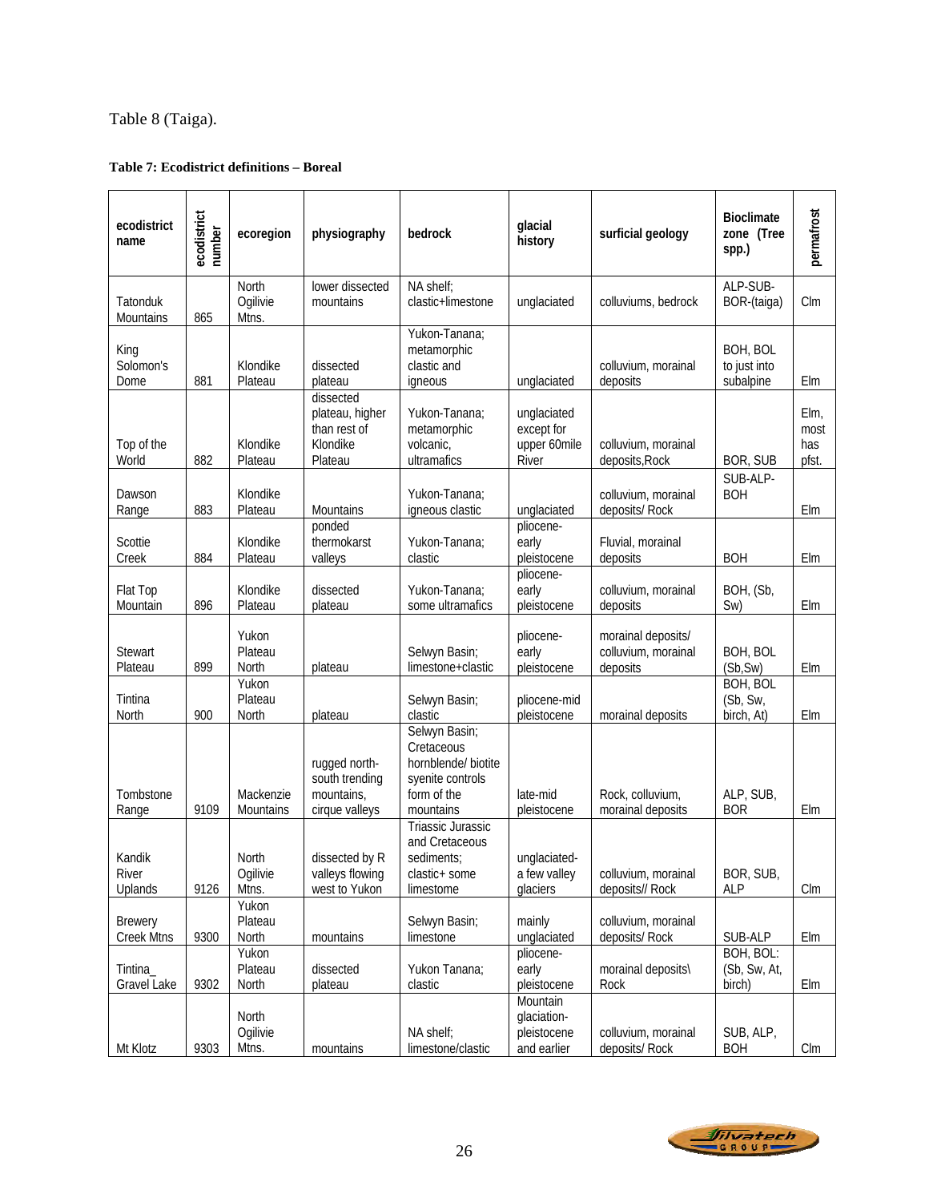Table 8 (Taiga).

**Table 7: Ecodistrict definitions – Boreal**

| ecodistrict name | ecodistrict number | ecoregion | physiography | bedrock | glacial history | surficial geology | Bioclimate zone (Tree spp.) | permafrost |
|---|---|---|---|---|---|---|---|---|
| Tatonduk Mountains | 865 | North Ogilvie Mtns. | lower dissected mountains | NA shelf; clastic+limestone | unglaciated | colluviums, bedrock | ALP-SUB-BOR-(taiga) | Clm |
| King Solomon's Dome | 881 | Klondike Plateau | dissected plateau | Yukon-Tanana; metamorphic clastic and igneous | unglaciated | colluvium, morainal deposits | BOH, BOL to just into subalpine | Elm |
| Top of the World | 882 | Klondike Plateau | dissected plateau, higher than rest of Klondike Plateau | Yukon-Tanana; metamorphic volcanic, ultramafics | unglaciated except for upper 60mile River | colluvium, morainal deposits,Rock | BOR, SUB | Elm, most has pfst. |
| Dawson Range | 883 | Klondike Plateau | Mountains | Yukon-Tanana; igneous clastic | unglaciated | colluvium, morainal deposits/ Rock | SUB-ALP-BOH | Elm |
| Scottie Creek | 884 | Klondike Plateau | ponded thermokarst valleys | Yukon-Tanana; clastic | pliocene-early pleistocene | Fluvial, morainal deposits | BOH | Elm |
| Flat Top Mountain | 896 | Klondike Plateau | dissected plateau | Yukon-Tanana; some ultramafics | pliocene-early pleistocene | colluvium, morainal deposits | BOH, (Sb, Sw) | Elm |
| Stewart Plateau | 899 | Yukon Plateau North | plateau | Selwyn Basin; limestone+clastic | pliocene-early pleistocene | morainal deposits/ colluvium, morainal deposits | BOH, BOL (Sb,Sw) | Elm |
| Tintina North | 900 | Yukon Plateau North | plateau | Selwyn Basin; clastic | pliocene-mid pleistocene | morainal deposits | BOH, BOL (Sb, Sw, birch, At) | Elm |
| Tombstone Range | 9109 | Mackenzie Mountains | rugged north-south trending mountains, cirque valleys | Selwyn Basin; Cretaceous hornblende/ biotite syenite controls form of the mountains | late-mid pleistocene | Rock, colluvium, morainal deposits | ALP, SUB, BOR | Elm |
| Kandik River Uplands | 9126 | North Ogilvie Mtns. | dissected by R valleys flowing west to Yukon | Triassic Jurassic and Cretaceous sediments; clastic+ some limestone | unglaciated-a few valley glaciers | colluvium, morainal deposits// Rock | BOR, SUB, ALP | Clm |
| Brewery Creek Mtns | 9300 | Yukon Plateau North | mountains | Selwyn Basin; limestone | mainly unglaciated | colluvium, morainal deposits/ Rock | SUB-ALP | Elm |
| Tintina_ Gravel Lake | 9302 | Yukon Plateau North | dissected plateau | Yukon Tanana; clastic | pliocene-early pleistocene | morainal deposits\ Rock | BOH, BOL: (Sb, Sw, At, birch) | Elm |
| Mt Klotz | 9303 | North Ogilvie Mtns. | mountains | NA shelf; limestone/clastic | Mountain glaciation-pleistocene and earlier | colluvium, morainal deposits/ Rock | SUB, ALP, BOH | Clm |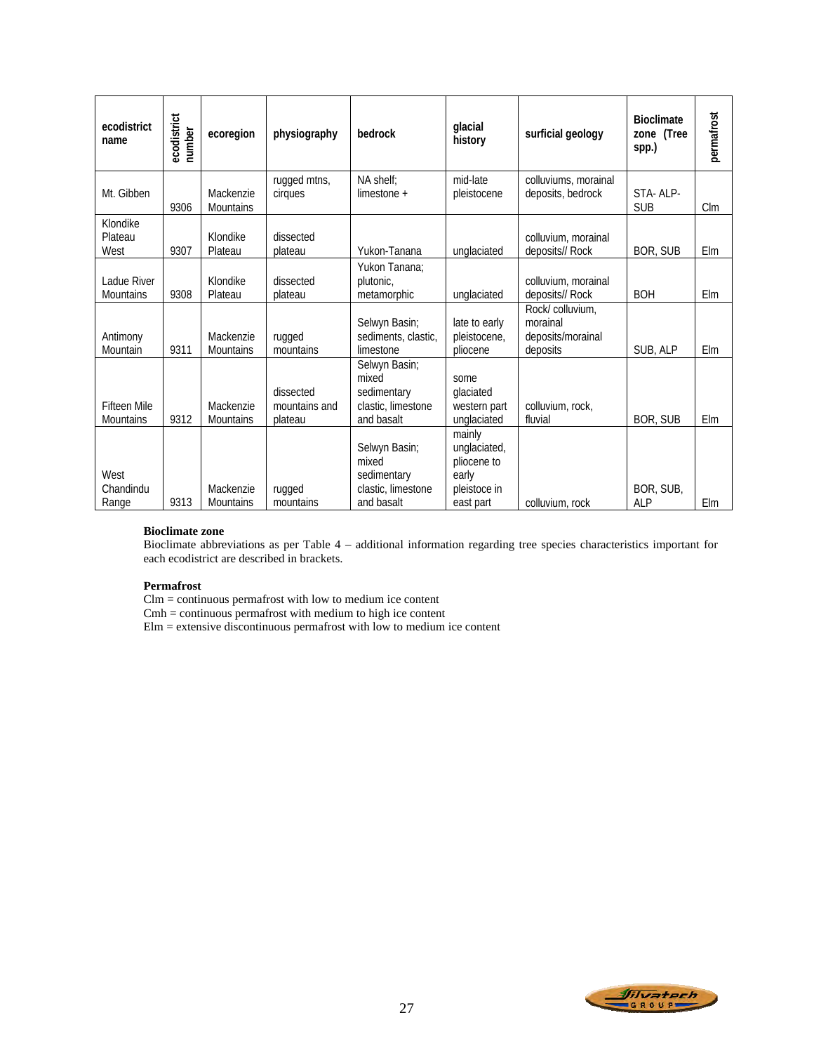| ecodistrict name | ecodistrict number | ecoregion | physiography | bedrock | glacial history | surficial geology | Bioclimate zone (Tree spp.) | permafrost |
|---|---|---|---|---|---|---|---|---|
| Mt. Gibben | 9306 | Mackenzie Mountains | rugged mtns, cirques | NA shelf; limestone + | mid-late pleistocene | colluviums, morainal deposits, bedrock | STA- ALP-SUB | Clm |
| Klondike Plateau West | 9307 | Klondike Plateau | dissected plateau | Yukon-Tanana | unglaciated | colluvium, morainal deposits// Rock | BOR, SUB | Elm |
| Ladue River Mountains | 9308 | Klondike Plateau | dissected plateau | Yukon Tanana; plutonic, metamorphic | unglaciated | colluvium, morainal deposits// Rock | BOH | Elm |
| Antimony Mountain | 9311 | Mackenzie Mountains | rugged mountains | Selwyn Basin; sediments, clastic, limestone | late to early pleistocene, pliocene | Rock/ colluvium, morainal deposits/morainal deposits | SUB, ALP | Elm |
| Fifteen Mile Mountains | 9312 | Mackenzie Mountains | dissected mountains and plateau | Selwyn Basin; mixed sedimentary clastic, limestone and basalt | some glaciated western part unglaciated | colluvium, rock, fluvial | BOR, SUB | Elm |
| West Chandindu Range | 9313 | Mackenzie Mountains | rugged mountains | Selwyn Basin; mixed sedimentary clastic, limestone and basalt | mainly unglaciated, pliocene to early pleistoce in east part | colluvium, rock | BOR, SUB, ALP | Elm |

**Bioclimate zone**
Bioclimate abbreviations as per Table 4 – additional information regarding tree species characteristics important for each ecodistrict are described in brackets.

**Permafrost**
Clm = continuous permafrost with low to medium ice content
Cmh = continuous permafrost with medium to high ice content
Elm = extensive discontinuous permafrost with low to medium ice content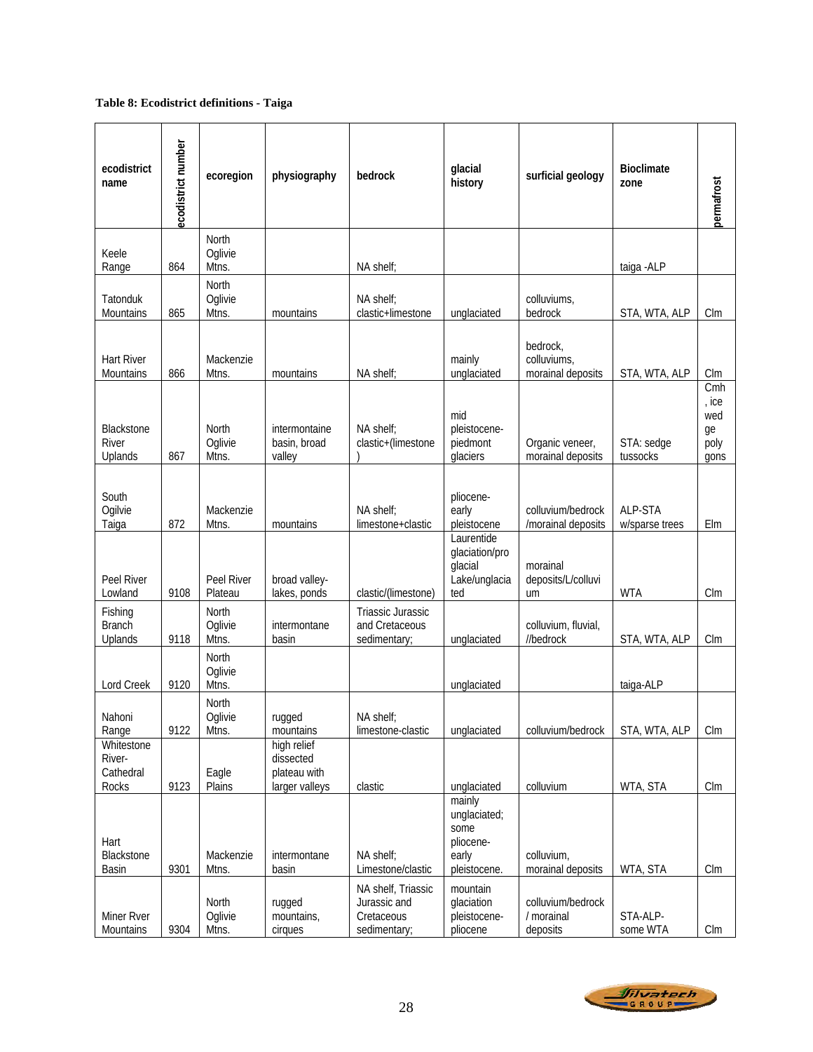**Table 8: Ecodistrict definitions - Taiga**

| ecodistrict name | ecodistrict number | ecoregion | physiography | bedrock | glacial history | surficial geology | Bioclimate zone | permafrost |
|---|---|---|---|---|---|---|---|---|
| Keele Range | 864 | North Oglivie Mtns. | | NA shelf; | | | taiga -ALP | |
| Tatonduk Mountains | 865 | North Oglivie Mtns. | mountains | NA shelf; clastic+limestone | unglaciated | colluviums, bedrock | STA, WTA, ALP | Clm |
| Hart River Mountains | 866 | Mackenzie Mtns. | mountains | NA shelf; | mainly unglaciated | bedrock, colluviums, morainal deposits | STA, WTA, ALP | Clm |
| Blackstone River Uplands | 867 | North Oglivie Mtns. | intermontaine basin, broad valley | NA shelf; clastic+(limestone) | mid pleistocene-piedmont glaciers | Organic veneer, morainal deposits | STA: sedge tussocks | Cmh, ice wedge polygons |
| South Ogilvie Taiga | 872 | Mackenzie Mtns. | mountains | NA shelf; limestone+clastic | pliocene-early pleistocene | colluvium/bedrock /morainal deposits | ALP-STA w/sparse trees | Elm |
| Peel River Lowland | 9108 | Peel River Plateau | broad valley-lakes, ponds | clastic/(limestone) | Laurentide glaciation/pro glacial Lake/unglaciated | morainal deposits/L/colluvium | WTA | Clm |
| Fishing Branch Uplands | 9118 | North Oglivie Mtns. | intermontane basin | Triassic Jurassic and Cretaceous sedimentary; | unglaciated | colluvium, fluvial, //bedrock | STA, WTA, ALP | Clm |
| Lord Creek | 9120 | North Oglivie Mtns. | | | unglaciated | | taiga-ALP | |
| Nahoni Range | 9122 | North Oglivie Mtns. | rugged mountains | NA shelf; limestone-clastic | unglaciated | colluvium/bedrock | STA, WTA, ALP | Clm |
| Whitestone River-Cathedral Rocks | 9123 | Eagle Plains | high relief dissected plateau with larger valleys | clastic | unglaciated | colluvium | WTA, STA | Clm |
| Hart Blackstone Basin | 9301 | Mackenzie Mtns. | intermontane basin | NA shelf; Limestone/clastic | mainly unglaciated; some pliocene-early pleistocene. | colluvium, morainal deposits | WTA, STA | Clm |
| Miner Rver Mountains | 9304 | North Oglivie Mtns. | rugged mountains, cirques | NA shelf, Triassic Jurassic and Cretaceous sedimentary; | mountain glaciation pleistocene-pliocene | colluvium/bedrock / morainal deposits | STA-ALP-some WTA | Clm |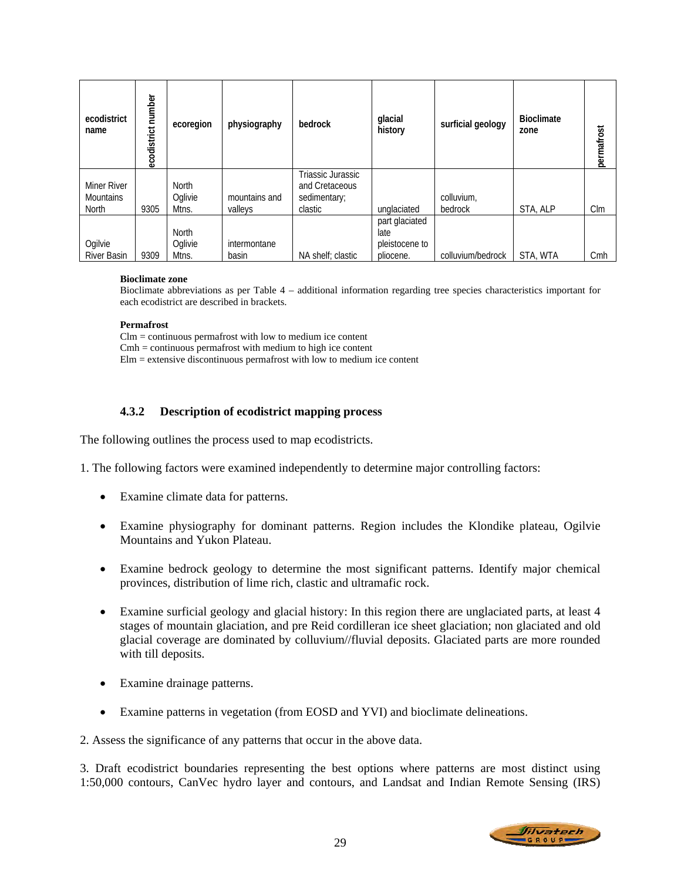| ecodistrict name | ecodistrict number | ecoregion | physiography | bedrock | glacial history | surficial geology | Bioclimate zone | permafrost |
|---|---|---|---|---|---|---|---|---|
| Miner River Mountains North | 9305 | North Oglivie Mtns. | mountains and valleys | Triassic Jurassic and Cretaceous sedimentary; clastic | unglaciated | colluvium, bedrock | STA, ALP | Clm |
| Ogilvie River Basin | 9309 | North Oglivie Mtns. | intermontane basin | NA shelf; clastic | part glaciated late pleistocene to pliocene. | colluvium/bedrock | STA, WTA | Cmh |

**Bioclimate zone**
Bioclimate abbreviations as per Table 4 – additional information regarding tree species characteristics important for each ecodistrict are described in brackets.

**Permafrost**
Clm = continuous permafrost with low to medium ice content
Cmh = continuous permafrost with medium to high ice content
Elm = extensive discontinuous permafrost with low to medium ice content

### 4.3.2 Description of ecodistrict mapping process

The following outlines the process used to map ecodistricts.

1. The following factors were examined independently to determine major controlling factors:

- Examine climate data for patterns.
- Examine physiography for dominant patterns. Region includes the Klondike plateau, Ogilvie Mountains and Yukon Plateau.
- Examine bedrock geology to determine the most significant patterns. Identify major chemical provinces, distribution of lime rich, clastic and ultramafic rock.
- Examine surficial geology and glacial history: In this region there are unglaciated parts, at least 4 stages of mountain glaciation, and pre Reid cordilleran ice sheet glaciation; non glaciated and old glacial coverage are dominated by colluvium//fluvial deposits. Glaciated parts are more rounded with till deposits.
- Examine drainage patterns.
- Examine patterns in vegetation (from EOSD and YVI) and bioclimate delineations.

2. Assess the significance of any patterns that occur in the above data.

3. Draft ecodistrict boundaries representing the best options where patterns are most distinct using 1:50,000 contours, CanVec hydro layer and contours, and Landsat and Indian Remote Sensing (IRS)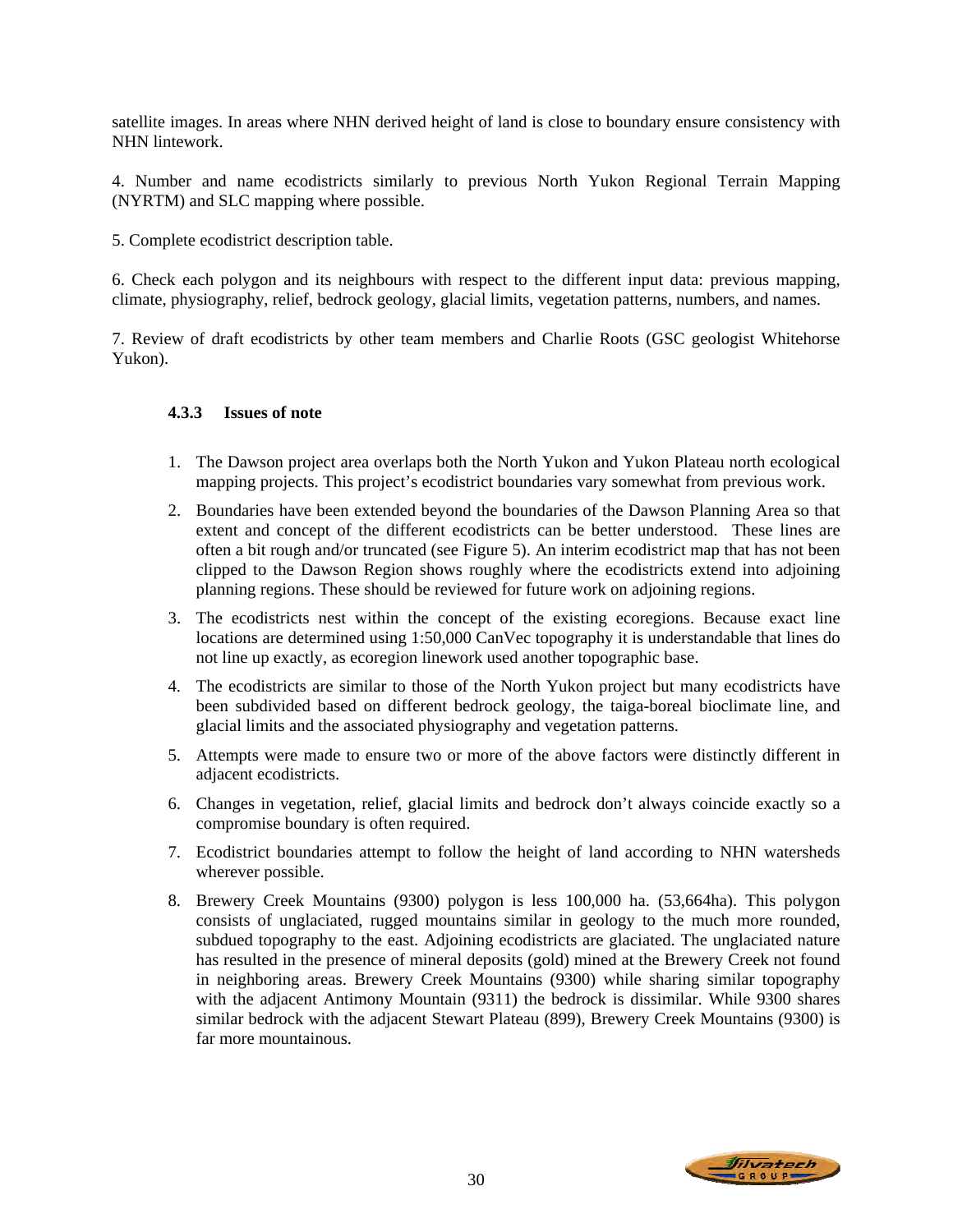satellite images. In areas where NHN derived height of land is close to boundary ensure consistency with NHN lintework.

4. Number and name ecodistricts similarly to previous North Yukon Regional Terrain Mapping (NYRTM) and SLC mapping where possible.

5. Complete ecodistrict description table.

6. Check each polygon and its neighbours with respect to the different input data: previous mapping, climate, physiography, relief, bedrock geology, glacial limits, vegetation patterns, numbers, and names.

7. Review of draft ecodistricts by other team members and Charlie Roots (GSC geologist Whitehorse Yukon).

### 4.3.3 Issues of note

1. The Dawson project area overlaps both the North Yukon and Yukon Plateau north ecological mapping projects. This project's ecodistrict boundaries vary somewhat from previous work.
2. Boundaries have been extended beyond the boundaries of the Dawson Planning Area so that extent and concept of the different ecodistricts can be better understood. These lines are often a bit rough and/or truncated (see Figure 5). An interim ecodistrict map that has not been clipped to the Dawson Region shows roughly where the ecodistricts extend into adjoining planning regions. These should be reviewed for future work on adjoining regions.
3. The ecodistricts nest within the concept of the existing ecoregions. Because exact line locations are determined using 1:50,000 CanVec topography it is understandable that lines do not line up exactly, as ecoregion linework used another topographic base.
4. The ecodistricts are similar to those of the North Yukon project but many ecodistricts have been subdivided based on different bedrock geology, the taiga-boreal bioclimate line, and glacial limits and the associated physiography and vegetation patterns.
5. Attempts were made to ensure two or more of the above factors were distinctly different in adjacent ecodistricts.
6. Changes in vegetation, relief, glacial limits and bedrock don't always coincide exactly so a compromise boundary is often required.
7. Ecodistrict boundaries attempt to follow the height of land according to NHN watersheds wherever possible.
8. Brewery Creek Mountains (9300) polygon is less 100,000 ha. (53,664ha). This polygon consists of unglaciated, rugged mountains similar in geology to the much more rounded, subdued topography to the east. Adjoining ecodistricts are glaciated. The unglaciated nature has resulted in the presence of mineral deposits (gold) mined at the Brewery Creek not found in neighboring areas. Brewery Creek Mountains (9300) while sharing similar topography with the adjacent Antimony Mountain (9311) the bedrock is dissimilar. While 9300 shares similar bedrock with the adjacent Stewart Plateau (899), Brewery Creek Mountains (9300) is far more mountainous.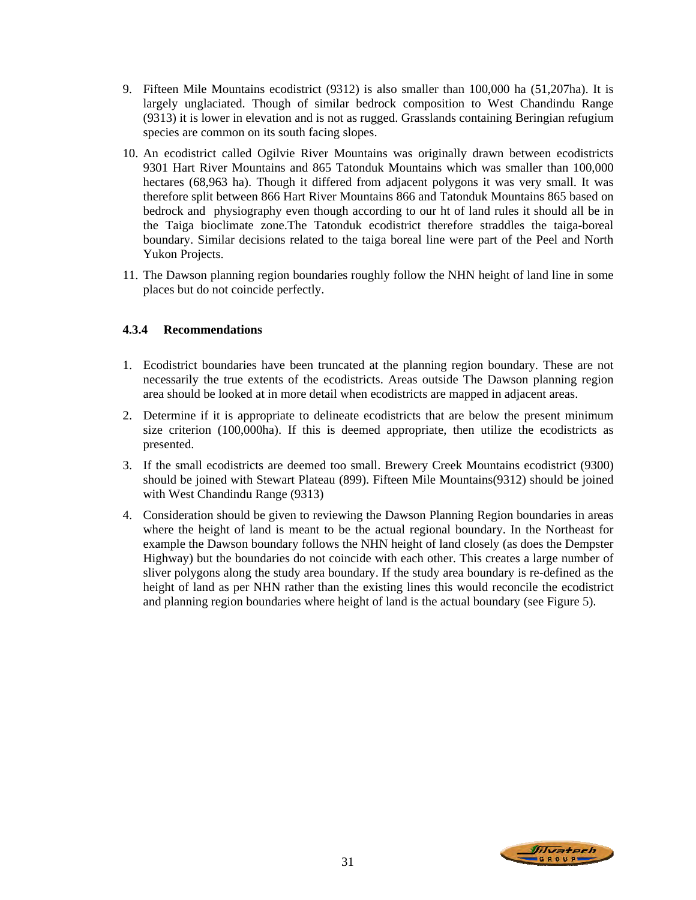9. Fifteen Mile Mountains ecodistrict (9312) is also smaller than 100,000 ha (51,207ha). It is largely unglaciated. Though of similar bedrock composition to West Chandindu Range (9313) it is lower in elevation and is not as rugged. Grasslands containing Beringian refugium species are common on its south facing slopes.

10. An ecodistrict called Ogilvie River Mountains was originally drawn between ecodistricts 9301 Hart River Mountains and 865 Tatonduk Mountains which was smaller than 100,000 hectares (68,963 ha). Though it differed from adjacent polygons it was very small. It was therefore split between 866 Hart River Mountains 866 and Tatonduk Mountains 865 based on bedrock and physiography even though according to our ht of land rules it should all be in the Taiga bioclimate zone.The Tatonduk ecodistrict therefore straddles the taiga-boreal boundary. Similar decisions related to the taiga boreal line were part of the Peel and North Yukon Projects.

11. The Dawson planning region boundaries roughly follow the NHN height of land line in some places but do not coincide perfectly.

### 4.3.4 Recommendations

1. Ecodistrict boundaries have been truncated at the planning region boundary. These are not necessarily the true extents of the ecodistricts. Areas outside The Dawson planning region area should be looked at in more detail when ecodistricts are mapped in adjacent areas.

2. Determine if it is appropriate to delineate ecodistricts that are below the present minimum size criterion (100,000ha). If this is deemed appropriate, then utilize the ecodistricts as presented.

3. If the small ecodistricts are deemed too small. Brewery Creek Mountains ecodistrict (9300) should be joined with Stewart Plateau (899). Fifteen Mile Mountains(9312) should be joined with West Chandindu Range (9313)

4. Consideration should be given to reviewing the Dawson Planning Region boundaries in areas where the height of land is meant to be the actual regional boundary. In the Northeast for example the Dawson boundary follows the NHN height of land closely (as does the Dempster Highway) but the boundaries do not coincide with each other. This creates a large number of sliver polygons along the study area boundary. If the study area boundary is re-defined as the height of land as per NHN rather than the existing lines this would reconcile the ecodistrict and planning region boundaries where height of land is the actual boundary (see Figure 5).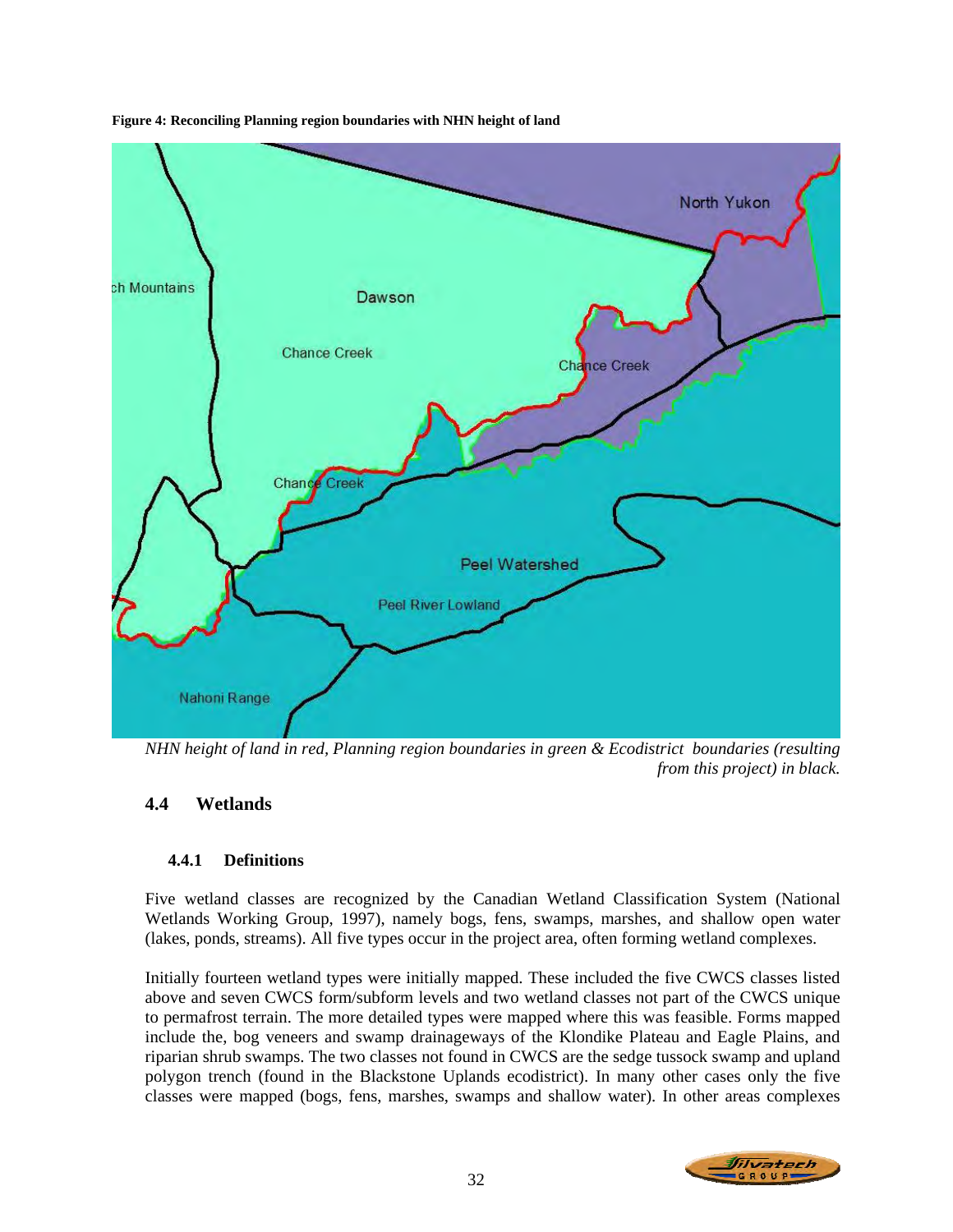**Figure 4: Reconciling Planning region boundaries with NHN height of land**

*NHN height of land in red, Planning region boundaries in green & Ecodistrict boundaries (resulting from this project) in black.*

## 4.4 Wetlands

### 4.4.1 Definitions

Five wetland classes are recognized by the Canadian Wetland Classification System (National Wetlands Working Group, 1997), namely bogs, fens, swamps, marshes, and shallow open water (lakes, ponds, streams). All five types occur in the project area, often forming wetland complexes.

Initially fourteen wetland types were initially mapped. These included the five CWCS classes listed above and seven CWCS form/subform levels and two wetland classes not part of the CWCS unique to permafrost terrain. The more detailed types were mapped where this was feasible. Forms mapped include the, bog veneers and swamp drainageways of the Klondike Plateau and Eagle Plains, and riparian shrub swamps. The two classes not found in CWCS are the sedge tussock swamp and upland polygon trench (found in the Blackstone Uplands ecodistrict). In many other cases only the five classes were mapped (bogs, fens, marshes, swamps and shallow water). In other areas complexes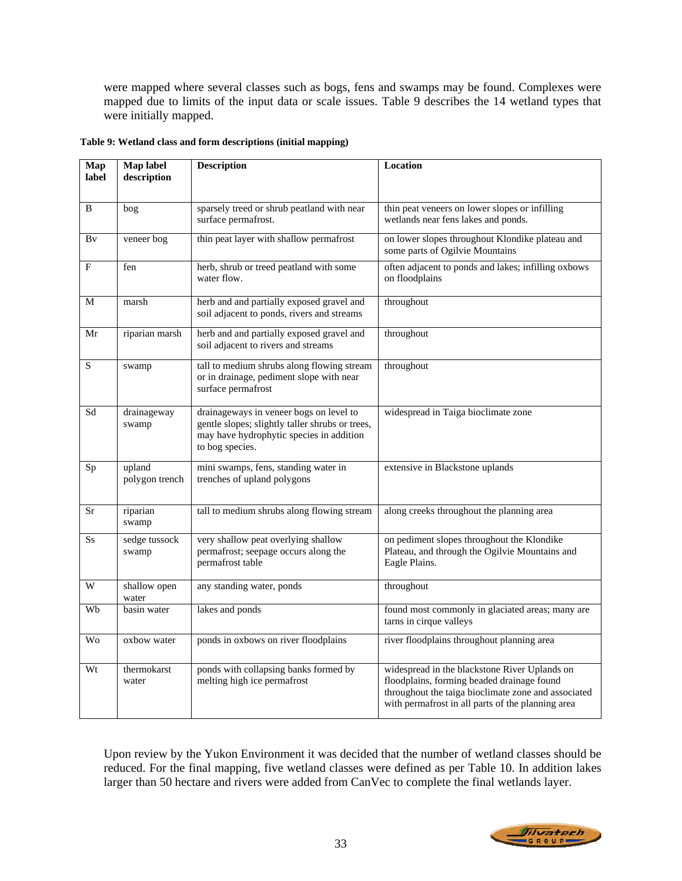were mapped where several classes such as bogs, fens and swamps may be found. Complexes were mapped due to limits of the input data or scale issues. Table 9 describes the 14 wetland types that were initially mapped.

**Table 9: Wetland class and form descriptions (initial mapping)**

| Map label | Map label description | Description | Location |
|---|---|---|---|
| B | bog | sparsely treed or shrub peatland with near surface permafrost. | thin peat veneers on lower slopes or infilling wetlands near fens lakes and ponds. |
| Bv | veneer bog | thin peat layer with shallow permafrost | on lower slopes throughout Klondike plateau and some parts of Ogilvie Mountains |
| F | fen | herb, shrub or treed peatland with some water flow. | often adjacent to ponds and lakes; infilling oxbows on floodplains |
| M | marsh | herb and and partially exposed gravel and soil adjacent to ponds, rivers and streams | throughout |
| Mr | riparian marsh | herb and and partially exposed gravel and soil adjacent to rivers and streams | throughout |
| S | swamp | tall to medium shrubs along flowing stream or in drainage, pediment slope with near surface permafrost | throughout |
| Sd | drainageway swamp | drainageways in veneer bogs on level to gentle slopes; slightly taller shrubs or trees, may have hydrophytic species in addition to bog species. | widespread in Taiga bioclimate zone |
| Sp | upland polygon trench | mini swamps, fens, standing water in trenches of upland polygons | extensive in Blackstone uplands |
| Sr | riparian swamp | tall to medium shrubs along flowing stream | along creeks throughout the planning area |
| Ss | sedge tussock swamp | very shallow peat overlying shallow permafrost; seepage occurs along the permafrost table | on pediment slopes throughout the Klondike Plateau, and through the Ogilvie Mountains and Eagle Plains. |
| W | shallow open water | any standing water, ponds | throughout |
| Wb | basin water | lakes and ponds | found most commonly in glaciated areas; many are tarns in cirque valleys |
| Wo | oxbow water | ponds in oxbows on river floodplains | river floodplains throughout planning area |
| Wt | thermokarst water | ponds with collapsing banks formed by melting high ice permafrost | widespread in the blackstone River Uplands on floodplains, forming beaded drainage found throughout the taiga bioclimate zone and associated with permafrost in all parts of the planning area |

Upon review by the Yukon Environment it was decided that the number of wetland classes should be reduced. For the final mapping, five wetland classes were defined as per Table 10. In addition lakes larger than 50 hectare and rivers were added from CanVec to complete the final wetlands layer.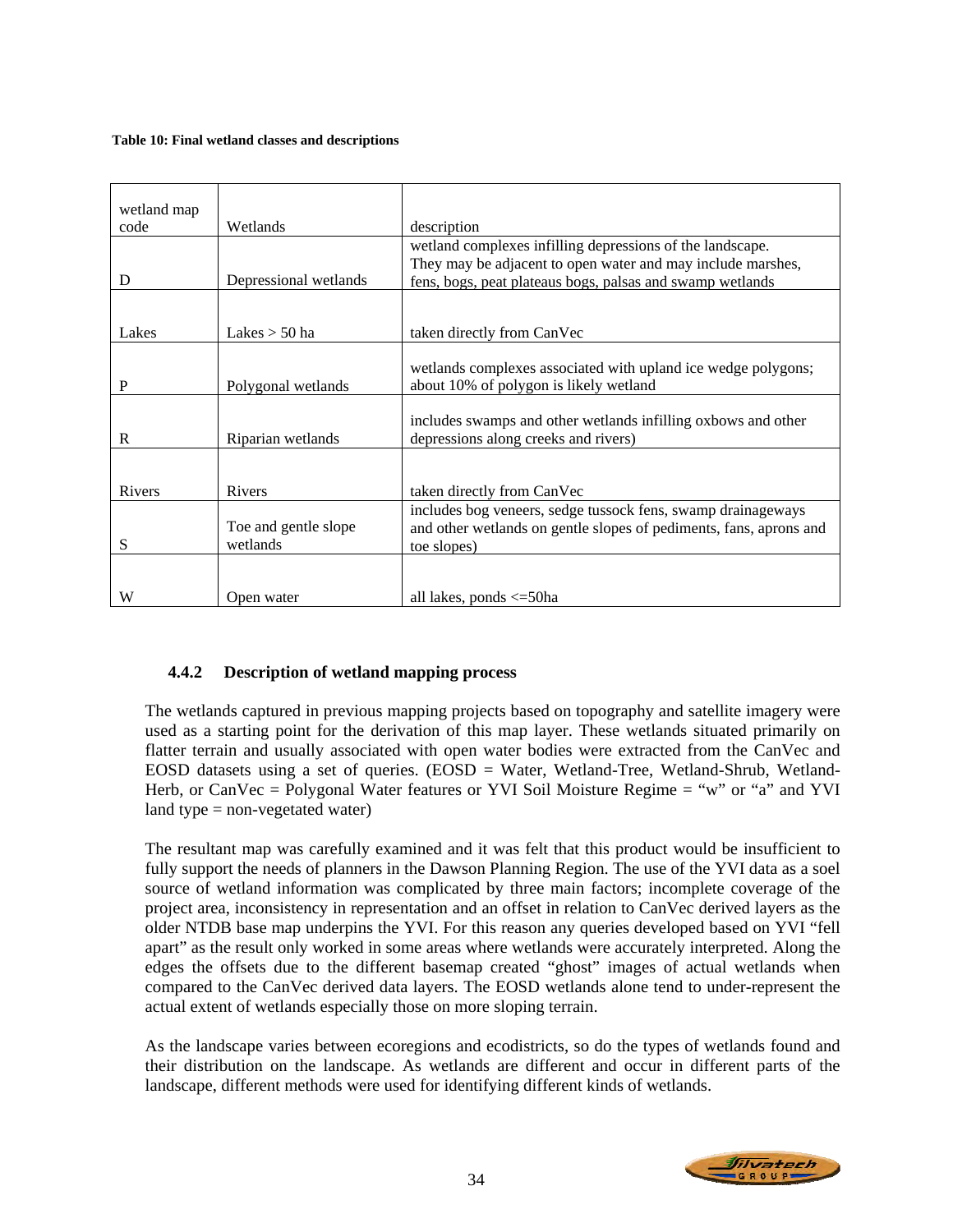**Table 10: Final wetland classes and descriptions**

| wetland map code | Wetlands | description |
|---|---|---|
| D | Depressional wetlands | wetland complexes infilling depressions of the landscape. They may be adjacent to open water and may include marshes, fens, bogs, peat plateaus bogs, palsas and swamp wetlands |
| Lakes | Lakes > 50 ha | taken directly from CanVec |
| P | Polygonal wetlands | wetlands complexes associated with upland ice wedge polygons; about 10% of polygon is likely wetland |
| R | Riparian wetlands | includes swamps and other wetlands infilling oxbows and other depressions along creeks and rivers) |
| Rivers | Rivers | taken directly from CanVec |
| S | Toe and gentle slope wetlands | includes bog veneers, sedge tussock fens, swamp drainageways and other wetlands on gentle slopes of pediments, fans, aprons and toe slopes) |
| W | Open water | all lakes, ponds <=50ha |

### 4.4.2 Description of wetland mapping process

The wetlands captured in previous mapping projects based on topography and satellite imagery were used as a starting point for the derivation of this map layer. These wetlands situated primarily on flatter terrain and usually associated with open water bodies were extracted from the CanVec and EOSD datasets using a set of queries. (EOSD = Water, Wetland-Tree, Wetland-Shrub, Wetland-Herb, or CanVec = Polygonal Water features or YVI Soil Moisture Regime = "w" or "a" and YVI land type = non-vegetated water)

The resultant map was carefully examined and it was felt that this product would be insufficient to fully support the needs of planners in the Dawson Planning Region. The use of the YVI data as a soel source of wetland information was complicated by three main factors; incomplete coverage of the project area, inconsistency in representation and an offset in relation to CanVec derived layers as the older NTDB base map underpins the YVI. For this reason any queries developed based on YVI "fell apart" as the result only worked in some areas where wetlands were accurately interpreted. Along the edges the offsets due to the different basemap created "ghost" images of actual wetlands when compared to the CanVec derived data layers. The EOSD wetlands alone tend to under-represent the actual extent of wetlands especially those on more sloping terrain.

As the landscape varies between ecoregions and ecodistricts, so do the types of wetlands found and their distribution on the landscape. As wetlands are different and occur in different parts of the landscape, different methods were used for identifying different kinds of wetlands.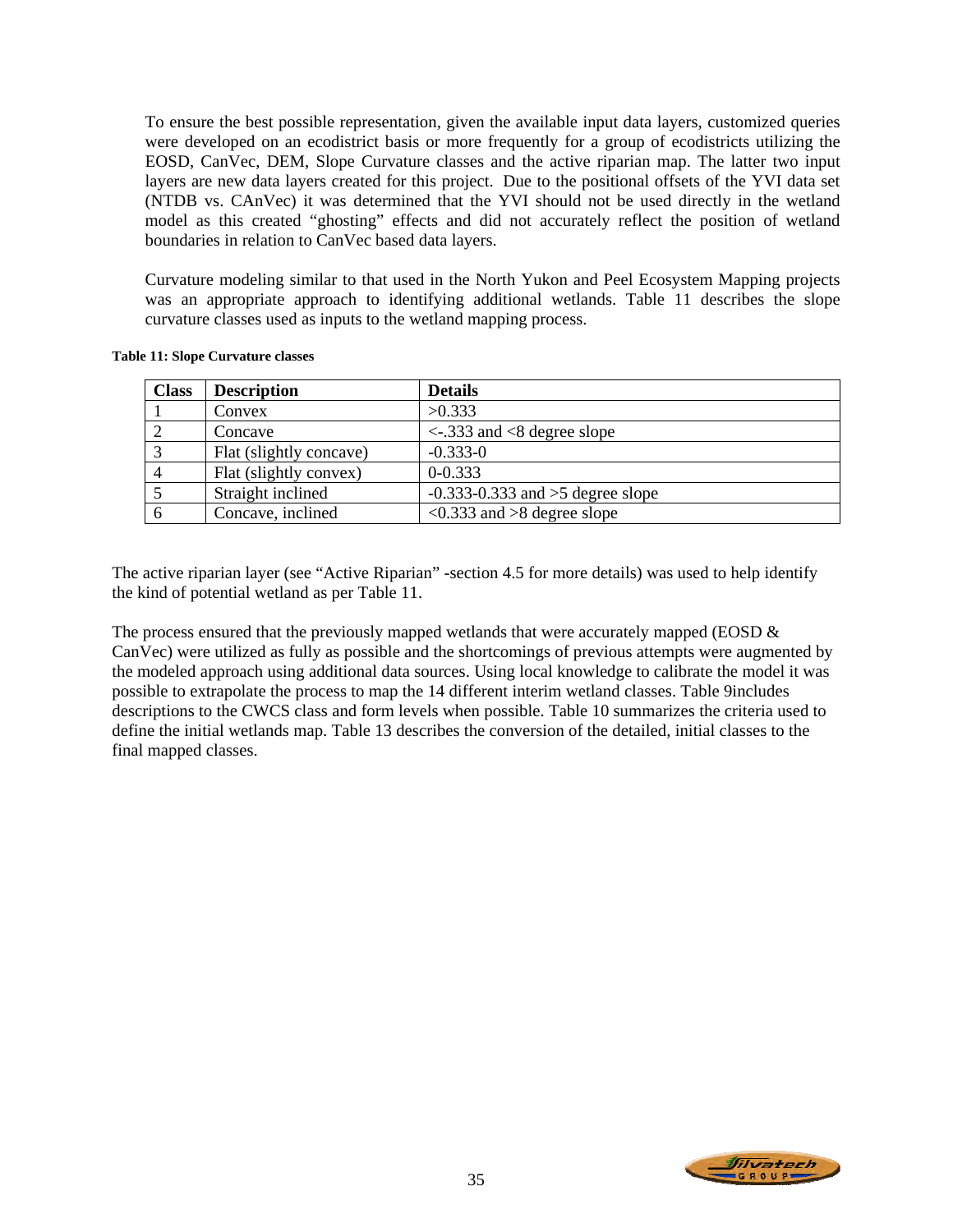To ensure the best possible representation, given the available input data layers, customized queries were developed on an ecodistrict basis or more frequently for a group of ecodistricts utilizing the EOSD, CanVec, DEM, Slope Curvature classes and the active riparian map. The latter two input layers are new data layers created for this project. Due to the positional offsets of the YVI data set (NTDB vs. CAnVec) it was determined that the YVI should not be used directly in the wetland model as this created "ghosting" effects and did not accurately reflect the position of wetland boundaries in relation to CanVec based data layers.

Curvature modeling similar to that used in the North Yukon and Peel Ecosystem Mapping projects was an appropriate approach to identifying additional wetlands. Table 11 describes the slope curvature classes used as inputs to the wetland mapping process.

**Table 11: Slope Curvature classes**

| Class | Description | Details |
|---|---|---|
| 1 | Convex | >0.333 |
| 2 | Concave | <-.333 and <8 degree slope |
| 3 | Flat (slightly concave) | -0.333-0 |
| 4 | Flat (slightly convex) | 0-0.333 |
| 5 | Straight inclined | -0.333-0.333 and >5 degree slope |
| 6 | Concave, inclined | <0.333 and >8 degree slope |

The active riparian layer (see "Active Riparian" -section 4.5 for more details) was used to help identify the kind of potential wetland as per Table 11.

The process ensured that the previously mapped wetlands that were accurately mapped (EOSD & CanVec) were utilized as fully as possible and the shortcomings of previous attempts were augmented by the modeled approach using additional data sources. Using local knowledge to calibrate the model it was possible to extrapolate the process to map the 14 different interim wetland classes. Table 9includes descriptions to the CWCS class and form levels when possible. Table 10 summarizes the criteria used to define the initial wetlands map. Table 13 describes the conversion of the detailed, initial classes to the final mapped classes.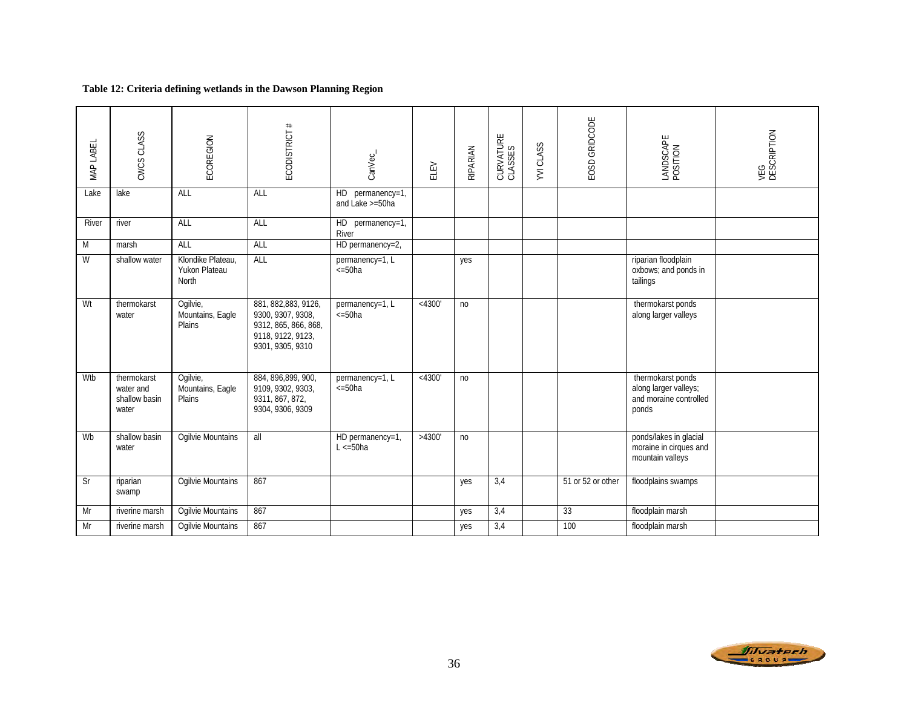**Table 12: Criteria defining wetlands in the Dawson Planning Region**

| MAP LABEL | CWCS CLASS | ECOREGION | ECODISTRICT # | CanVec_ | ELEV | RIPARIAN | CURVATURE CLASSES | YVI CLASS | EOSD GRIDCODE | LANDSCAPE POSITION | VEG DESCRIPTION |
|---|---|---|---|---|---|---|---|---|---|---|---|
| Lake | lake | ALL | ALL | HD permanency=1, and Lake >=50ha | | | | | | | |
| River | river | ALL | ALL | HD permanency=1, River | | | | | | | |
| M | marsh | ALL | ALL | HD permanency=2, | | | | | | | |
| W | shallow water | Klondike Plateau, Yukon Plateau North | ALL | permanency=1, L <=50ha | | yes | | | | riparian floodplain oxbows; and ponds in tailings | |
| Wt | thermokarst water | Ogilvie, Mountains, Eagle Plains | 881, 882,883, 9126, 9300, 9307, 9308, 9312, 865, 866, 868, 9118, 9122, 9123, 9301, 9305, 9310 | permanency=1, L <=50ha | <4300' | no | | | | thermokarst ponds along larger valleys | |
| Wtb | thermokarst water and shallow basin water | Ogilvie, Mountains, Eagle Plains | 884, 896,899, 900, 9109, 9302, 9303, 9311, 867, 872, 9304, 9306, 9309 | permanency=1, L <=50ha | <4300' | no | | | | thermokarst ponds along larger valleys; and moraine controlled ponds | |
| Wb | shallow basin water | Ogilvie Mountains | all | HD permanency=1, L <=50ha | >4300' | no | | | | ponds/lakes in glacial moraine in cirques and mountain valleys | |
| Sr | riparian swamp | Ogilvie Mountains | 867 | | | yes | 3,4 | | 51 or 52 or other | floodplains swamps | |
| Mr | riverine marsh | Ogilvie Mountains | 867 | | | yes | 3,4 | | 33 | floodplain marsh | |
| Mr | riverine marsh | Ogilvie Mountains | 867 | | | yes | 3,4 | | 100 | floodplain marsh | |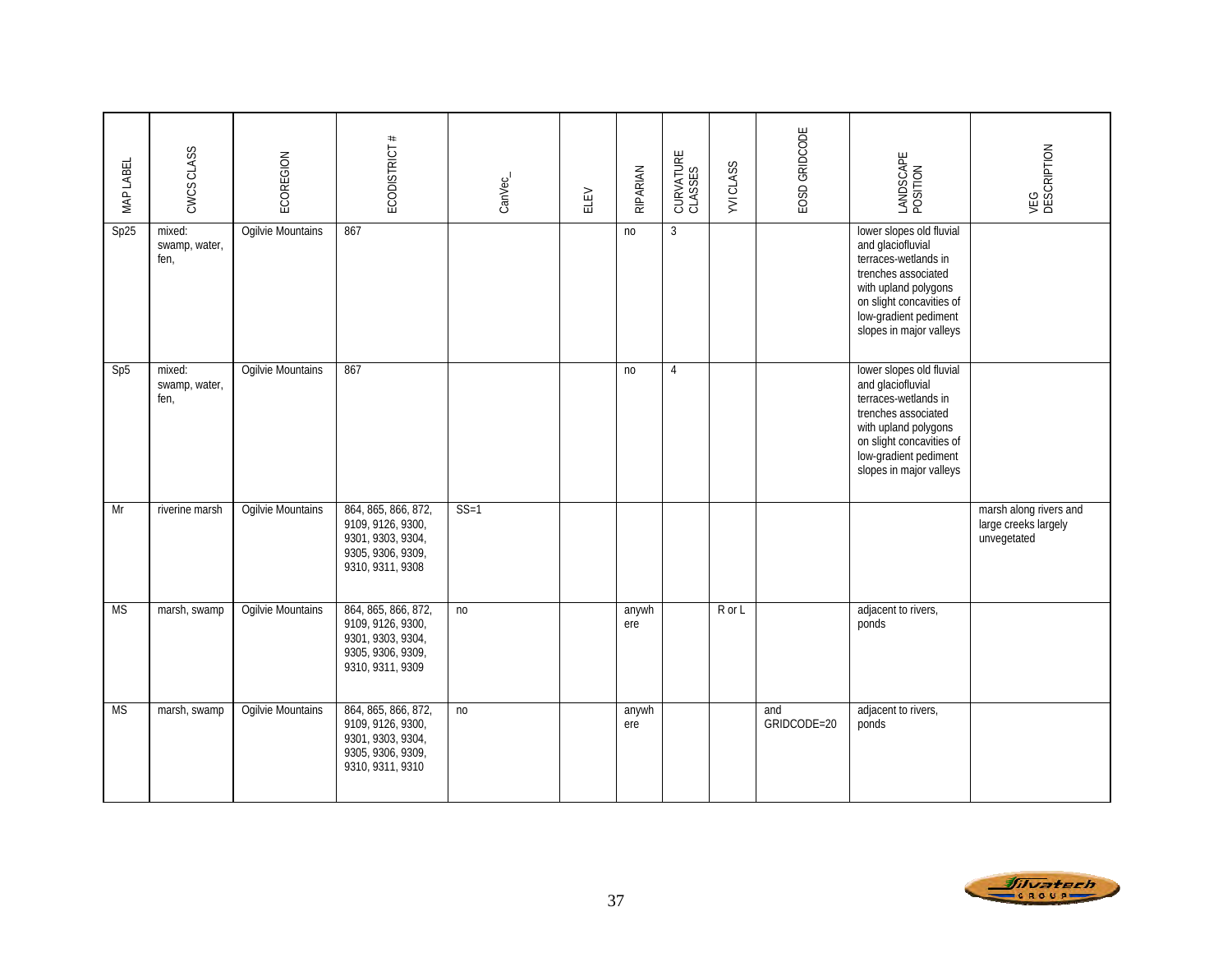| MAP LABEL | CWCS CLASS | ECOREGION | ECODISTRICT # | CanVec_ | ELEV | RIPARIAN | CURVATURE CLASSES | YVI CLASS | EOSD GRIDCODE | LANDSCAPE POSITION | VEG DESCRIPTION |
|---|---|---|---|---|---|---|---|---|---|---|---|
| Sp25 | mixed: swamp, water, fen, | Ogilvie Mountains | 867 | | | no | 3 | | | lower slopes old fluvial and glaciofluvial terraces-wetlands in trenches associated with upland polygons on slight concavities of low-gradient pediment slopes in major valleys | |
| Sp5 | mixed: swamp, water, fen, | Ogilvie Mountains | 867 | | | no | 4 | | | lower slopes old fluvial and glaciofluvial terraces-wetlands in trenches associated with upland polygons on slight concavities of low-gradient pediment slopes in major valleys | |
| Mr | riverine marsh | Ogilvie Mountains | 864, 865, 866, 872, 9109, 9126, 9300, 9301, 9303, 9304, 9305, 9306, 9309, 9310, 9311, 9308 | SS=1 | | | | | | | marsh along rivers and large creeks largely unvegetated |
| MS | marsh, swamp | Ogilvie Mountains | 864, 865, 866, 872, 9109, 9126, 9300, 9301, 9303, 9304, 9305, 9306, 9309, 9310, 9311, 9309 | no | | anywhere | | R or L | | adjacent to rivers, ponds | |
| MS | marsh, swamp | Ogilvie Mountains | 864, 865, 866, 872, 9109, 9126, 9300, 9301, 9303, 9304, 9305, 9306, 9309, 9310, 9311, 9310 | no | | anywhere | | | and GRIDCODE=20 | adjacent to rivers, ponds | |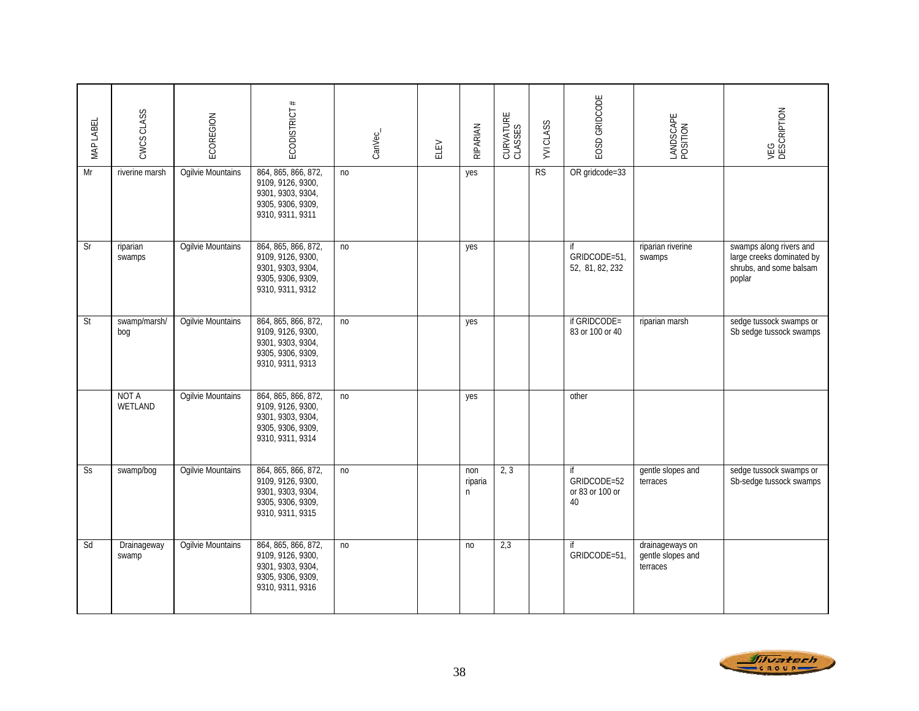| MAP LABEL | CWCS CLASS | ECOREGION | ECODISTRICT # | CanVec_ | ELEV | RIPARIAN | CURVATURE CLASSES | YVI CLASS | EOSD GRIDCODE | LANDSCAPE POSITION | VEG DESCRIPTION |
|---|---|---|---|---|---|---|---|---|---|---|---|
| Mr | riverine marsh | Ogilvie Mountains | 864, 865, 866, 872, 9109, 9126, 9300, 9301, 9303, 9304, 9305, 9306, 9309, 9310, 9311, 9311 | no | | yes | | RS | OR gridcode=33 | | |
| Sr | riparian swamps | Ogilvie Mountains | 864, 865, 866, 872, 9109, 9126, 9300, 9301, 9303, 9304, 9305, 9306, 9309, 9310, 9311, 9312 | no | | yes | | | if GRIDCODE=51, 52, 81, 82, 232 | riparian riverine swamps | swamps along rivers and large creeks dominated by shrubs, and some balsam poplar |
| St | swamp/marsh/ bog | Ogilvie Mountains | 864, 865, 866, 872, 9109, 9126, 9300, 9301, 9303, 9304, 9305, 9306, 9309, 9310, 9311, 9313 | no | | yes | | | if GRIDCODE= 83 or 100 or 40 | riparian marsh | sedge tussock swamps or Sb sedge tussock swamps |
| | NOT A WETLAND | Ogilvie Mountains | 864, 865, 866, 872, 9109, 9126, 9300, 9301, 9303, 9304, 9305, 9306, 9309, 9310, 9311, 9314 | no | | yes | | | other | | |
| Ss | swamp/bog | Ogilvie Mountains | 864, 865, 866, 872, 9109, 9126, 9300, 9301, 9303, 9304, 9305, 9306, 9309, 9310, 9311, 9315 | no | | non riparian | 2, 3 | | if GRIDCODE=52 or 83 or 100 or 40 | gentle slopes and terraces | sedge tussock swamps or Sb-sedge tussock swamps |
| Sd | Drainageway swamp | Ogilvie Mountains | 864, 865, 866, 872, 9109, 9126, 9300, 9301, 9303, 9304, 9305, 9306, 9309, 9310, 9311, 9316 | no | | no | 2,3 | | if GRIDCODE=51, | drainageways on gentle slopes and terraces | |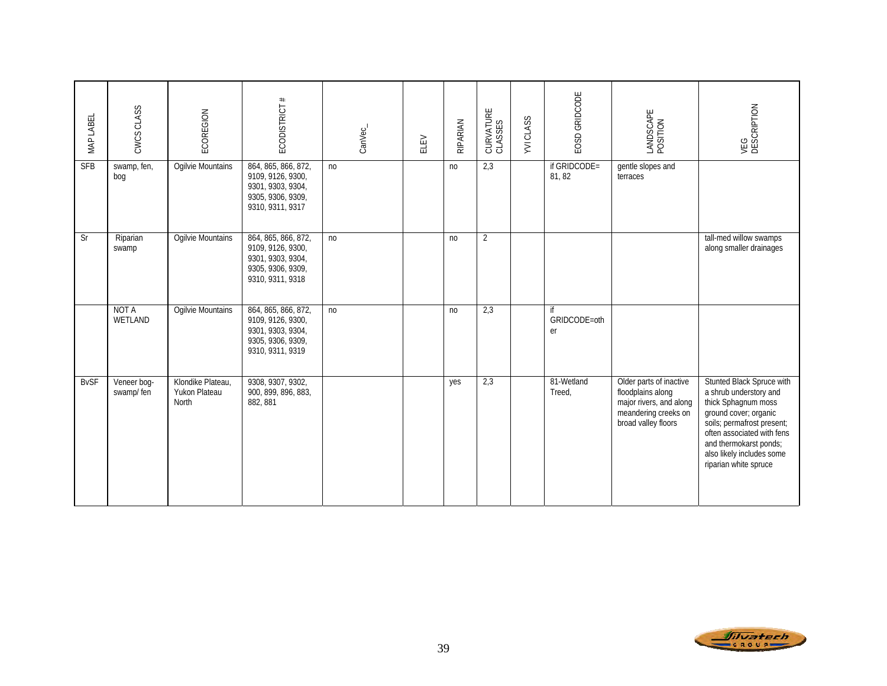| MAP LABEL | CWCS CLASS | ECOREGION | ECODISTRICT # | CanVec_ | ELEV | RIPARIAN | CURVATURE CLASSES | YVI CLASS | EOSD GRIDCODE | LANDSCAPE POSITION | VEG DESCRIPTION |
|---|---|---|---|---|---|---|---|---|---|---|---|
| SFB | swamp, fen, bog | Ogilvie Mountains | 864, 865, 866, 872, 9109, 9126, 9300, 9301, 9303, 9304, 9305, 9306, 9309, 9310, 9311, 9317 | no | | no | 2,3 | | if GRIDCODE= 81, 82 | gentle slopes and terraces | |
| Sr | Riparian swamp | Ogilvie Mountains | 864, 865, 866, 872, 9109, 9126, 9300, 9301, 9303, 9304, 9305, 9306, 9309, 9310, 9311, 9318 | no | | no | 2 | | | | tall-med willow swamps along smaller drainages |
| | NOT A WETLAND | Ogilvie Mountains | 864, 865, 866, 872, 9109, 9126, 9300, 9301, 9303, 9304, 9305, 9306, 9309, 9310, 9311, 9319 | no | | no | 2,3 | | if GRIDCODE=other | | |
| BvSF | Veneer bog-swamp/ fen | Klondike Plateau, Yukon Plateau North | 9308, 9307, 9302, 900, 899, 896, 883, 882, 881 | | | yes | 2,3 | | 81-Wetland Treed, | Older parts of inactive floodplains along major rivers, and along meandering creeks on broad valley floors | Stunted Black Spruce with a shrub understory and thick Sphagnum moss ground cover; organic soils; permafrost present; often associated with fens and thermokarst ponds; also likely includes some riparian white spruce |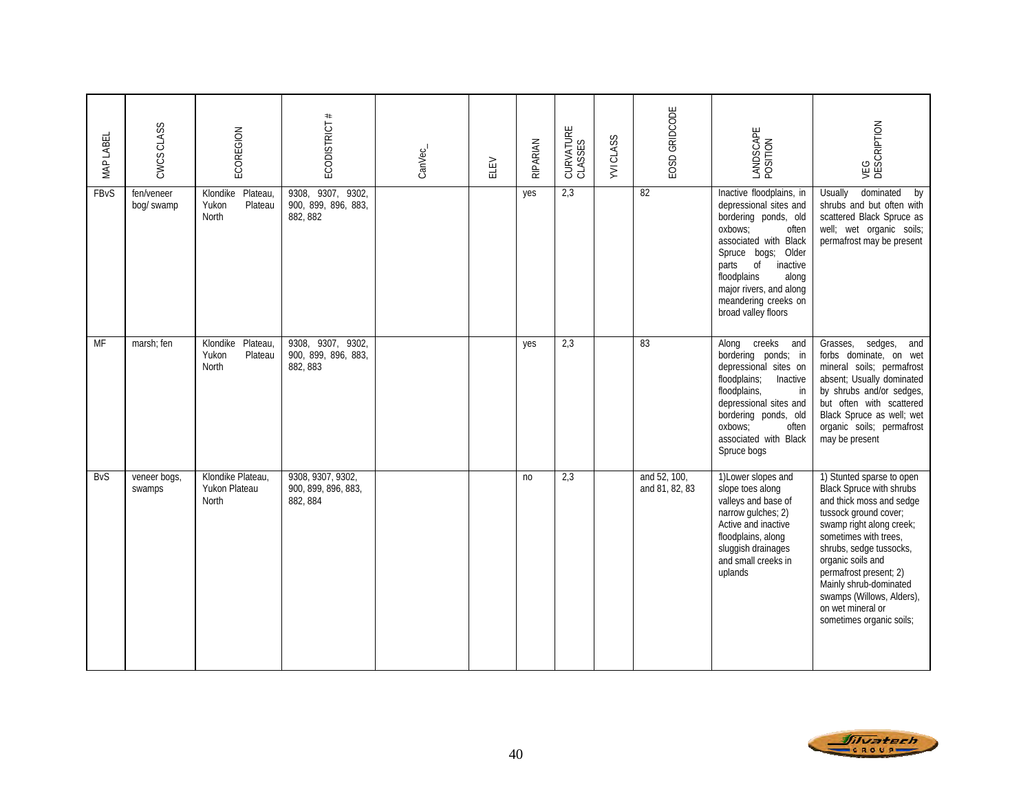| MAP LABEL | CWCS CLASS | ECOREGION | ECODISTRICT # | CanVec_ | ELEV | RIPARIAN | CURVATURE CLASSES | YVI CLASS | EOSD GRIDCODE | LANDSCAPE POSITION | VEG DESCRIPTION |
|---|---|---|---|---|---|---|---|---|---|---|---|
| FBvS | fen/veneer bog/ swamp | Klondike Plateau, Yukon Plateau North | 9308, 9307, 9302, 900, 899, 896, 883, 882, 882 | | | yes | 2,3 | | 82 | Inactive floodplains, in depressional sites and bordering ponds, old oxbows; often associated with Black Spruce bogs; Older parts of inactive floodplains along major rivers, and along meandering creeks on broad valley floors | Usually dominated by shrubs and but often with scattered Black Spruce as well; wet organic soils; permafrost may be present |
| MF | marsh; fen | Klondike Plateau, Yukon Plateau North | 9308, 9307, 9302, 900, 899, 896, 883, 882, 883 | | | yes | 2,3 | | 83 | Along creeks and bordering ponds; in depressional sites on floodplains; Inactive floodplains, in depressional sites and bordering ponds, old oxbows; often associated with Black Spruce bogs | Grasses, sedges, and forbs dominate, on wet mineral soils; permafrost absent; Usually dominated by shrubs and/or sedges, but often with scattered Black Spruce as well; wet organic soils; permafrost may be present |
| BvS | veneer bogs, swamps | Klondike Plateau, Yukon Plateau North | 9308, 9307, 9302, 900, 899, 896, 883, 882, 884 | | | no | 2,3 | | and 52, 100, and 81, 82, 83 | 1)Lower slopes and slope toes along valleys and base of narrow gulches; 2) Active and inactive floodplains, along sluggish drainages and small creeks in uplands | 1) Stunted sparse to open Black Spruce with shrubs and thick moss and sedge tussock ground cover; swamp right along creek; sometimes with trees, shrubs, sedge tussocks, organic soils and permafrost present; 2) Mainly shrub-dominated swamps (Willows, Alders), on wet mineral or sometimes organic soils; |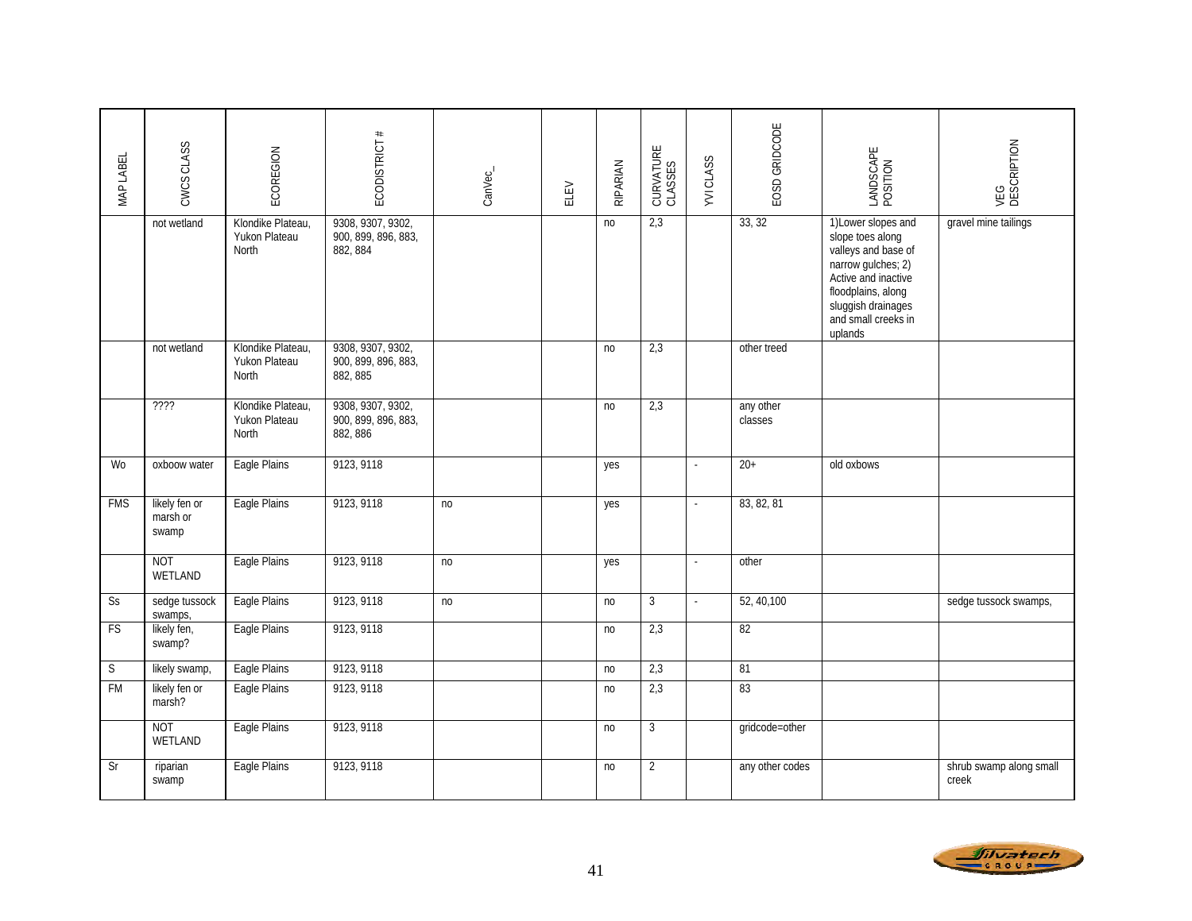| MAP LABEL | CWCS CLASS | ECOREGION | ECODISTRICT # | CanVec_ | ELEV | RIPARIAN | CURVATURE CLASSES | YVI CLASS | EOSD GRIDCODE | LANDSCAPE POSITION | VEG DESCRIPTION |
|---|---|---|---|---|---|---|---|---|---|---|---|
| | not wetland | Klondike Plateau, Yukon Plateau North | 9308, 9307, 9302, 900, 899, 896, 883, 882, 884 | | | no | 2,3 | | 33, 32 | 1)Lower slopes and slope toes along valleys and base of narrow gulches; 2) Active and inactive floodplains, along sluggish drainages and small creeks in uplands | gravel mine tailings |
| | not wetland | Klondike Plateau, Yukon Plateau North | 9308, 9307, 9302, 900, 899, 896, 883, 882, 885 | | | no | 2,3 | | other treed | | |
| | ???? | Klondike Plateau, Yukon Plateau North | 9308, 9307, 9302, 900, 899, 896, 883, 882, 886 | | | no | 2,3 | | any other classes | | |
| Wo | oxboow water | Eagle Plains | 9123, 9118 | | | yes | | - | 20+ | old oxbows | |
| FMS | likely fen or marsh or swamp | Eagle Plains | 9123, 9118 | no | | yes | | - | 83, 82, 81 | | |
| | NOT WETLAND | Eagle Plains | 9123, 9118 | no | | yes | | - | other | | |
| Ss | sedge tussock swamps, | Eagle Plains | 9123, 9118 | no | | no | 3 | - | 52, 40,100 | | sedge tussock swamps, |
| FS | likely fen, swamp? | Eagle Plains | 9123, 9118 | | | no | 2,3 | | 82 | | |
| S | likely swamp, | Eagle Plains | 9123, 9118 | | | no | 2,3 | | 81 | | |
| FM | likely fen or marsh? | Eagle Plains | 9123, 9118 | | | no | 2,3 | | 83 | | |
| | NOT WETLAND | Eagle Plains | 9123, 9118 | | | no | 3 | | gridcode=other | | |
| Sr | riparian swamp | Eagle Plains | 9123, 9118 | | | no | 2 | | any other codes | | shrub swamp along small creek |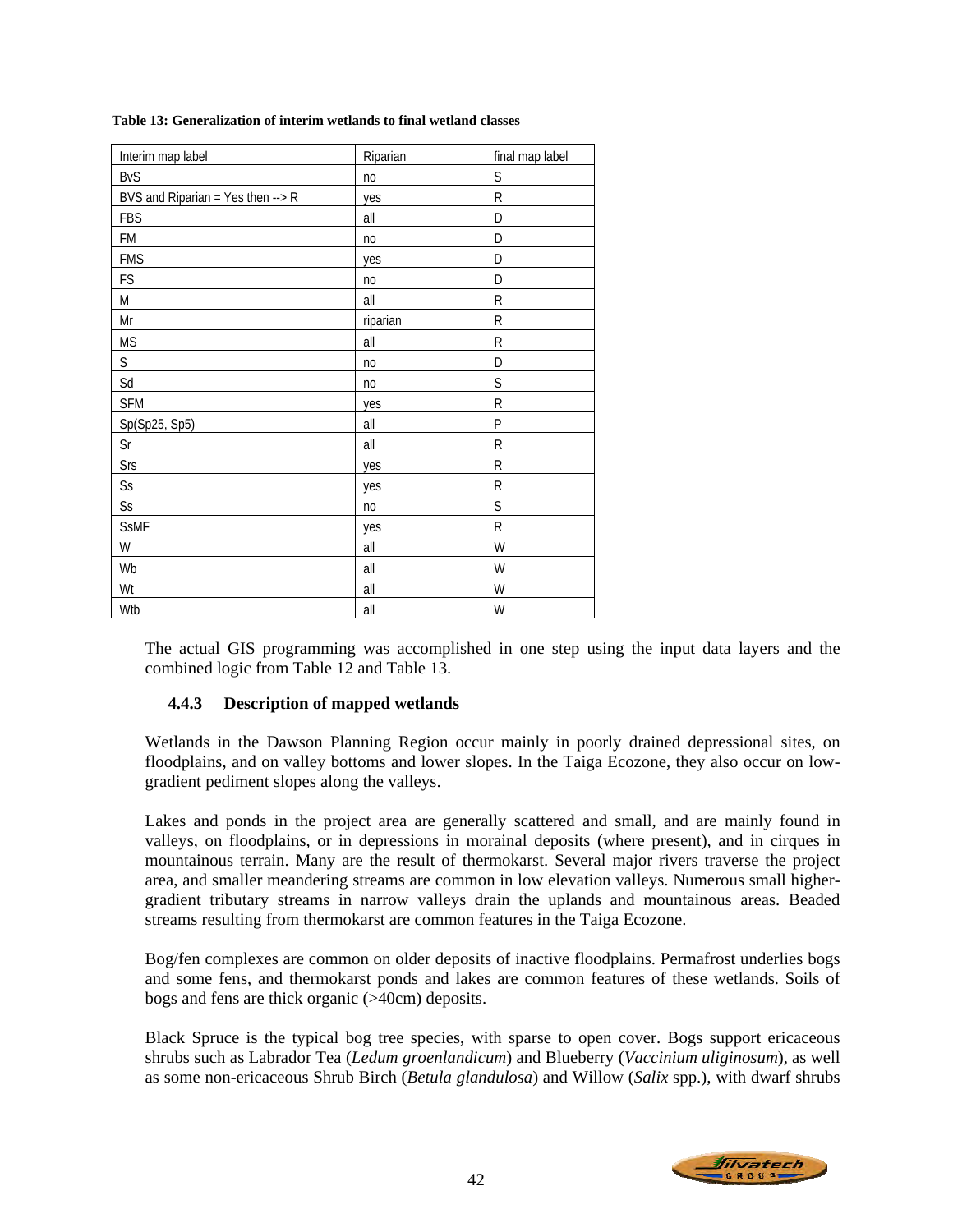**Table 13: Generalization of interim wetlands to final wetland classes**

| Interim map label | Riparian | final map label |
|---|---|---|
| BvS | no | S |
| BVS and Riparian = Yes then --> R | yes | R |
| FBS | all | D |
| FM | no | D |
| FMS | yes | D |
| FS | no | D |
| M | all | R |
| Mr | riparian | R |
| MS | all | R |
| S | no | D |
| Sd | no | S |
| SFM | yes | R |
| Sp(Sp25, Sp5) | all | P |
| Sr | all | R |
| Srs | yes | R |
| Ss | yes | R |
| Ss | no | S |
| SsMF | yes | R |
| W | all | W |
| Wb | all | W |
| Wt | all | W |
| Wtb | all | W |

The actual GIS programming was accomplished in one step using the input data layers and the combined logic from Table 12 and Table 13.

### 4.4.3 Description of mapped wetlands

Wetlands in the Dawson Planning Region occur mainly in poorly drained depressional sites, on floodplains, and on valley bottoms and lower slopes. In the Taiga Ecozone, they also occur on low-gradient pediment slopes along the valleys.

Lakes and ponds in the project area are generally scattered and small, and are mainly found in valleys, on floodplains, or in depressions in morainal deposits (where present), and in cirques in mountainous terrain. Many are the result of thermokarst. Several major rivers traverse the project area, and smaller meandering streams are common in low elevation valleys. Numerous small higher-gradient tributary streams in narrow valleys drain the uplands and mountainous areas. Beaded streams resulting from thermokarst are common features in the Taiga Ecozone.

Bog/fen complexes are common on older deposits of inactive floodplains. Permafrost underlies bogs and some fens, and thermokarst ponds and lakes are common features of these wetlands. Soils of bogs and fens are thick organic (>40cm) deposits.

Black Spruce is the typical bog tree species, with sparse to open cover. Bogs support ericaceous shrubs such as Labrador Tea (*Ledum groenlandicum*) and Blueberry (*Vaccinium uliginosum*), as well as some non-ericaceous Shrub Birch (*Betula glandulosa*) and Willow (*Salix* spp.), with dwarf shrubs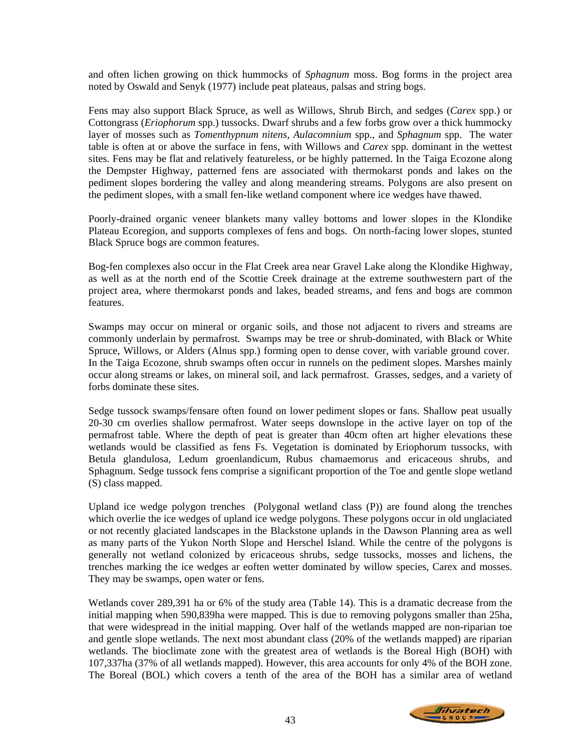and often lichen growing on thick hummocks of *Sphagnum* moss. Bog forms in the project area noted by Oswald and Senyk (1977) include peat plateaus, palsas and string bogs.

Fens may also support Black Spruce, as well as Willows, Shrub Birch, and sedges (*Carex* spp.) or Cottongrass (*Eriophorum* spp.) tussocks. Dwarf shrubs and a few forbs grow over a thick hummocky layer of mosses such as *Tomenthypnum nitens, Aulacomnium* spp., and *Sphagnum* spp. The water table is often at or above the surface in fens, with Willows and *Carex* spp. dominant in the wettest sites. Fens may be flat and relatively featureless, or be highly patterned. In the Taiga Ecozone along the Dempster Highway, patterned fens are associated with thermokarst ponds and lakes on the pediment slopes bordering the valley and along meandering streams. Polygons are also present on the pediment slopes, with a small fen-like wetland component where ice wedges have thawed.

Poorly-drained organic veneer blankets many valley bottoms and lower slopes in the Klondike Plateau Ecoregion, and supports complexes of fens and bogs. On north-facing lower slopes, stunted Black Spruce bogs are common features.

Bog-fen complexes also occur in the Flat Creek area near Gravel Lake along the Klondike Highway, as well as at the north end of the Scottie Creek drainage at the extreme southwestern part of the project area, where thermokarst ponds and lakes, beaded streams, and fens and bogs are common features.

Swamps may occur on mineral or organic soils, and those not adjacent to rivers and streams are commonly underlain by permafrost. Swamps may be tree or shrub-dominated, with Black or White Spruce, Willows, or Alders (Alnus spp.) forming open to dense cover, with variable ground cover. In the Taiga Ecozone, shrub swamps often occur in runnels on the pediment slopes. Marshes mainly occur along streams or lakes, on mineral soil, and lack permafrost. Grasses, sedges, and a variety of forbs dominate these sites.

Sedge tussock swamps/fensare often found on lower pediment slopes or fans. Shallow peat usually 20-30 cm overlies shallow permafrost. Water seeps downslope in the active layer on top of the permafrost table. Where the depth of peat is greater than 40cm often art higher elevations these wetlands would be classified as fens Fs. Vegetation is dominated by Eriophorum tussocks, with Betula glandulosa, Ledum groenlandicum, Rubus chamaemorus and ericaceous shrubs, and Sphagnum. Sedge tussock fens comprise a significant proportion of the Toe and gentle slope wetland (S) class mapped.

Upland ice wedge polygon trenches (Polygonal wetland class (P)) are found along the trenches which overlie the ice wedges of upland ice wedge polygons. These polygons occur in old unglaciated or not recently glaciated landscapes in the Blackstone uplands in the Dawson Planning area as well as many parts of the Yukon North Slope and Herschel Island. While the centre of the polygons is generally not wetland colonized by ericaceous shrubs, sedge tussocks, mosses and lichens, the trenches marking the ice wedges ar eoften wetter dominated by willow species, Carex and mosses. They may be swamps, open water or fens.

Wetlands cover 289,391 ha or 6% of the study area (Table 14). This is a dramatic decrease from the initial mapping when 590,839ha were mapped. This is due to removing polygons smaller than 25ha, that were widespread in the initial mapping. Over half of the wetlands mapped are non-riparian toe and gentle slope wetlands. The next most abundant class (20% of the wetlands mapped) are riparian wetlands. The bioclimate zone with the greatest area of wetlands is the Boreal High (BOH) with 107,337ha (37% of all wetlands mapped). However, this area accounts for only 4% of the BOH zone. The Boreal (BOL) which covers a tenth of the area of the BOH has a similar area of wetland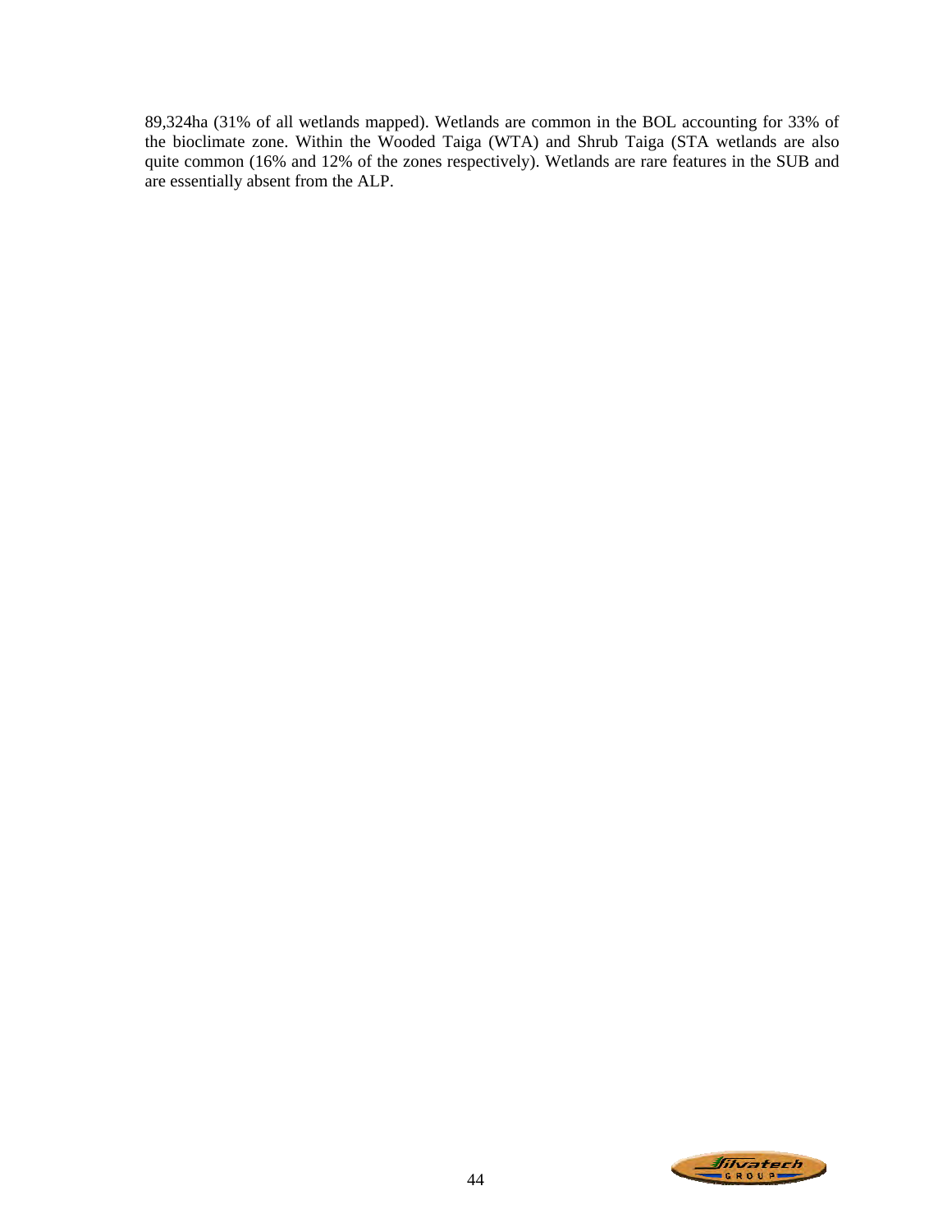89,324ha (31% of all wetlands mapped). Wetlands are common in the BOL accounting for 33% of the bioclimate zone. Within the Wooded Taiga (WTA) and Shrub Taiga (STA wetlands are also quite common (16% and 12% of the zones respectively). Wetlands are rare features in the SUB and are essentially absent from the ALP.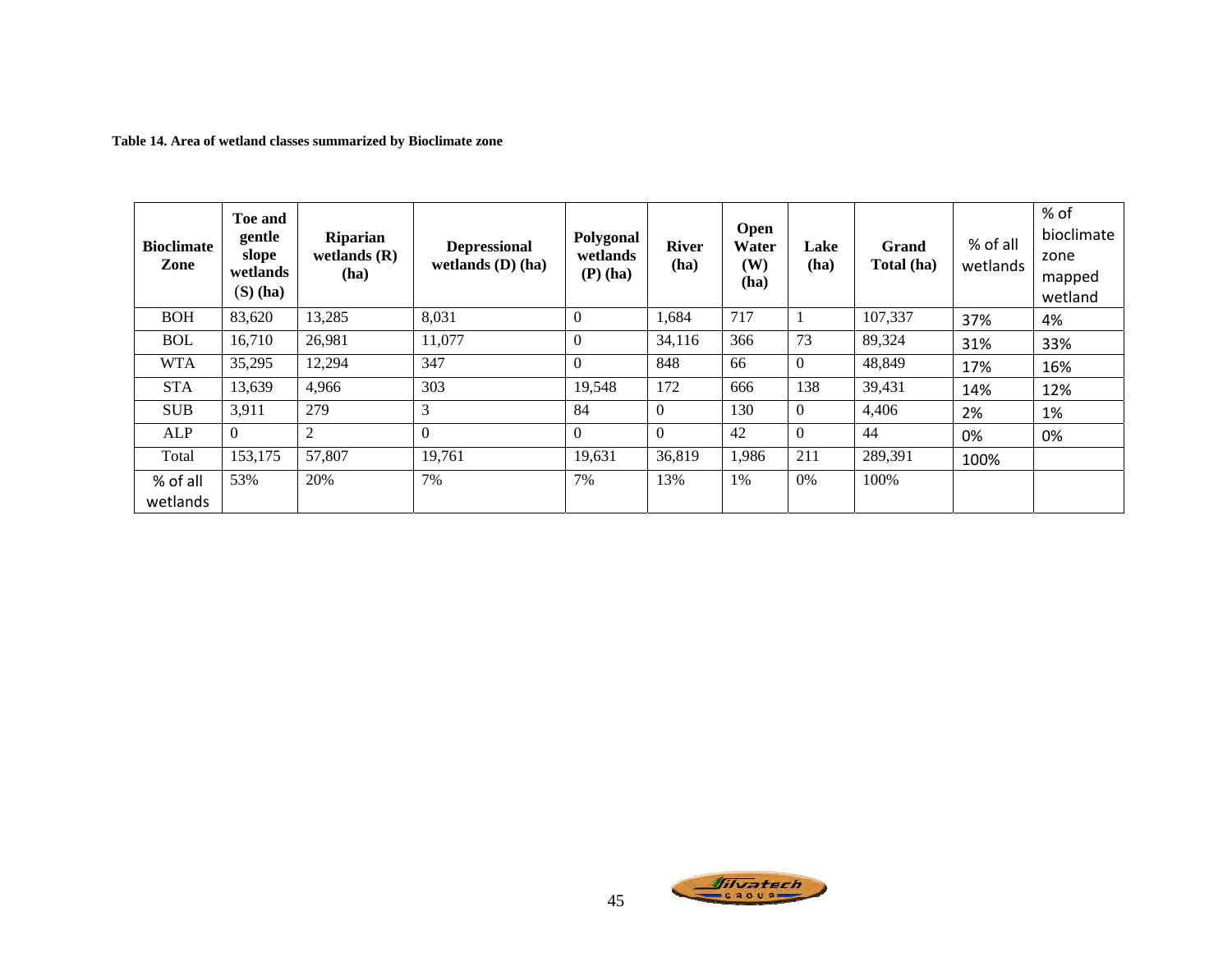**Table 14. Area of wetland classes summarized by Bioclimate zone**

| Bioclimate Zone | Toe and gentle slope wetlands (S) (ha) | Riparian wetlands (R) (ha) | Depressional wetlands (D) (ha) | Polygonal wetlands (P) (ha) | River (ha) | Open Water (W) (ha) | Lake (ha) | Grand Total (ha) | % of all wetlands | % of bioclimate zone mapped wetland |
|---|---|---|---|---|---|---|---|---|---|---|
| BOH | 83,620 | 13,285 | 8,031 | 0 | 1,684 | 717 | 1 | 107,337 | 37% | 4% |
| BOL | 16,710 | 26,981 | 11,077 | 0 | 34,116 | 366 | 73 | 89,324 | 31% | 33% |
| WTA | 35,295 | 12,294 | 347 | 0 | 848 | 66 | 0 | 48,849 | 17% | 16% |
| STA | 13,639 | 4,966 | 303 | 19,548 | 172 | 666 | 138 | 39,431 | 14% | 12% |
| SUB | 3,911 | 279 | 3 | 84 | 0 | 130 | 0 | 4,406 | 2% | 1% |
| ALP | 0 | 2 | 0 | 0 | 0 | 42 | 0 | 44 | 0% | 0% |
| Total | 153,175 | 57,807 | 19,761 | 19,631 | 36,819 | 1,986 | 211 | 289,391 | 100% | |
| % of all wetlands | 53% | 20% | 7% | 7% | 13% | 1% | 0% | 100% | | |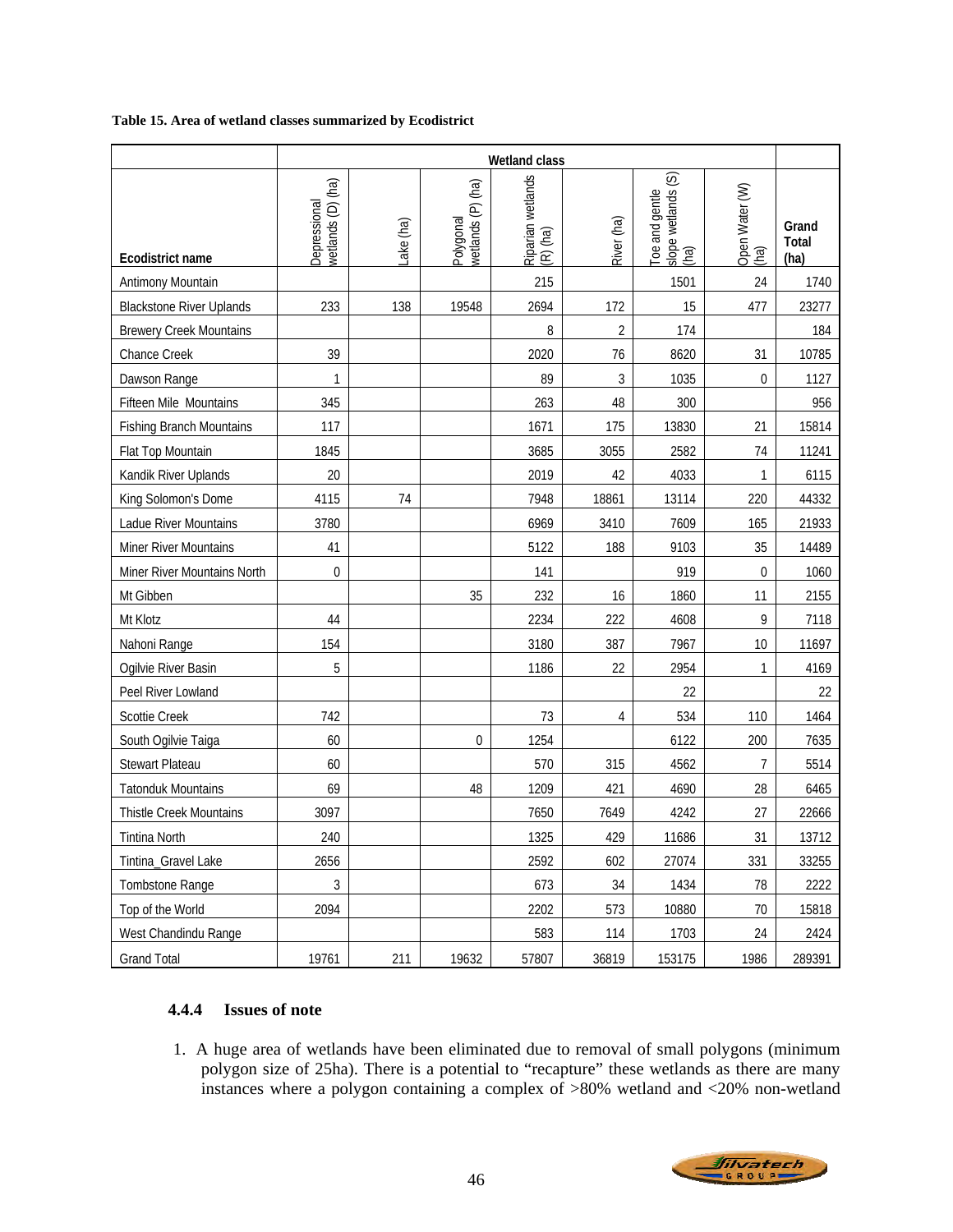**Table 15. Area of wetland classes summarized by Ecodistrict**

| | Wetland class | | | | | | | |
|---|---|---|---|---|---|---|---|---|
| Ecodistrict name | Depressional wetlands (D) (ha) | Lake (ha) | Polygonal wetlands (P) (ha) | Riparian wetlands (R) (ha) | River (ha) | Toe and gentle slope wetlands (S) (ha) | Open Water (W) (ha) | Grand Total (ha) |
| Antimony Mountain | | | | 215 | | 1501 | 24 | 1740 |
| Blackstone River Uplands | 233 | 138 | 19548 | 2694 | 172 | 15 | 477 | 23277 |
| Brewery Creek Mountains | | | | 8 | 2 | 174 | | 184 |
| Chance Creek | 39 | | | 2020 | 76 | 8620 | 31 | 10785 |
| Dawson Range | 1 | | | 89 | 3 | 1035 | 0 | 1127 |
| Fifteen Mile Mountains | 345 | | | 263 | 48 | 300 | | 956 |
| Fishing Branch Mountains | 117 | | | 1671 | 175 | 13830 | 21 | 15814 |
| Flat Top Mountain | 1845 | | | 3685 | 3055 | 2582 | 74 | 11241 |
| Kandik River Uplands | 20 | | | 2019 | 42 | 4033 | 1 | 6115 |
| King Solomon's Dome | 4115 | 74 | | 7948 | 18861 | 13114 | 220 | 44332 |
| Ladue River Mountains | 3780 | | | 6969 | 3410 | 7609 | 165 | 21933 |
| Miner River Mountains | 41 | | | 5122 | 188 | 9103 | 35 | 14489 |
| Miner River Mountains North | 0 | | | 141 | | 919 | 0 | 1060 |
| Mt Gibben | | | 35 | 232 | 16 | 1860 | 11 | 2155 |
| Mt Klotz | 44 | | | 2234 | 222 | 4608 | 9 | 7118 |
| Nahoni Range | 154 | | | 3180 | 387 | 7967 | 10 | 11697 |
| Ogilvie River Basin | 5 | | | 1186 | 22 | 2954 | 1 | 4169 |
| Peel River Lowland | | | | | | 22 | | 22 |
| Scottie Creek | 742 | | | 73 | 4 | 534 | 110 | 1464 |
| South Ogilvie Taiga | 60 | | 0 | 1254 | | 6122 | 200 | 7635 |
| Stewart Plateau | 60 | | | 570 | 315 | 4562 | 7 | 5514 |
| Tatonduk Mountains | 69 | | 48 | 1209 | 421 | 4690 | 28 | 6465 |
| Thistle Creek Mountains | 3097 | | | 7650 | 7649 | 4242 | 27 | 22666 |
| Tintina North | 240 | | | 1325 | 429 | 11686 | 31 | 13712 |
| Tintina_Gravel Lake | 2656 | | | 2592 | 602 | 27074 | 331 | 33255 |
| Tombstone Range | 3 | | | 673 | 34 | 1434 | 78 | 2222 |
| Top of the World | 2094 | | | 2202 | 573 | 10880 | 70 | 15818 |
| West Chandindu Range | | | | 583 | 114 | 1703 | 24 | 2424 |
| Grand Total | 19761 | 211 | 19632 | 57807 | 36819 | 153175 | 1986 | 289391 |

### 4.4.4 Issues of note

1. A huge area of wetlands have been eliminated due to removal of small polygons (minimum polygon size of 25ha). There is a potential to "recapture" these wetlands as there are many instances where a polygon containing a complex of >80% wetland and <20% non-wetland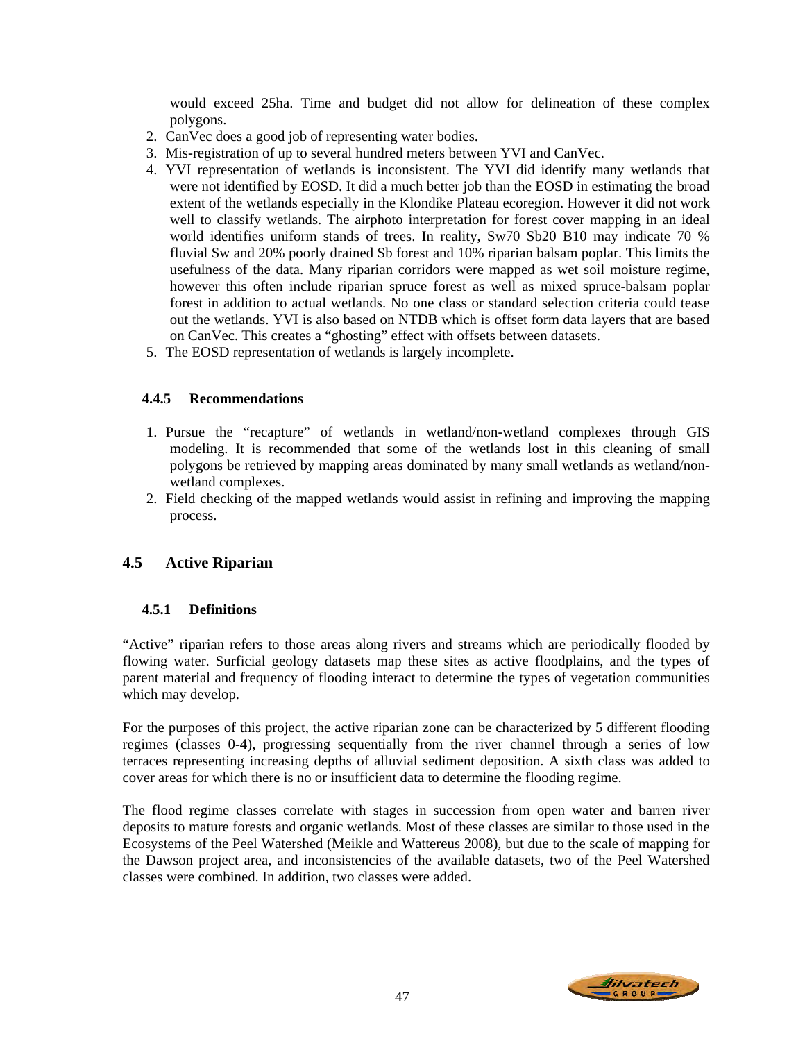would exceed 25ha. Time and budget did not allow for delineation of these complex polygons.

2. CanVec does a good job of representing water bodies.
3. Mis-registration of up to several hundred meters between YVI and CanVec.
4. YVI representation of wetlands is inconsistent. The YVI did identify many wetlands that were not identified by EOSD. It did a much better job than the EOSD in estimating the broad extent of the wetlands especially in the Klondike Plateau ecoregion. However it did not work well to classify wetlands. The airphoto interpretation for forest cover mapping in an ideal world identifies uniform stands of trees. In reality, Sw70 Sb20 B10 may indicate 70 % fluvial Sw and 20% poorly drained Sb forest and 10% riparian balsam poplar. This limits the usefulness of the data. Many riparian corridors were mapped as wet soil moisture regime, however this often include riparian spruce forest as well as mixed spruce-balsam poplar forest in addition to actual wetlands. No one class or standard selection criteria could tease out the wetlands. YVI is also based on NTDB which is offset form data layers that are based on CanVec. This creates a "ghosting" effect with offsets between datasets.
5. The EOSD representation of wetlands is largely incomplete.

### 4.4.5 Recommendations

1. Pursue the "recapture" of wetlands in wetland/non-wetland complexes through GIS modeling. It is recommended that some of the wetlands lost in this cleaning of small polygons be retrieved by mapping areas dominated by many small wetlands as wetland/non-wetland complexes.
2. Field checking of the mapped wetlands would assist in refining and improving the mapping process.

## 4.5 Active Riparian

### 4.5.1 Definitions

"Active" riparian refers to those areas along rivers and streams which are periodically flooded by flowing water. Surficial geology datasets map these sites as active floodplains, and the types of parent material and frequency of flooding interact to determine the types of vegetation communities which may develop.

For the purposes of this project, the active riparian zone can be characterized by 5 different flooding regimes (classes 0-4), progressing sequentially from the river channel through a series of low terraces representing increasing depths of alluvial sediment deposition. A sixth class was added to cover areas for which there is no or insufficient data to determine the flooding regime.

The flood regime classes correlate with stages in succession from open water and barren river deposits to mature forests and organic wetlands. Most of these classes are similar to those used in the Ecosystems of the Peel Watershed (Meikle and Wattereus 2008), but due to the scale of mapping for the Dawson project area, and inconsistencies of the available datasets, two of the Peel Watershed classes were combined. In addition, two classes were added.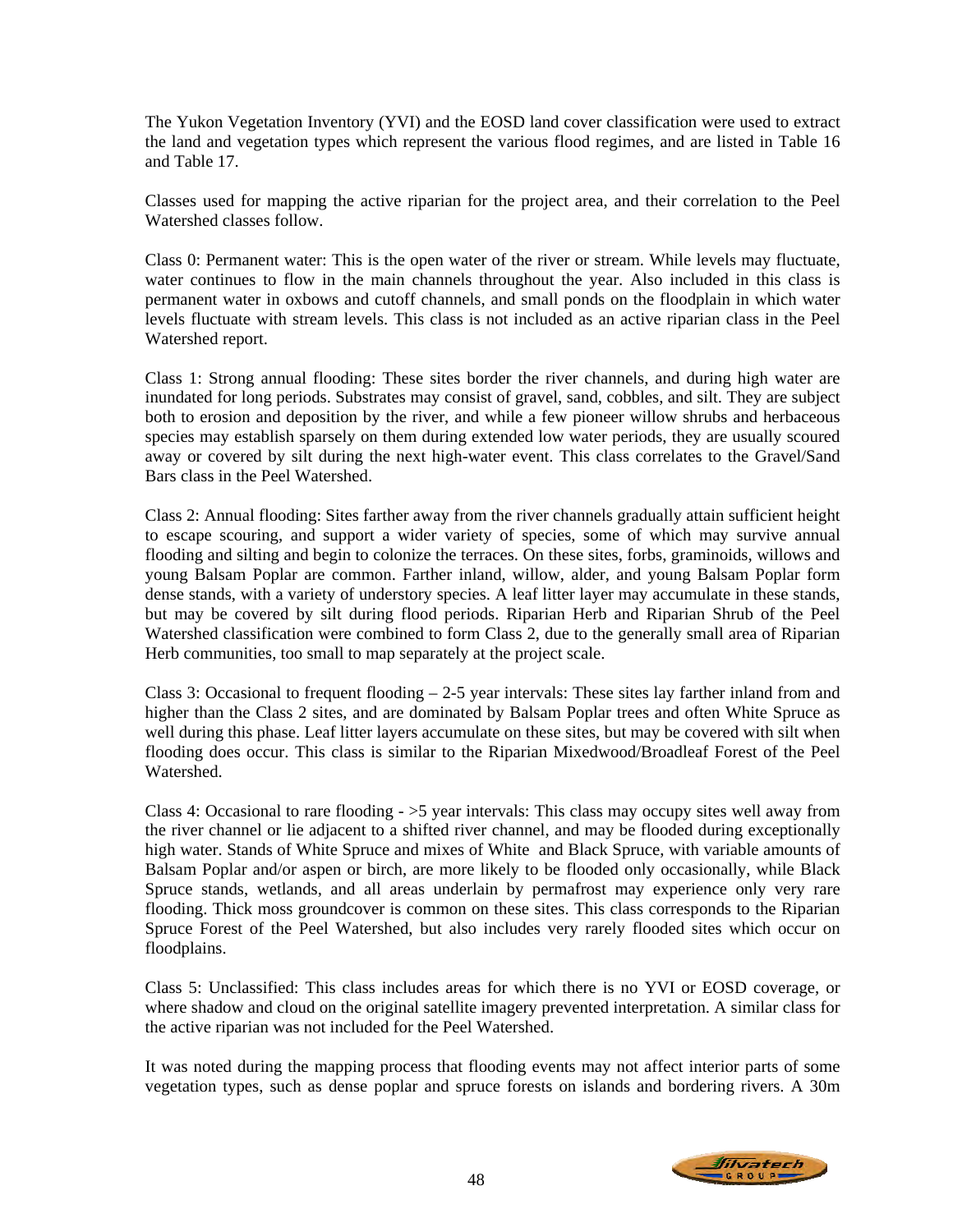The Yukon Vegetation Inventory (YVI) and the EOSD land cover classification were used to extract the land and vegetation types which represent the various flood regimes, and are listed in Table 16 and Table 17.

Classes used for mapping the active riparian for the project area, and their correlation to the Peel Watershed classes follow.

Class 0: Permanent water: This is the open water of the river or stream. While levels may fluctuate, water continues to flow in the main channels throughout the year. Also included in this class is permanent water in oxbows and cutoff channels, and small ponds on the floodplain in which water levels fluctuate with stream levels. This class is not included as an active riparian class in the Peel Watershed report.

Class 1: Strong annual flooding: These sites border the river channels, and during high water are inundated for long periods. Substrates may consist of gravel, sand, cobbles, and silt. They are subject both to erosion and deposition by the river, and while a few pioneer willow shrubs and herbaceous species may establish sparsely on them during extended low water periods, they are usually scoured away or covered by silt during the next high-water event. This class correlates to the Gravel/Sand Bars class in the Peel Watershed.

Class 2: Annual flooding: Sites farther away from the river channels gradually attain sufficient height to escape scouring, and support a wider variety of species, some of which may survive annual flooding and silting and begin to colonize the terraces. On these sites, forbs, graminoids, willows and young Balsam Poplar are common. Farther inland, willow, alder, and young Balsam Poplar form dense stands, with a variety of understory species. A leaf litter layer may accumulate in these stands, but may be covered by silt during flood periods. Riparian Herb and Riparian Shrub of the Peel Watershed classification were combined to form Class 2, due to the generally small area of Riparian Herb communities, too small to map separately at the project scale.

Class 3: Occasional to frequent flooding – 2-5 year intervals: These sites lay farther inland from and higher than the Class 2 sites, and are dominated by Balsam Poplar trees and often White Spruce as well during this phase. Leaf litter layers accumulate on these sites, but may be covered with silt when flooding does occur. This class is similar to the Riparian Mixedwood/Broadleaf Forest of the Peel Watershed.

Class 4: Occasional to rare flooding - >5 year intervals: This class may occupy sites well away from the river channel or lie adjacent to a shifted river channel, and may be flooded during exceptionally high water. Stands of White Spruce and mixes of White and Black Spruce, with variable amounts of Balsam Poplar and/or aspen or birch, are more likely to be flooded only occasionally, while Black Spruce stands, wetlands, and all areas underlain by permafrost may experience only very rare flooding. Thick moss groundcover is common on these sites. This class corresponds to the Riparian Spruce Forest of the Peel Watershed, but also includes very rarely flooded sites which occur on floodplains.

Class 5: Unclassified: This class includes areas for which there is no YVI or EOSD coverage, or where shadow and cloud on the original satellite imagery prevented interpretation. A similar class for the active riparian was not included for the Peel Watershed.

It was noted during the mapping process that flooding events may not affect interior parts of some vegetation types, such as dense poplar and spruce forests on islands and bordering rivers. A 30m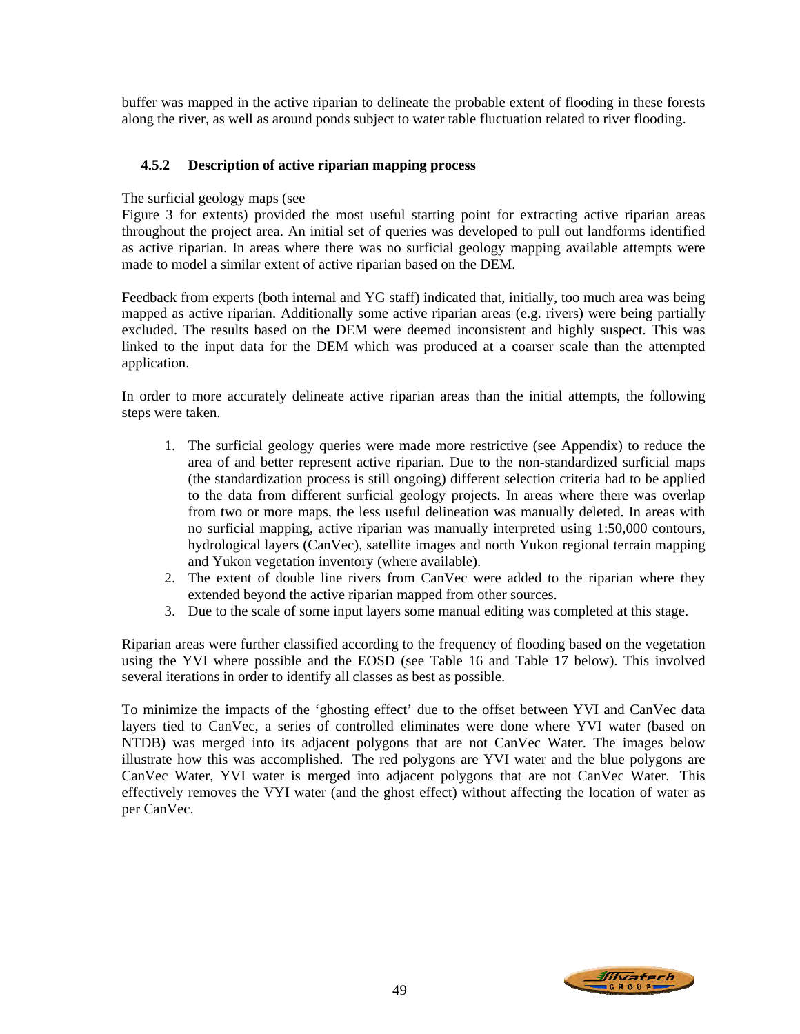buffer was mapped in the active riparian to delineate the probable extent of flooding in these forests along the river, as well as around ponds subject to water table fluctuation related to river flooding.

### 4.5.2 Description of active riparian mapping process

The surficial geology maps (see Figure 3 for extents) provided the most useful starting point for extracting active riparian areas throughout the project area. An initial set of queries was developed to pull out landforms identified as active riparian. In areas where there was no surficial geology mapping available attempts were made to model a similar extent of active riparian based on the DEM.

Feedback from experts (both internal and YG staff) indicated that, initially, too much area was being mapped as active riparian. Additionally some active riparian areas (e.g. rivers) were being partially excluded. The results based on the DEM were deemed inconsistent and highly suspect. This was linked to the input data for the DEM which was produced at a coarser scale than the attempted application.

In order to more accurately delineate active riparian areas than the initial attempts, the following steps were taken.

1. The surficial geology queries were made more restrictive (see Appendix) to reduce the area of and better represent active riparian. Due to the non-standardized surficial maps (the standardization process is still ongoing) different selection criteria had to be applied to the data from different surficial geology projects. In areas where there was overlap from two or more maps, the less useful delineation was manually deleted. In areas with no surficial mapping, active riparian was manually interpreted using 1:50,000 contours, hydrological layers (CanVec), satellite images and north Yukon regional terrain mapping and Yukon vegetation inventory (where available).
2. The extent of double line rivers from CanVec were added to the riparian where they extended beyond the active riparian mapped from other sources.
3. Due to the scale of some input layers some manual editing was completed at this stage.

Riparian areas were further classified according to the frequency of flooding based on the vegetation using the YVI where possible and the EOSD (see Table 16 and Table 17 below). This involved several iterations in order to identify all classes as best as possible.

To minimize the impacts of the 'ghosting effect' due to the offset between YVI and CanVec data layers tied to CanVec, a series of controlled eliminates were done where YVI water (based on NTDB) was merged into its adjacent polygons that are not CanVec Water. The images below illustrate how this was accomplished. The red polygons are YVI water and the blue polygons are CanVec Water, YVI water is merged into adjacent polygons that are not CanVec Water. This effectively removes the VYI water (and the ghost effect) without affecting the location of water as per CanVec.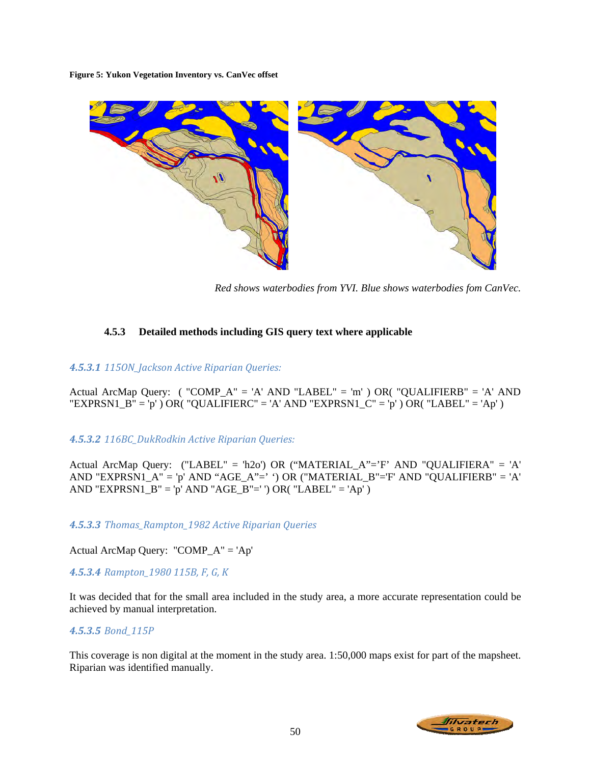**Figure 5: Yukon Vegetation Inventory vs. CanVec offset**

*Red shows waterbodies from YVI. Blue shows waterbodies fom CanVec.*

### 4.5.3 Detailed methods including GIS query text where applicable

#### *4.5.3.1 115ON_Jackson Active Riparian Queries:*

Actual ArcMap Query: ( "COMP_A" = 'A' AND "LABEL" = 'm' ) OR( "QUALIFIERB" = 'A' AND "EXPRSN1_B" = 'p' ) OR( "QUALIFIERC" = 'A' AND "EXPRSN1_C" = 'p' ) OR( "LABEL" = 'Ap' )

#### *4.5.3.2 116BC_DukRodkin Active Riparian Queries:*

Actual ArcMap Query: ("LABEL" = 'h2o') OR ("MATERIAL_A"='F' AND "QUALIFIERA" = 'A' AND "EXPRSN1_A" = 'p' AND "AGE_A"=' ') OR ("MATERIAL_B"='F' AND "QUALIFIERB" = 'A' AND "EXPRSN1_B" = 'p' AND "AGE_B"=' ') OR( "LABEL" = 'Ap' )

#### *4.5.3.3 Thomas_Rampton_1982 Active Riparian Queries*

Actual ArcMap Query: "COMP_A" = 'Ap'

#### *4.5.3.4 Rampton_1980 115B, F, G, K*

It was decided that for the small area included in the study area, a more accurate representation could be achieved by manual interpretation.

#### *4.5.3.5 Bond_115P*

This coverage is non digital at the moment in the study area. 1:50,000 maps exist for part of the mapsheet. Riparian was identified manually.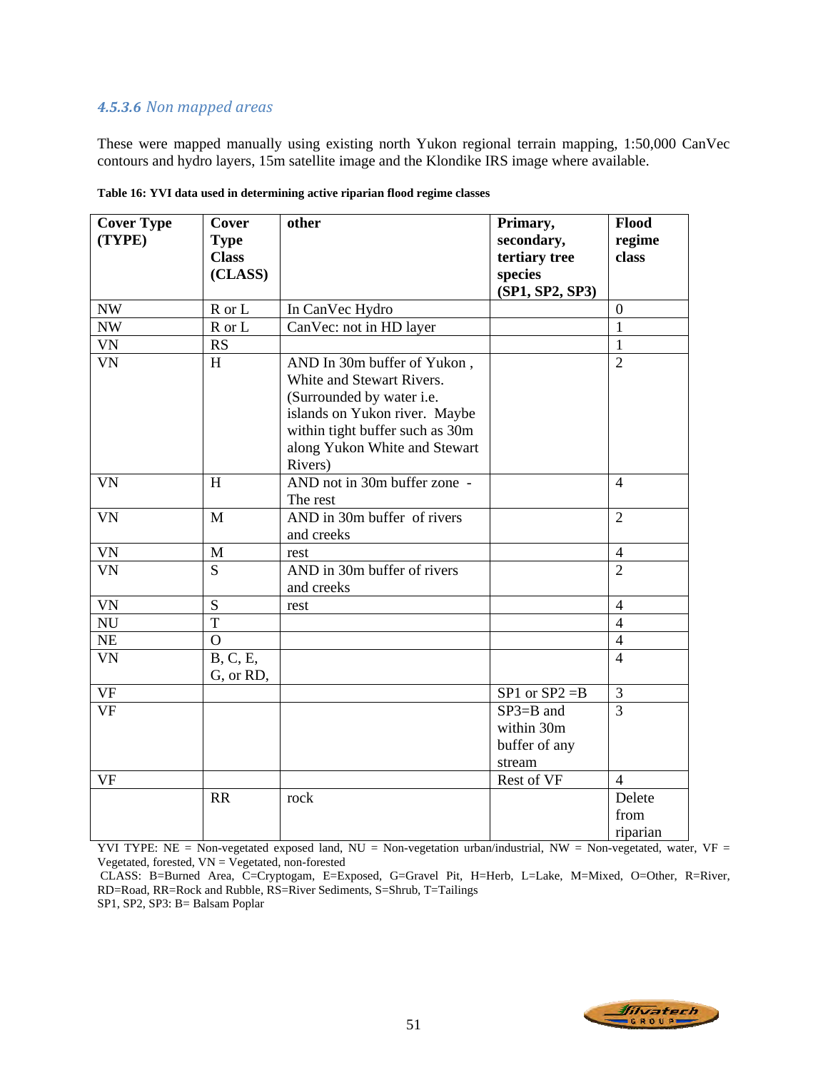#### *4.5.3.6 Non mapped areas*

These were mapped manually using existing north Yukon regional terrain mapping, 1:50,000 CanVec contours and hydro layers, 15m satellite image and the Klondike IRS image where available.

**Table 16: YVI data used in determining active riparian flood regime classes**

| Cover Type (TYPE) | Cover Type Class (CLASS) | other | Primary, secondary, tertiary tree species (SP1, SP2, SP3) | Flood regime class |
|---|---|---|---|---|
| NW | R or L | In CanVec Hydro | | 0 |
| NW | R or L | CanVec: not in HD layer | | 1 |
| VN | RS | | | 1 |
| VN | H | AND In 30m buffer of Yukon , White and Stewart Rivers. (Surrounded by water i.e. islands on Yukon river. Maybe within tight buffer such as 30m along Yukon White and Stewart Rivers) | | 2 |
| VN | H | AND not in 30m buffer zone - The rest | | 4 |
| VN | M | AND in 30m buffer of rivers and creeks | | 2 |
| VN | M | rest | | 4 |
| VN | S | AND in 30m buffer of rivers and creeks | | 2 |
| VN | S | rest | | 4 |
| NU | T | | | 4 |
| NE | O | | | 4 |
| VN | B, C, E, G, or RD, | | | 4 |
| VF | | | SP1 or SP2 =B | 3 |
| VF | | | SP3=B and within 30m buffer of any stream | 3 |
| VF | | | Rest of VF | 4 |
| | RR | rock | | Delete from riparian |

YVI TYPE: NE = Non-vegetated exposed land, NU = Non-vegetation urban/industrial, NW = Non-vegetated, water, VF = Vegetated, forested, VN = Vegetated, non-forested
CLASS: B=Burned Area, C=Cryptogam, E=Exposed, G=Gravel Pit, H=Herb, L=Lake, M=Mixed, O=Other, R=River, RD=Road, RR=Rock and Rubble, RS=River Sediments, S=Shrub, T=Tailings
SP1, SP2, SP3: B= Balsam Poplar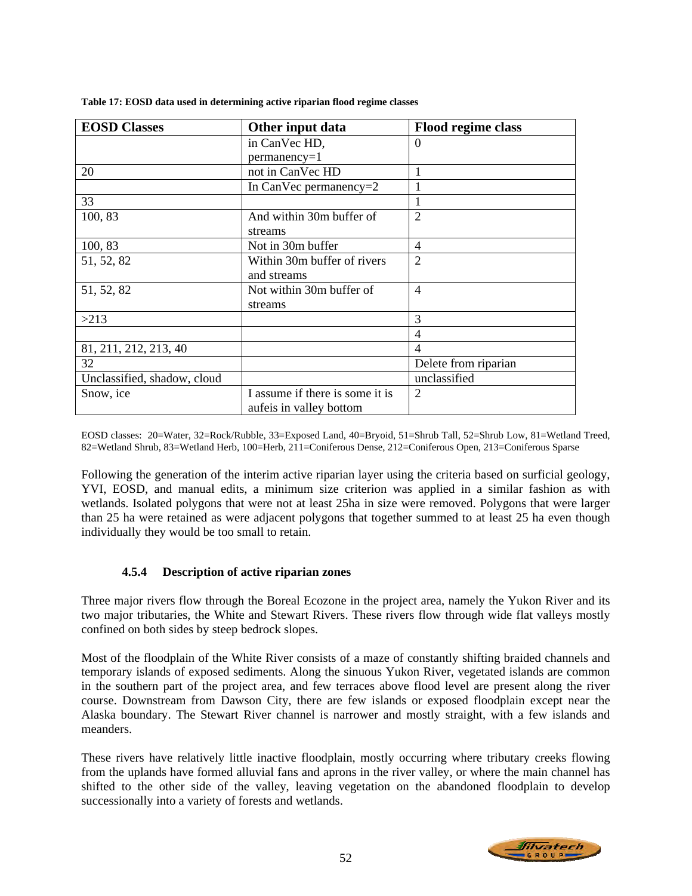**Table 17: EOSD data used in determining active riparian flood regime classes**

| EOSD Classes | Other input data | Flood regime class |
|---|---|---|
| | in CanVec HD, permanency=1 | 0 |
| 20 | not in CanVec HD | 1 |
| | In CanVec permanency=2 | 1 |
| 33 | | 1 |
| 100, 83 | And within 30m buffer of streams | 2 |
| 100, 83 | Not in 30m buffer | 4 |
| 51, 52, 82 | Within 30m buffer of rivers and streams | 2 |
| 51, 52, 82 | Not within 30m buffer of streams | 4 |
| >213 | | 3 |
| | | 4 |
| 81, 211, 212, 213, 40 | | 4 |
| 32 | | Delete from riparian |
| Unclassified, shadow, cloud | | unclassified |
| Snow, ice | I assume if there is some it is aufeis in valley bottom | 2 |

EOSD classes: 20=Water, 32=Rock/Rubble, 33=Exposed Land, 40=Bryoid, 51=Shrub Tall, 52=Shrub Low, 81=Wetland Treed, 82=Wetland Shrub, 83=Wetland Herb, 100=Herb, 211=Coniferous Dense, 212=Coniferous Open, 213=Coniferous Sparse

Following the generation of the interim active riparian layer using the criteria based on surficial geology, YVI, EOSD, and manual edits, a minimum size criterion was applied in a similar fashion as with wetlands. Isolated polygons that were not at least 25ha in size were removed. Polygons that were larger than 25 ha were retained as were adjacent polygons that together summed to at least 25 ha even though individually they would be too small to retain.

### 4.5.4 Description of active riparian zones

Three major rivers flow through the Boreal Ecozone in the project area, namely the Yukon River and its two major tributaries, the White and Stewart Rivers. These rivers flow through wide flat valleys mostly confined on both sides by steep bedrock slopes.

Most of the floodplain of the White River consists of a maze of constantly shifting braided channels and temporary islands of exposed sediments. Along the sinuous Yukon River, vegetated islands are common in the southern part of the project area, and few terraces above flood level are present along the river course. Downstream from Dawson City, there are few islands or exposed floodplain except near the Alaska boundary. The Stewart River channel is narrower and mostly straight, with a few islands and meanders.

These rivers have relatively little inactive floodplain, mostly occurring where tributary creeks flowing from the uplands have formed alluvial fans and aprons in the river valley, or where the main channel has shifted to the other side of the valley, leaving vegetation on the abandoned floodplain to develop successionally into a variety of forests and wetlands.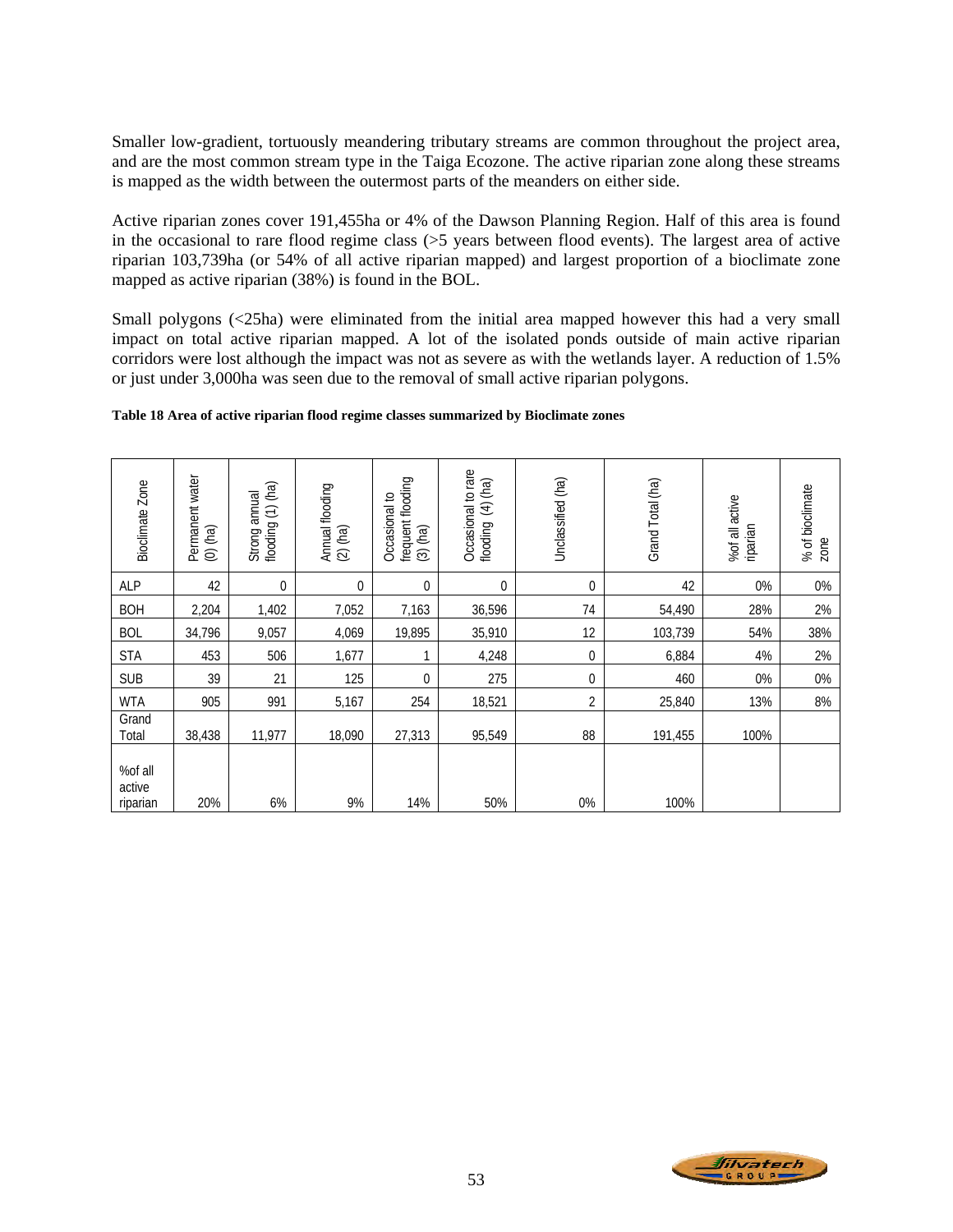Smaller low-gradient, tortuously meandering tributary streams are common throughout the project area, and are the most common stream type in the Taiga Ecozone. The active riparian zone along these streams is mapped as the width between the outermost parts of the meanders on either side.

Active riparian zones cover 191,455ha or 4% of the Dawson Planning Region. Half of this area is found in the occasional to rare flood regime class (>5 years between flood events). The largest area of active riparian 103,739ha (or 54% of all active riparian mapped) and largest proportion of a bioclimate zone mapped as active riparian (38%) is found in the BOL.

Small polygons (<25ha) were eliminated from the initial area mapped however this had a very small impact on total active riparian mapped. A lot of the isolated ponds outside of main active riparian corridors were lost although the impact was not as severe as with the wetlands layer. A reduction of 1.5% or just under 3,000ha was seen due to the removal of small active riparian polygons.

**Table 18 Area of active riparian flood regime classes summarized by Bioclimate zones**

| Bioclimate Zone | Permanent water (0) (ha) | Strong annual flooding (1) (ha) | Annual flooding (2) (ha) | Occasional to frequent flooding (3) (ha) | Occasional to rare flooding (4) (ha) | Unclassified (ha) | Grand Total (ha) | %of all active riparian | % of bioclimate zone |
|---|---|---|---|---|---|---|---|---|---|
| ALP | 42 | 0 | 0 | 0 | 0 | 0 | 42 | 0% | 0% |
| BOH | 2,204 | 1,402 | 7,052 | 7,163 | 36,596 | 74 | 54,490 | 28% | 2% |
| BOL | 34,796 | 9,057 | 4,069 | 19,895 | 35,910 | 12 | 103,739 | 54% | 38% |
| STA | 453 | 506 | 1,677 | 1 | 4,248 | 0 | 6,884 | 4% | 2% |
| SUB | 39 | 21 | 125 | 0 | 275 | 0 | 460 | 0% | 0% |
| WTA | 905 | 991 | 5,167 | 254 | 18,521 | 2 | 25,840 | 13% | 8% |
| Grand Total | 38,438 | 11,977 | 18,090 | 27,313 | 95,549 | 88 | 191,455 | 100% | |
| %of all active riparian | 20% | 6% | 9% | 14% | 50% | 0% | 100% | | |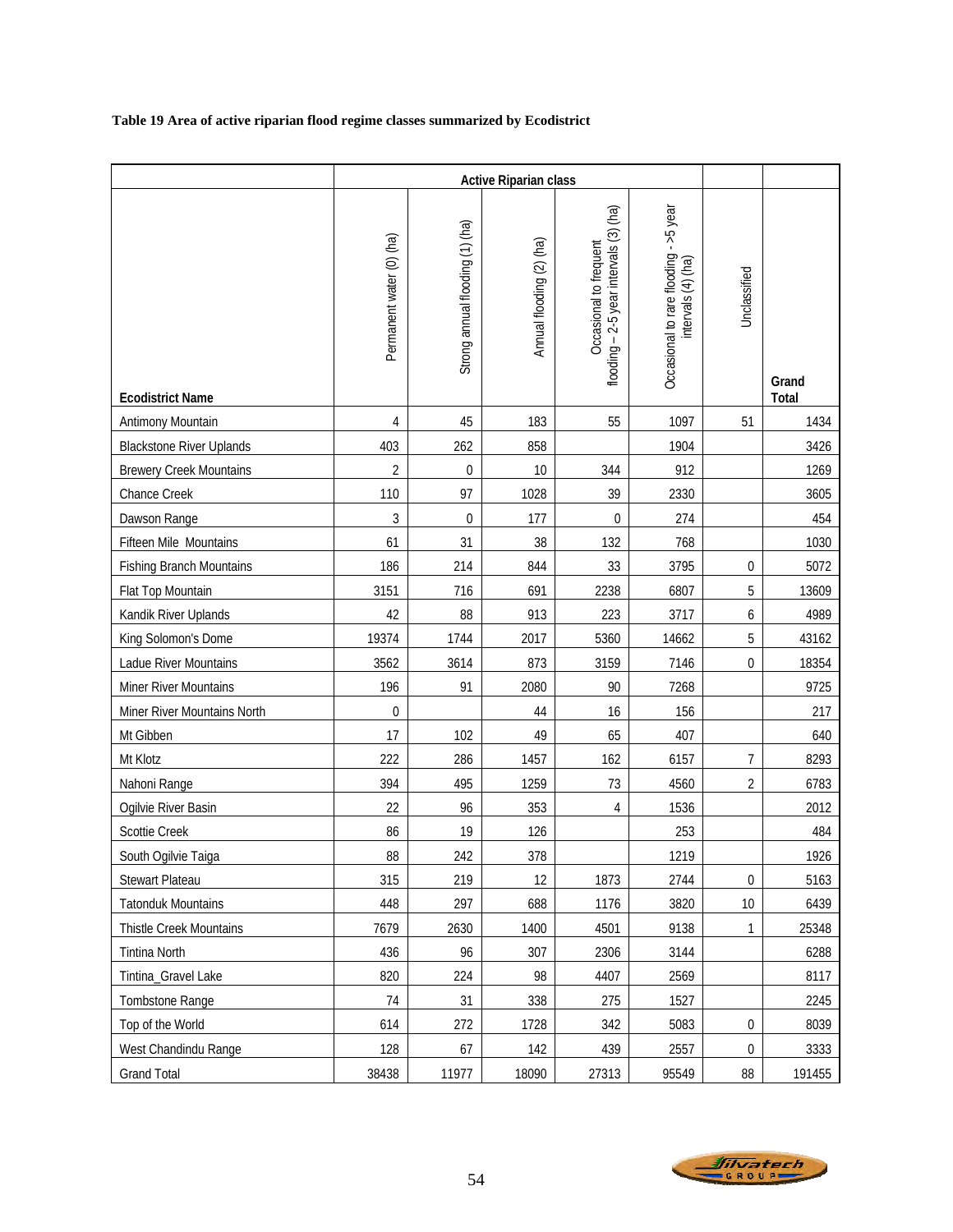**Table 19 Area of active riparian flood regime classes summarized by Ecodistrict**

| | Active Riparian class | | | | | | |
|---|---|---|---|---|---|---|---|
| **Ecodistrict Name** | Permanent water (0) (ha) | Strong annual flooding (1) (ha) | Annual flooding (2) (ha) | Occasional to frequent flooding – 2-5 year intervals (3) (ha) | Occasional to rare flooding - >5 year intervals (4) (ha) | Unclassified | **Grand Total** |
| Antimony Mountain | 4 | 45 | 183 | 55 | 1097 | 51 | 1434 |
| Blackstone River Uplands | 403 | 262 | 858 | | 1904 | | 3426 |
| Brewery Creek Mountains | 2 | 0 | 10 | 344 | 912 | | 1269 |
| Chance Creek | 110 | 97 | 1028 | 39 | 2330 | | 3605 |
| Dawson Range | 3 | 0 | 177 | 0 | 274 | | 454 |
| Fifteen Mile Mountains | 61 | 31 | 38 | 132 | 768 | | 1030 |
| Fishing Branch Mountains | 186 | 214 | 844 | 33 | 3795 | 0 | 5072 |
| Flat Top Mountain | 3151 | 716 | 691 | 2238 | 6807 | 5 | 13609 |
| Kandik River Uplands | 42 | 88 | 913 | 223 | 3717 | 6 | 4989 |
| King Solomon's Dome | 19374 | 1744 | 2017 | 5360 | 14662 | 5 | 43162 |
| Ladue River Mountains | 3562 | 3614 | 873 | 3159 | 7146 | 0 | 18354 |
| Miner River Mountains | 196 | 91 | 2080 | 90 | 7268 | | 9725 |
| Miner River Mountains North | 0 | | 44 | 16 | 156 | | 217 |
| Mt Gibben | 17 | 102 | 49 | 65 | 407 | | 640 |
| Mt Klotz | 222 | 286 | 1457 | 162 | 6157 | 7 | 8293 |
| Nahoni Range | 394 | 495 | 1259 | 73 | 4560 | 2 | 6783 |
| Ogilvie River Basin | 22 | 96 | 353 | 4 | 1536 | | 2012 |
| Scottie Creek | 86 | 19 | 126 | | 253 | | 484 |
| South Ogilvie Taiga | 88 | 242 | 378 | | 1219 | | 1926 |
| Stewart Plateau | 315 | 219 | 12 | 1873 | 2744 | 0 | 5163 |
| Tatonduk Mountains | 448 | 297 | 688 | 1176 | 3820 | 10 | 6439 |
| Thistle Creek Mountains | 7679 | 2630 | 1400 | 4501 | 9138 | 1 | 25348 |
| Tintina North | 436 | 96 | 307 | 2306 | 3144 | | 6288 |
| Tintina_Gravel Lake | 820 | 224 | 98 | 4407 | 2569 | | 8117 |
| Tombstone Range | 74 | 31 | 338 | 275 | 1527 | | 2245 |
| Top of the World | 614 | 272 | 1728 | 342 | 5083 | 0 | 8039 |
| West Chandindu Range | 128 | 67 | 142 | 439 | 2557 | 0 | 3333 |
| Grand Total | 38438 | 11977 | 18090 | 27313 | 95549 | 88 | 191455 |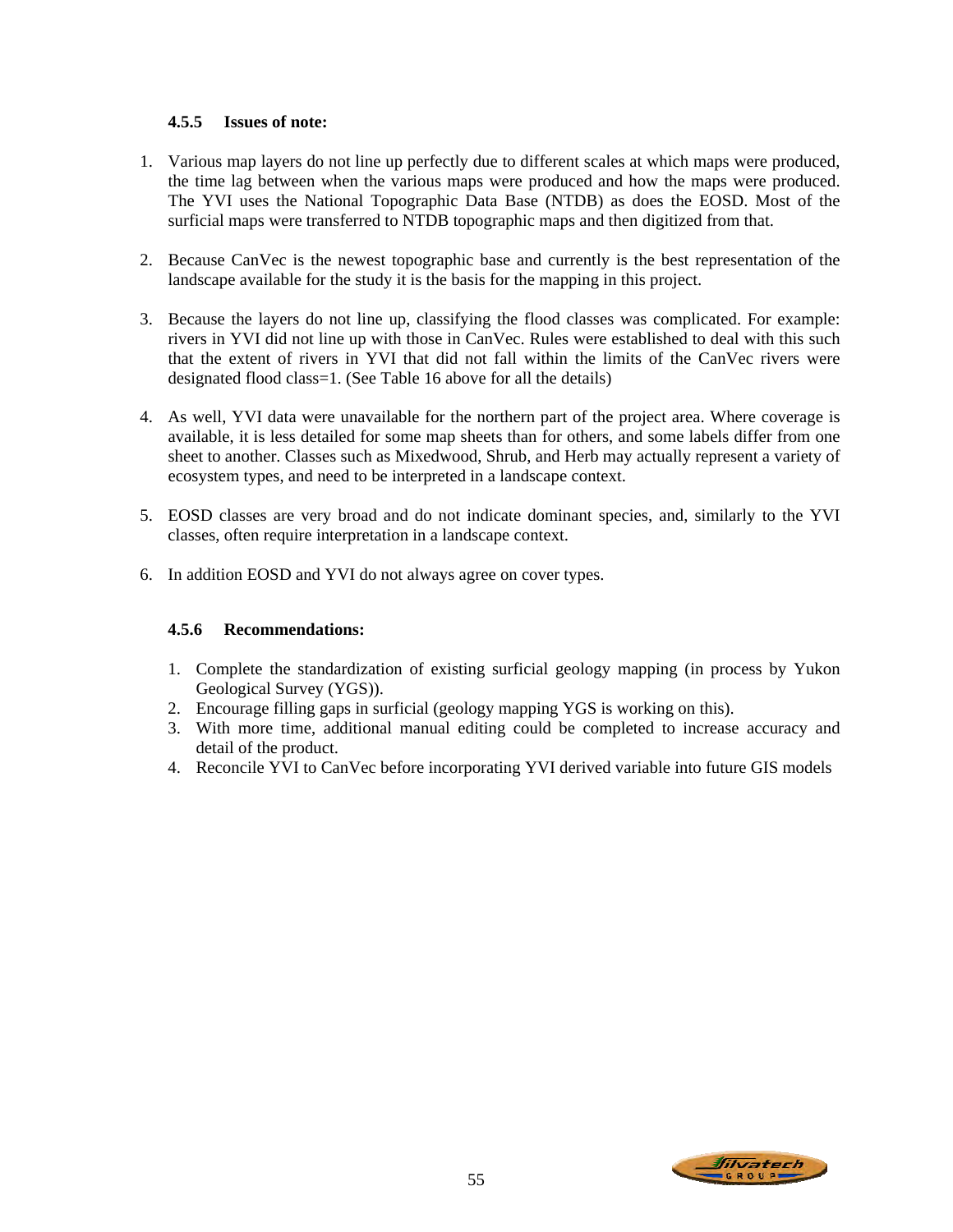#### 4.5.5 Issues of note:

1. Various map layers do not line up perfectly due to different scales at which maps were produced, the time lag between when the various maps were produced and how the maps were produced. The YVI uses the National Topographic Data Base (NTDB) as does the EOSD. Most of the surficial maps were transferred to NTDB topographic maps and then digitized from that.

2. Because CanVec is the newest topographic base and currently is the best representation of the landscape available for the study it is the basis for the mapping in this project.

3. Because the layers do not line up, classifying the flood classes was complicated. For example: rivers in YVI did not line up with those in CanVec. Rules were established to deal with this such that the extent of rivers in YVI that did not fall within the limits of the CanVec rivers were designated flood class=1. (See Table 16 above for all the details)

4. As well, YVI data were unavailable for the northern part of the project area. Where coverage is available, it is less detailed for some map sheets than for others, and some labels differ from one sheet to another. Classes such as Mixedwood, Shrub, and Herb may actually represent a variety of ecosystem types, and need to be interpreted in a landscape context.

5. EOSD classes are very broad and do not indicate dominant species, and, similarly to the YVI classes, often require interpretation in a landscape context.

6. In addition EOSD and YVI do not always agree on cover types.

#### 4.5.6 Recommendations:

1. Complete the standardization of existing surficial geology mapping (in process by Yukon Geological Survey (YGS)).
2. Encourage filling gaps in surficial (geology mapping YGS is working on this).
3. With more time, additional manual editing could be completed to increase accuracy and detail of the product.
4. Reconcile YVI to CanVec before incorporating YVI derived variable into future GIS models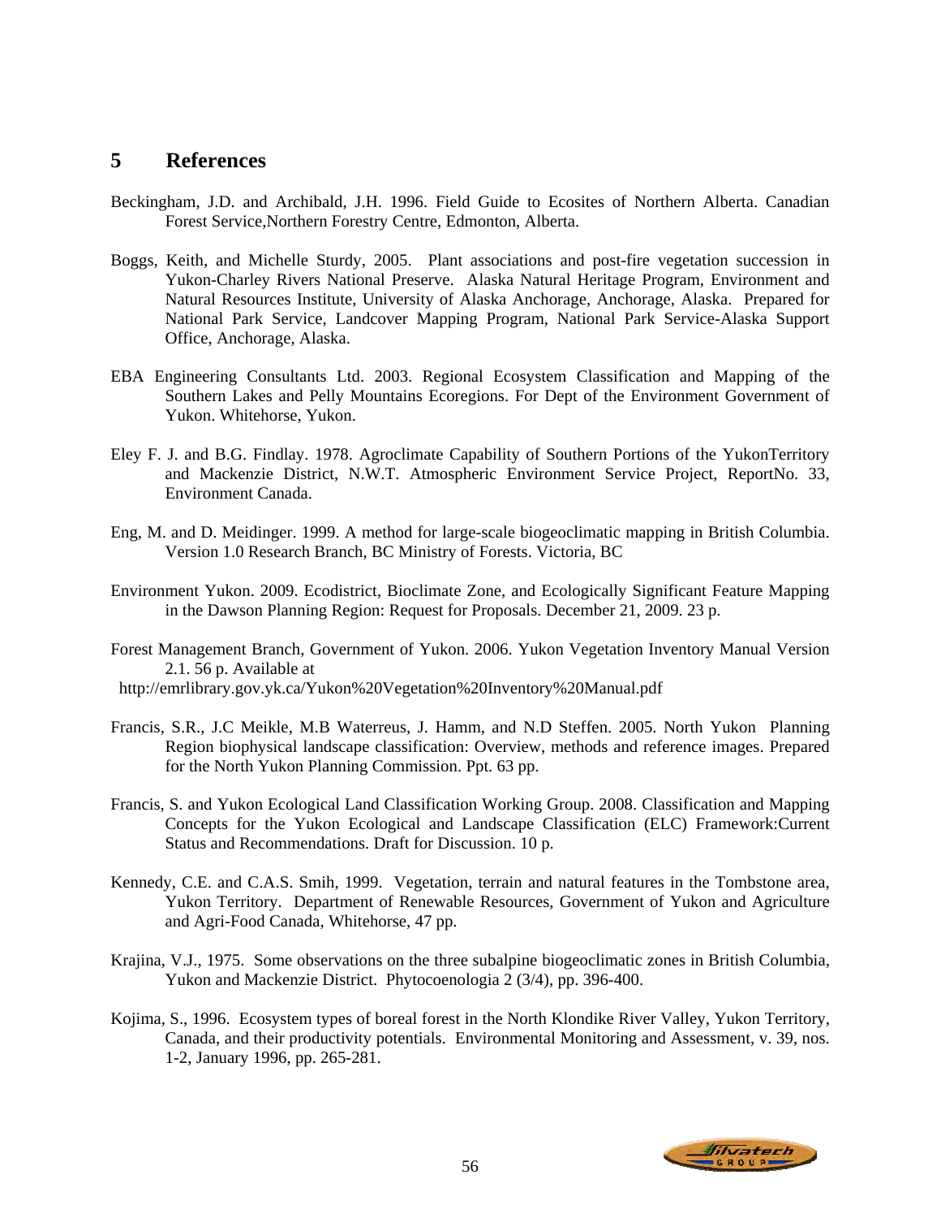## 5 References

Beckingham, J.D. and Archibald, J.H. 1996. Field Guide to Ecosites of Northern Alberta. Canadian Forest Service,Northern Forestry Centre, Edmonton, Alberta.

Boggs, Keith, and Michelle Sturdy, 2005. Plant associations and post-fire vegetation succession in Yukon-Charley Rivers National Preserve. Alaska Natural Heritage Program, Environment and Natural Resources Institute, University of Alaska Anchorage, Anchorage, Alaska. Prepared for National Park Service, Landcover Mapping Program, National Park Service-Alaska Support Office, Anchorage, Alaska.

EBA Engineering Consultants Ltd. 2003. Regional Ecosystem Classification and Mapping of the Southern Lakes and Pelly Mountains Ecoregions. For Dept of the Environment Government of Yukon. Whitehorse, Yukon.

Eley F. J. and B.G. Findlay. 1978. Agroclimate Capability of Southern Portions of the YukonTerritory and Mackenzie District, N.W.T. Atmospheric Environment Service Project, ReportNo. 33, Environment Canada.

Eng, M. and D. Meidinger. 1999. A method for large-scale biogeoclimatic mapping in British Columbia. Version 1.0 Research Branch, BC Ministry of Forests. Victoria, BC

Environment Yukon. 2009. Ecodistrict, Bioclimate Zone, and Ecologically Significant Feature Mapping in the Dawson Planning Region: Request for Proposals. December 21, 2009. 23 p.

Forest Management Branch, Government of Yukon. 2006. Yukon Vegetation Inventory Manual Version 2.1. 56 p. Available at http://emrlibrary.gov.yk.ca/Yukon%20Vegetation%20Inventory%20Manual.pdf

Francis, S.R., J.C Meikle, M.B Waterreus, J. Hamm, and N.D Steffen. 2005. North Yukon Planning Region biophysical landscape classification: Overview, methods and reference images. Prepared for the North Yukon Planning Commission. Ppt. 63 pp.

Francis, S. and Yukon Ecological Land Classification Working Group. 2008. Classification and Mapping Concepts for the Yukon Ecological and Landscape Classification (ELC) Framework:Current Status and Recommendations. Draft for Discussion. 10 p.

Kennedy, C.E. and C.A.S. Smih, 1999. Vegetation, terrain and natural features in the Tombstone area, Yukon Territory. Department of Renewable Resources, Government of Yukon and Agriculture and Agri-Food Canada, Whitehorse, 47 pp.

Krajina, V.J., 1975. Some observations on the three subalpine biogeoclimatic zones in British Columbia, Yukon and Mackenzie District. Phytocoenologia 2 (3/4), pp. 396-400.

Kojima, S., 1996. Ecosystem types of boreal forest in the North Klondike River Valley, Yukon Territory, Canada, and their productivity potentials. Environmental Monitoring and Assessment, v. 39, nos. 1-2, January 1996, pp. 265-281.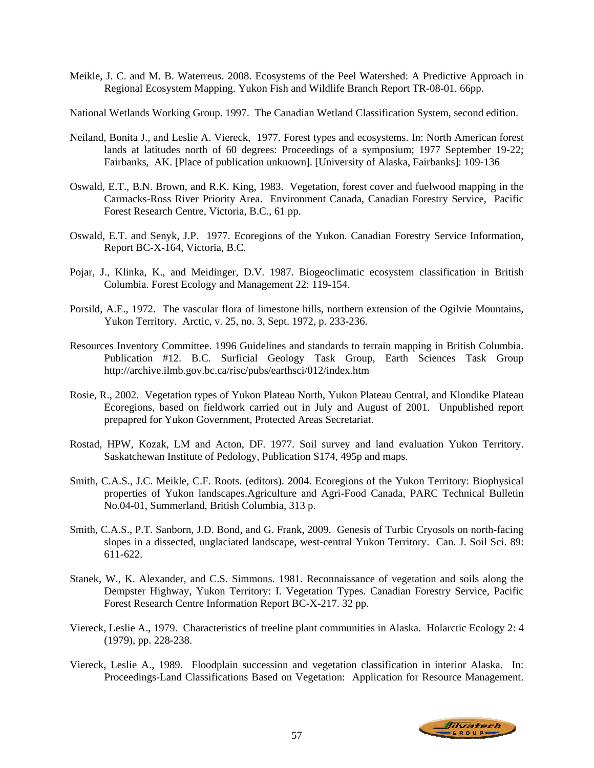Meikle, J. C. and M. B. Waterreus. 2008. Ecosystems of the Peel Watershed: A Predictive Approach in Regional Ecosystem Mapping. Yukon Fish and Wildlife Branch Report TR-08-01. 66pp.

National Wetlands Working Group. 1997. The Canadian Wetland Classification System, second edition.

Neiland, Bonita J., and Leslie A. Viereck, 1977. Forest types and ecosystems. In: North American forest lands at latitudes north of 60 degrees: Proceedings of a symposium; 1977 September 19-22; Fairbanks, AK. [Place of publication unknown]. [University of Alaska, Fairbanks]: 109-136

Oswald, E.T., B.N. Brown, and R.K. King, 1983. Vegetation, forest cover and fuelwood mapping in the Carmacks-Ross River Priority Area. Environment Canada, Canadian Forestry Service, Pacific Forest Research Centre, Victoria, B.C., 61 pp.

Oswald, E.T. and Senyk, J.P. 1977. Ecoregions of the Yukon. Canadian Forestry Service Information, Report BC-X-164, Victoria, B.C.

Pojar, J., Klinka, K., and Meidinger, D.V. 1987. Biogeoclimatic ecosystem classification in British Columbia. Forest Ecology and Management 22: 119-154.

Porsild, A.E., 1972. The vascular flora of limestone hills, northern extension of the Ogilvie Mountains, Yukon Territory. Arctic, v. 25, no. 3, Sept. 1972, p. 233-236.

Resources Inventory Committee. 1996 Guidelines and standards to terrain mapping in British Columbia. Publication #12. B.C. Surficial Geology Task Group, Earth Sciences Task Group http://archive.ilmb.gov.bc.ca/risc/pubs/earthsci/012/index.htm

Rosie, R., 2002. Vegetation types of Yukon Plateau North, Yukon Plateau Central, and Klondike Plateau Ecoregions, based on fieldwork carried out in July and August of 2001. Unpublished report prepapred for Yukon Government, Protected Areas Secretariat.

Rostad, HPW, Kozak, LM and Acton, DF. 1977. Soil survey and land evaluation Yukon Territory. Saskatchewan Institute of Pedology, Publication S174, 495p and maps.

Smith, C.A.S., J.C. Meikle, C.F. Roots. (editors). 2004. Ecoregions of the Yukon Territory: Biophysical properties of Yukon landscapes.Agriculture and Agri-Food Canada, PARC Technical Bulletin No.04-01, Summerland, British Columbia, 313 p.

Smith, C.A.S., P.T. Sanborn, J.D. Bond, and G. Frank, 2009. Genesis of Turbic Cryosols on north-facing slopes in a dissected, unglaciated landscape, west-central Yukon Territory. Can. J. Soil Sci. 89: 611-622.

Stanek, W., K. Alexander, and C.S. Simmons. 1981. Reconnaissance of vegetation and soils along the Dempster Highway, Yukon Territory: I. Vegetation Types. Canadian Forestry Service, Pacific Forest Research Centre Information Report BC-X-217. 32 pp.

Viereck, Leslie A., 1979. Characteristics of treeline plant communities in Alaska. Holarctic Ecology 2: 4 (1979), pp. 228-238.

Viereck, Leslie A., 1989. Floodplain succession and vegetation classification in interior Alaska. In: Proceedings-Land Classifications Based on Vegetation: Application for Resource Management.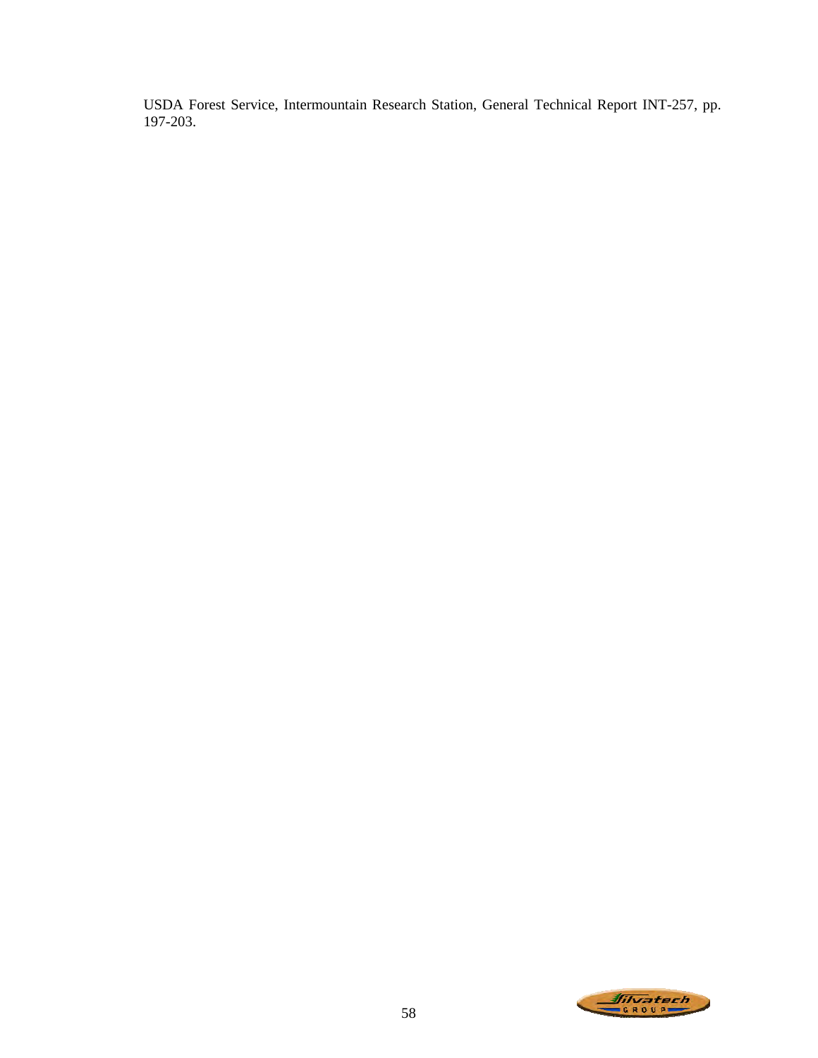USDA Forest Service, Intermountain Research Station, General Technical Report INT-257, pp. 197-203.